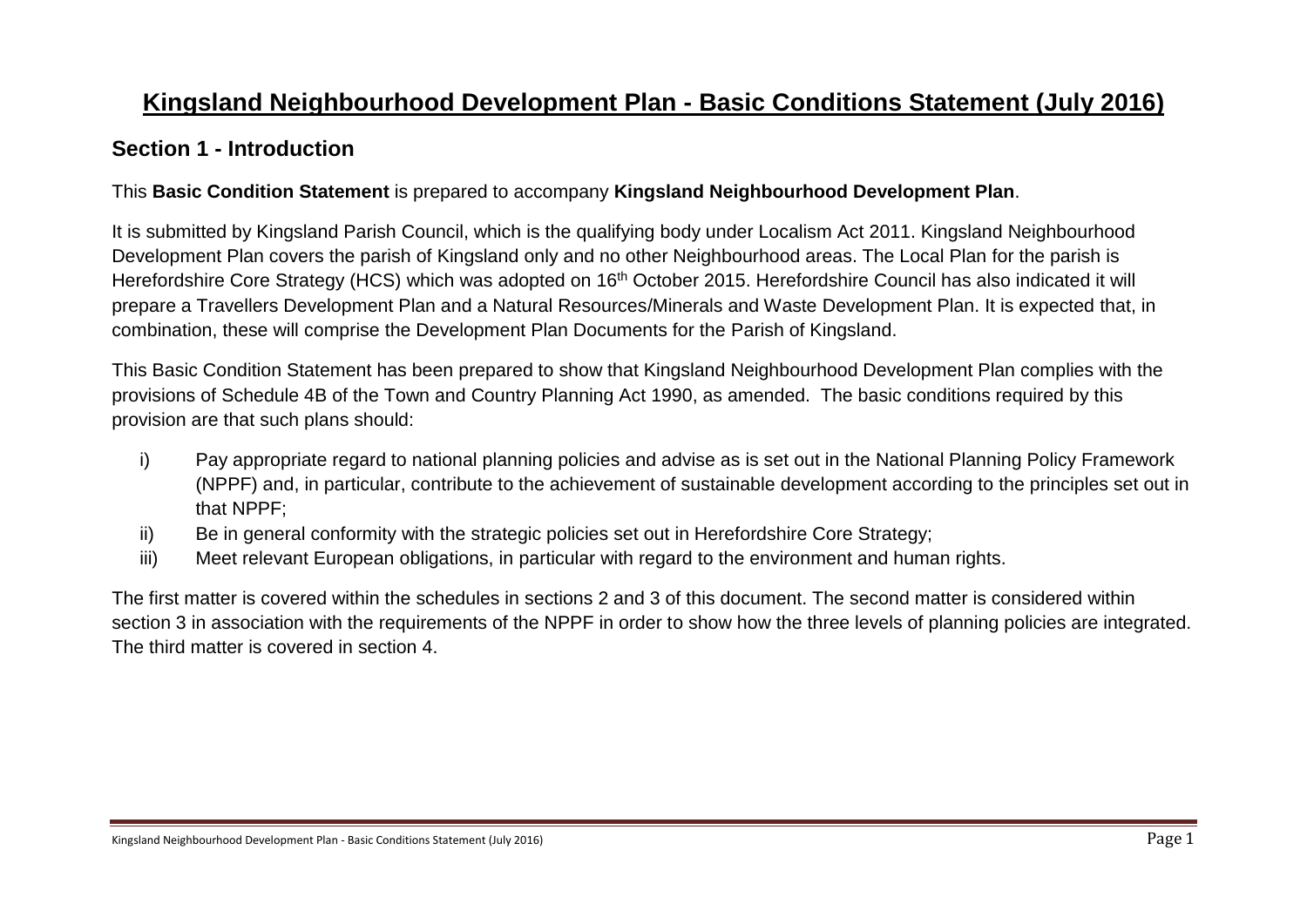# Kingsland Neighbourhood Development Plan - Basic Conditions Statement (July 2016)

## Section 1 - Introduction

This **Basic Condition Statement** is prepared to accompany **Kingsland Neighbourhood Development Plan**.

It is submitted by Kingsland Parish Council, which is the qualifying body under Localism Act 2011. Kingsland Neighbourhood Development Plan covers the parish of Kingsland only and no other Neighbourhood areas. The Local Plan for the parish is Herefordshire Core Strategy (HCS) which was adopted on 16th October 2015. Herefordshire Council has also indicated it will prepare a Travellers Development Plan and a Natural Resources/Minerals and Waste Development Plan. It is expected that, in combination, these will comprise the Development Plan Documents for the Parish of Kingsland.

This Basic Condition Statement has been prepared to show that Kingsland Neighbourhood Development Plan complies with the provisions of Schedule 4B of the Town and Country Planning Act 1990, as amended. The basic conditions required by this provision are that such plans should:

i) Pay appropriate regard to national planning policies and advise as is set out in the National Planning Policy Framework (NPPF) and, in particular, contribute to the achievement of sustainable development according to the principles set out in that NPPF;
ii) Be in general conformity with the strategic policies set out in Herefordshire Core Strategy;
iii) Meet relevant European obligations, in particular with regard to the environment and human rights.

The first matter is covered within the schedules in sections 2 and 3 of this document. The second matter is considered within section 3 in association with the requirements of the NPPF in order to show how the three levels of planning policies are integrated. The third matter is covered in section 4.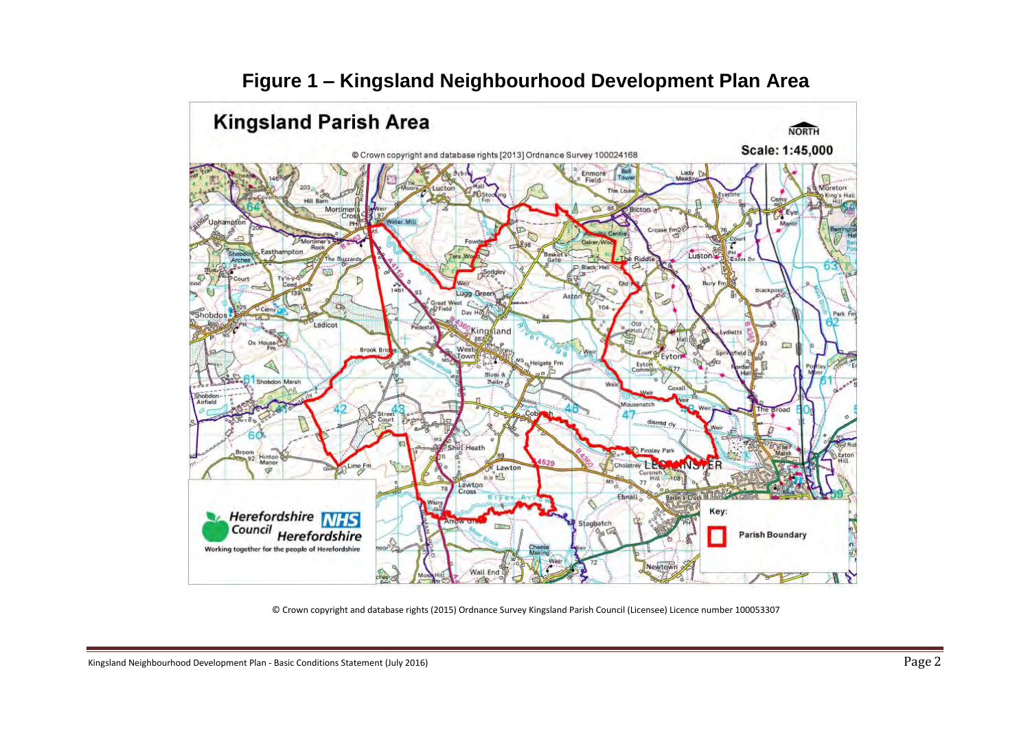# Figure 1 – Kingsland Neighbourhood Development Plan Area

Kingsland Parish Area

NORTH

© Crown copyright and database rights [2013] Ordnance Survey 100024168

Scale: 1:45,000

Key:

Parish Boundary

Herefordshire Council

NHS Herefordshire

Working together for the people of Herefordshire

© Crown copyright and database rights (2015) Ordnance Survey Kingsland Parish Council (Licensee) Licence number 100053307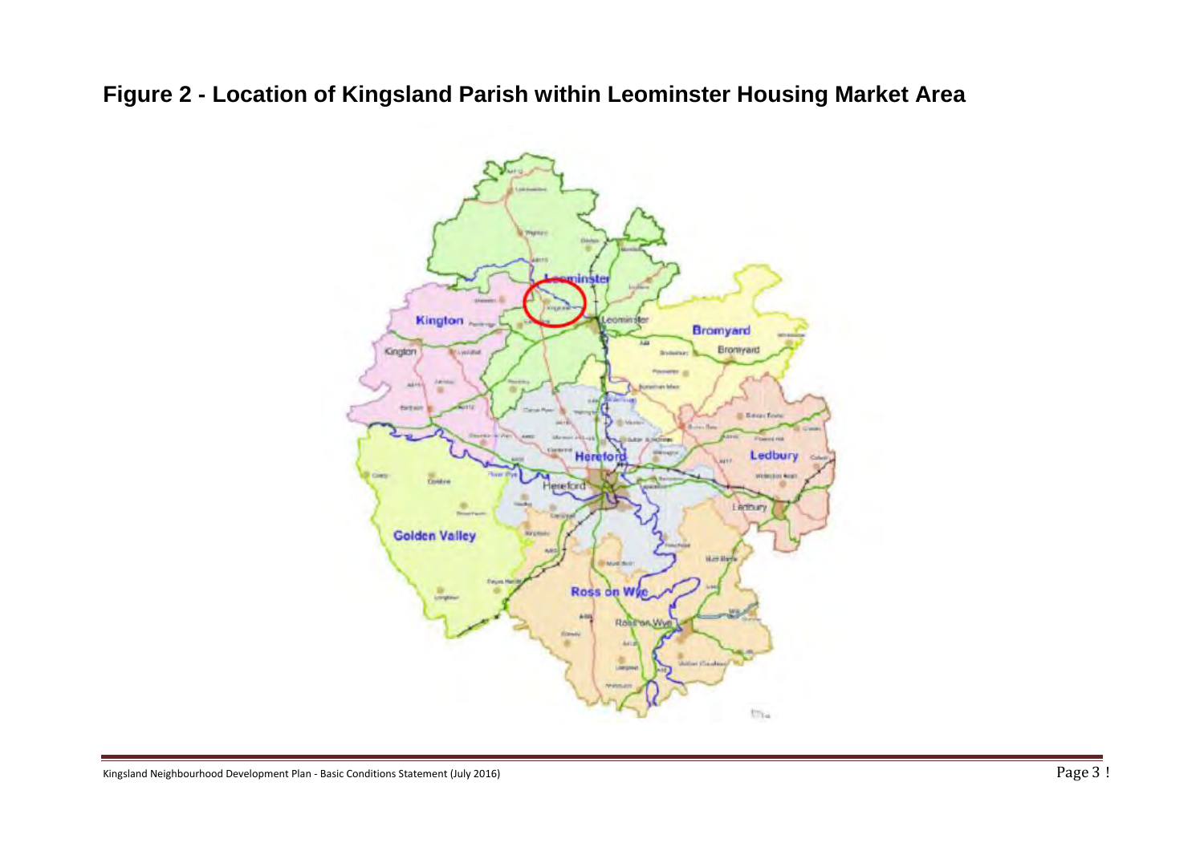# Figure 2 - Location of Kingsland Parish within Leominster Housing Market Area

Leominster

Kington

Bromyard

Leominster

Bromyard

Kington

Hereford

Hereford

Ledbury

Ledbury

Golden Valley

Ross on Wye

Ross on Wye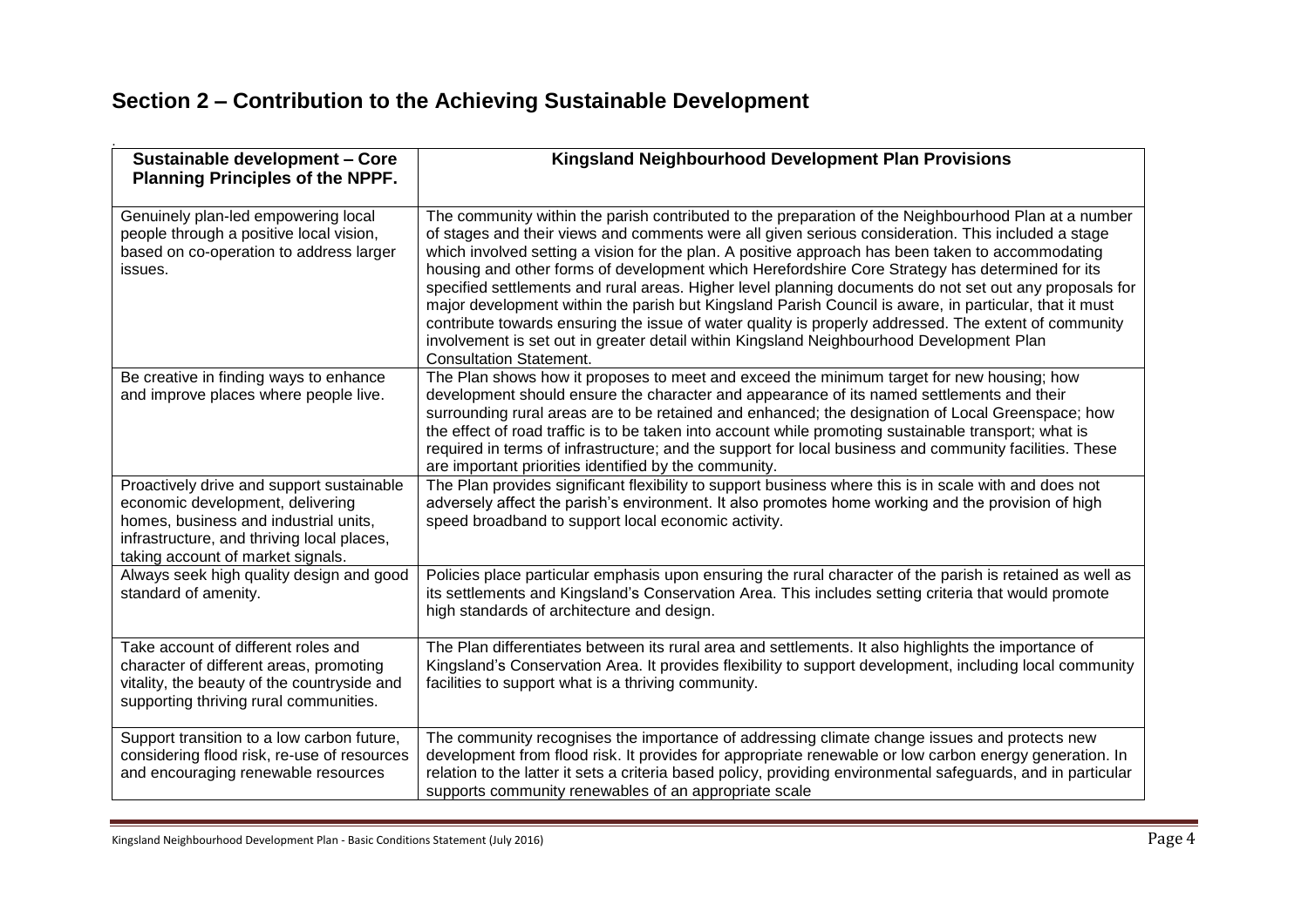## Section 2 – Contribution to the Achieving Sustainable Development

| Sustainable development – Core Planning Principles of the NPPF. | Kingsland Neighbourhood Development Plan Provisions |
|---|---|
| Genuinely plan-led empowering local people through a positive local vision, based on co-operation to address larger issues. | The community within the parish contributed to the preparation of the Neighbourhood Plan at a number of stages and their views and comments were all given serious consideration. This included a stage which involved setting a vision for the plan. A positive approach has been taken to accommodating housing and other forms of development which Herefordshire Core Strategy has determined for its specified settlements and rural areas. Higher level planning documents do not set out any proposals for major development within the parish but Kingsland Parish Council is aware, in particular, that it must contribute towards ensuring the issue of water quality is properly addressed. The extent of community involvement is set out in greater detail within Kingsland Neighbourhood Development Plan Consultation Statement. |
| Be creative in finding ways to enhance and improve places where people live. | The Plan shows how it proposes to meet and exceed the minimum target for new housing; how development should ensure the character and appearance of its named settlements and their surrounding rural areas are to be retained and enhanced; the designation of Local Greenspace; how the effect of road traffic is to be taken into account while promoting sustainable transport; what is required in terms of infrastructure; and the support for local business and community facilities. These are important priorities identified by the community. |
| Proactively drive and support sustainable economic development, delivering homes, business and industrial units, infrastructure, and thriving local places, taking account of market signals. | The Plan provides significant flexibility to support business where this is in scale with and does not adversely affect the parish's environment. It also promotes home working and the provision of high speed broadband to support local economic activity. |
| Always seek high quality design and good standard of amenity. | Policies place particular emphasis upon ensuring the rural character of the parish is retained as well as its settlements and Kingsland's Conservation Area. This includes setting criteria that would promote high standards of architecture and design. |
| Take account of different roles and character of different areas, promoting vitality, the beauty of the countryside and supporting thriving rural communities. | The Plan differentiates between its rural area and settlements. It also highlights the importance of Kingsland's Conservation Area. It provides flexibility to support development, including local community facilities to support what is a thriving community. |
| Support transition to a low carbon future, considering flood risk, re-use of resources and encouraging renewable resources | The community recognises the importance of addressing climate change issues and protects new development from flood risk. It provides for appropriate renewable or low carbon energy generation. In relation to the latter it sets a criteria based policy, providing environmental safeguards, and in particular supports community renewables of an appropriate scale |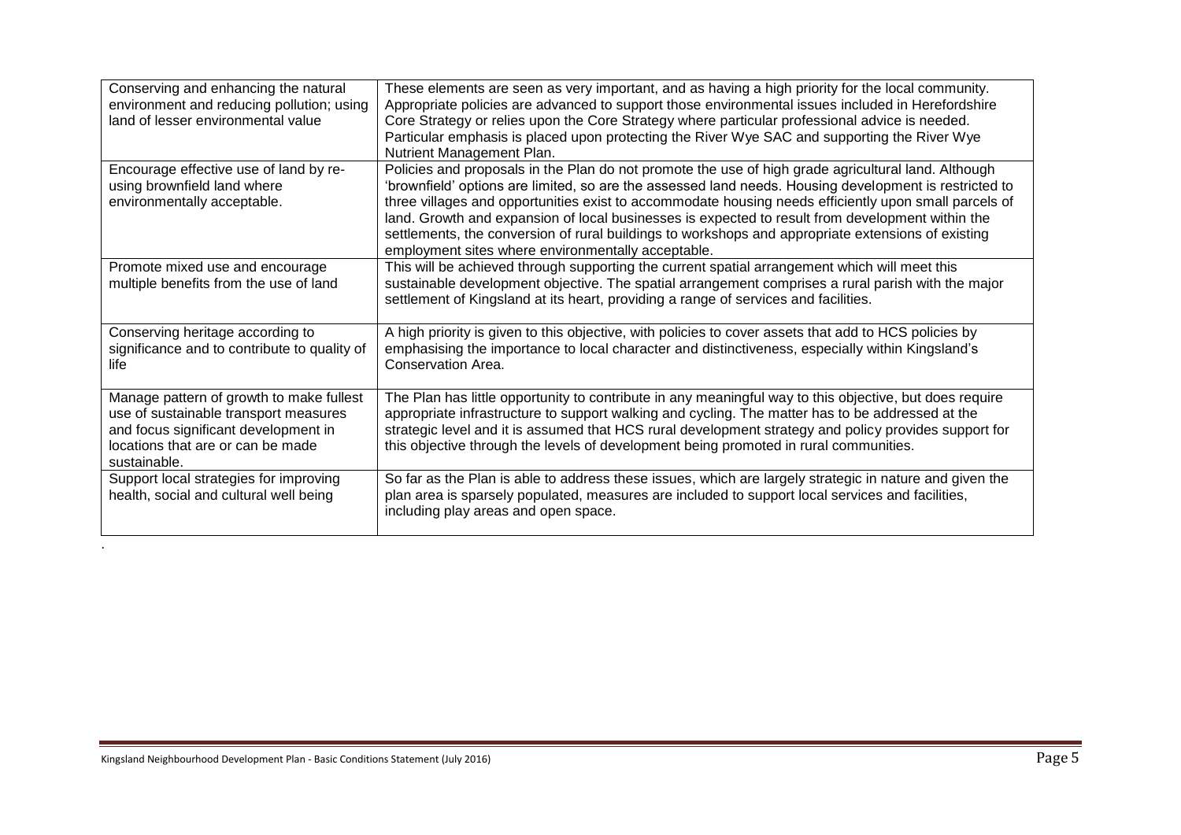| | |
|---|---|
| Conserving and enhancing the natural environment and reducing pollution; using land of lesser environmental value | These elements are seen as very important, and as having a high priority for the local community. Appropriate policies are advanced to support those environmental issues included in Herefordshire Core Strategy or relies upon the Core Strategy where particular professional advice is needed. Particular emphasis is placed upon protecting the River Wye SAC and supporting the River Wye Nutrient Management Plan. |
| Encourage effective use of land by re-using brownfield land where environmentally acceptable. | Policies and proposals in the Plan do not promote the use of high grade agricultural land. Although 'brownfield' options are limited, so are the assessed land needs. Housing development is restricted to three villages and opportunities exist to accommodate housing needs efficiently upon small parcels of land. Growth and expansion of local businesses is expected to result from development within the settlements, the conversion of rural buildings to workshops and appropriate extensions of existing employment sites where environmentally acceptable. |
| Promote mixed use and encourage multiple benefits from the use of land | This will be achieved through supporting the current spatial arrangement which will meet this sustainable development objective. The spatial arrangement comprises a rural parish with the major settlement of Kingsland at its heart, providing a range of services and facilities. |
| Conserving heritage according to significance and to contribute to quality of life | A high priority is given to this objective, with policies to cover assets that add to HCS policies by emphasising the importance to local character and distinctiveness, especially within Kingsland's Conservation Area. |
| Manage pattern of growth to make fullest use of sustainable transport measures and focus significant development in locations that are or can be made sustainable. | The Plan has little opportunity to contribute in any meaningful way to this objective, but does require appropriate infrastructure to support walking and cycling. The matter has to be addressed at the strategic level and it is assumed that HCS rural development strategy and policy provides support for this objective through the levels of development being promoted in rural communities. |
| Support local strategies for improving health, social and cultural well being | So far as the Plan is able to address these issues, which are largely strategic in nature and given the plan area is sparsely populated, measures are included to support local services and facilities, including play areas and open space. |

.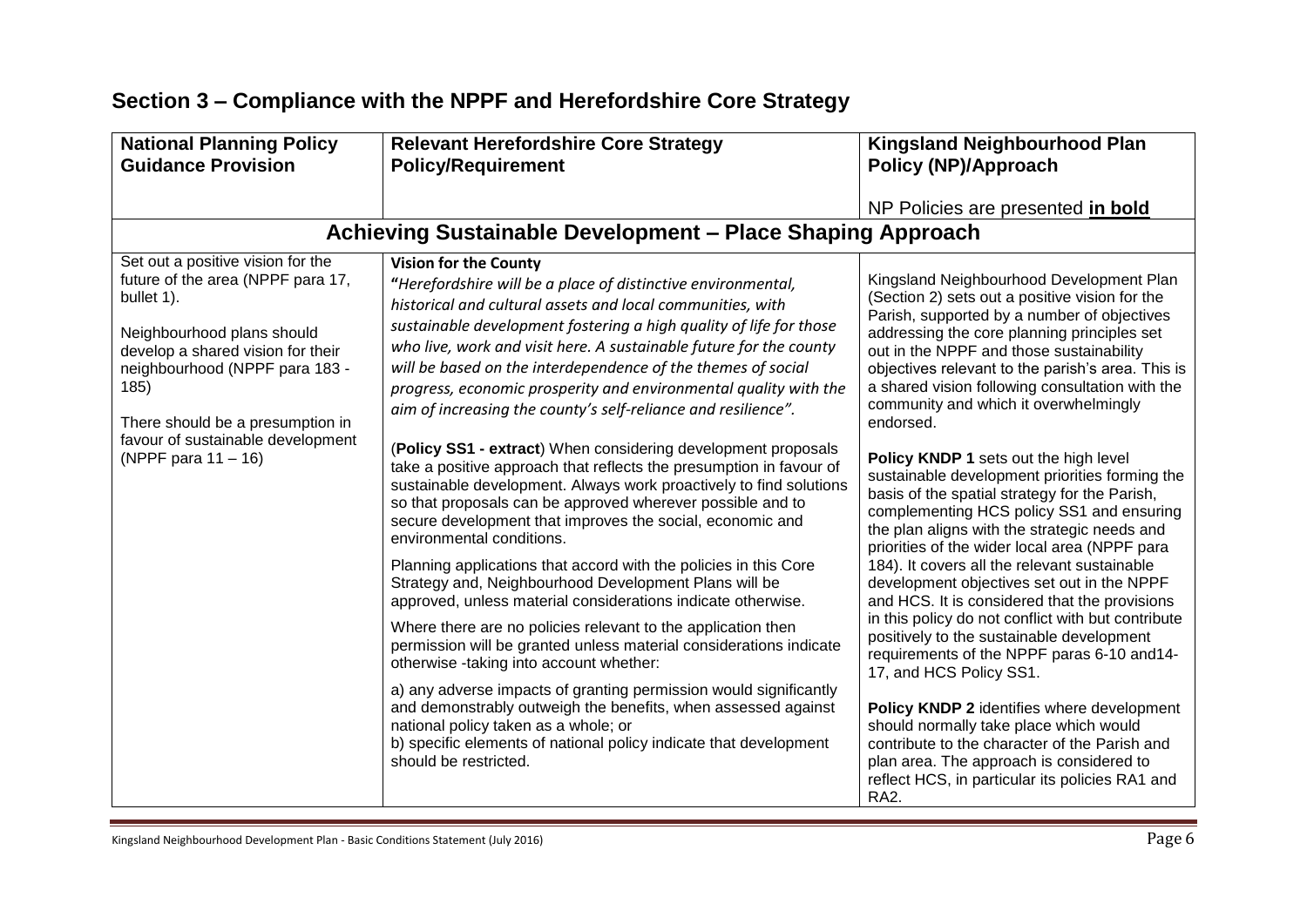## Section 3 – Compliance with the NPPF and Herefordshire Core Strategy

| National Planning Policy Guidance Provision | Relevant Herefordshire Core Strategy Policy/Requirement | Kingsland Neighbourhood Plan Policy (NP)/Approach<br><br>NP Policies are presented **in bold** |
|---|---|---|
| **Achieving Sustainable Development – Place Shaping Approach** | | |
| Set out a positive vision for the future of the area (NPPF para 17, bullet 1).<br><br>Neighbourhood plans should develop a shared vision for their neighbourhood (NPPF para 183 - 185)<br><br>There should be a presumption in favour of sustainable development (NPPF para 11 – 16) | **Vision for the County**<br>"*Herefordshire will be a place of distinctive environmental, historical and cultural assets and local communities, with sustainable development fostering a high quality of life for those who live, work and visit here. A sustainable future for the county will be based on the interdependence of the themes of social progress, economic prosperity and environmental quality with the aim of increasing the county's self-reliance and resilience".*<br><br>(**Policy SS1 - extract**) When considering development proposals take a positive approach that reflects the presumption in favour of sustainable development. Always work proactively to find solutions so that proposals can be approved wherever possible and to secure development that improves the social, economic and environmental conditions.<br><br>Planning applications that accord with the policies in this Core Strategy and, Neighbourhood Development Plans will be approved, unless material considerations indicate otherwise.<br><br>Where there are no policies relevant to the application then permission will be granted unless material considerations indicate otherwise -taking into account whether:<br><br>a) any adverse impacts of granting permission would significantly and demonstrably outweigh the benefits, when assessed against national policy taken as a whole; or<br>b) specific elements of national policy indicate that development should be restricted. | Kingsland Neighbourhood Development Plan (Section 2) sets out a positive vision for the Parish, supported by a number of objectives addressing the core planning principles set out in the NPPF and those sustainability objectives relevant to the parish's area. This is a shared vision following consultation with the community and which it overwhelmingly endorsed.<br><br>**Policy KNDP 1** sets out the high level sustainable development priorities forming the basis of the spatial strategy for the Parish, complementing HCS policy SS1 and ensuring the plan aligns with the strategic needs and priorities of the wider local area (NPPF para 184). It covers all the relevant sustainable development objectives set out in the NPPF and HCS. It is considered that the provisions in this policy do not conflict with but contribute positively to the sustainable development requirements of the NPPF paras 6-10 and14-17, and HCS Policy SS1.<br><br>**Policy KNDP 2** identifies where development should normally take place which would contribute to the character of the Parish and plan area. The approach is considered to reflect HCS, in particular its policies RA1 and RA2. |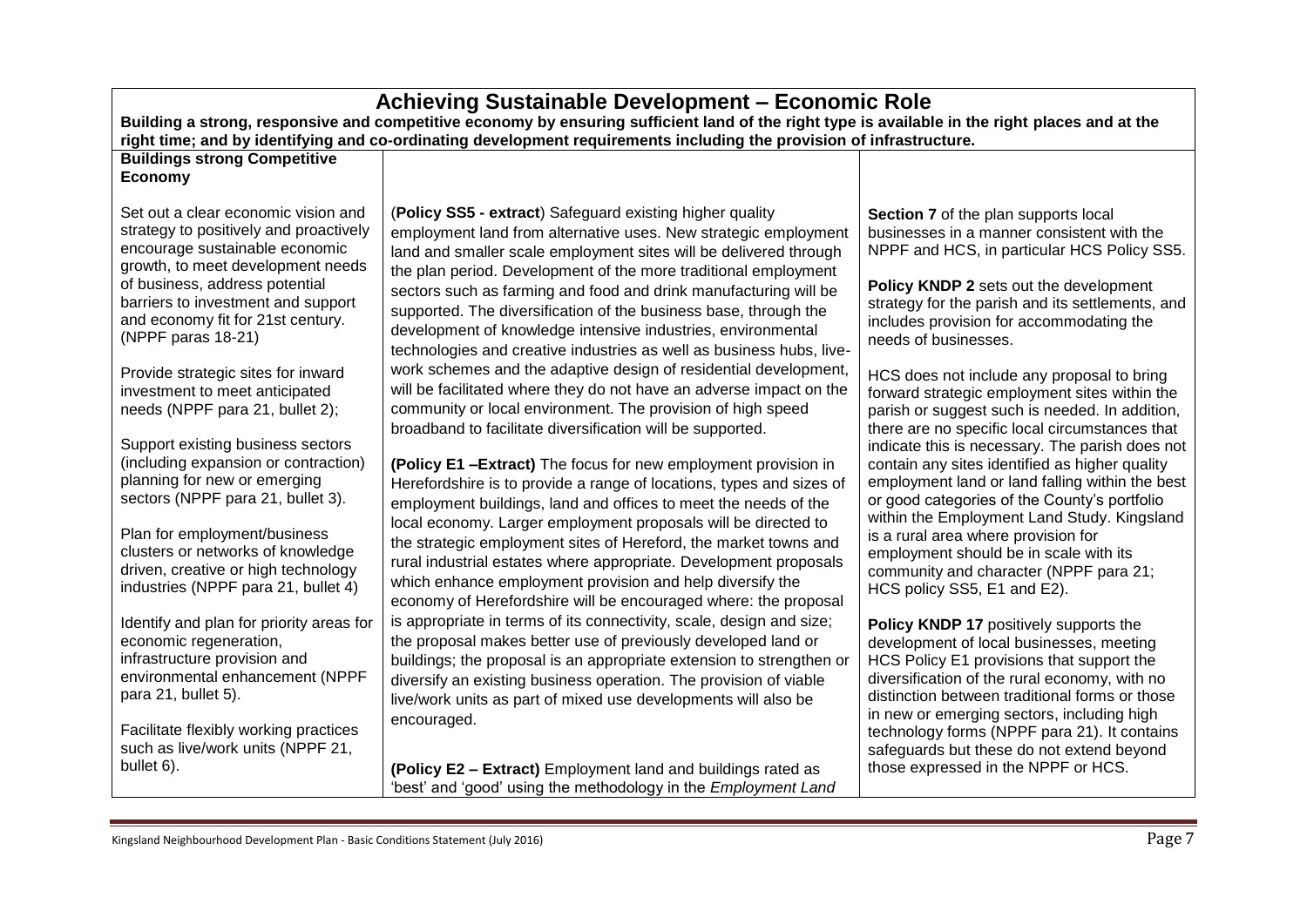# Achieving Sustainable Development – Economic Role

**Building a strong, responsive and competitive economy by ensuring sufficient land of the right type is available in the right places and at the right time; and by identifying and co-ordinating development requirements including the provision of infrastructure.**

| | | |
|---|---|---|
| **Buildings strong Competitive Economy** | | |
| Set out a clear economic vision and strategy to positively and proactively encourage sustainable economic growth, to meet development needs of business, address potential barriers to investment and support and economy fit for 21st century. (NPPF paras 18-21)<br><br>Provide strategic sites for inward investment to meet anticipated needs (NPPF para 21, bullet 2);<br><br>Support existing business sectors (including expansion or contraction) planning for new or emerging sectors (NPPF para 21, bullet 3).<br><br>Plan for employment/business clusters or networks of knowledge driven, creative or high technology industries (NPPF para 21, bullet 4)<br><br>Identify and plan for priority areas for economic regeneration, infrastructure provision and environmental enhancement (NPPF para 21, bullet 5).<br><br>Facilitate flexibly working practices such as live/work units (NPPF 21, bullet 6). | (**Policy SS5 - extract**) Safeguard existing higher quality employment land from alternative uses. New strategic employment land and smaller scale employment sites will be delivered through the plan period. Development of the more traditional employment sectors such as farming and food and drink manufacturing will be supported. The diversification of the business base, through the development of knowledge intensive industries, environmental technologies and creative industries as well as business hubs, live-work schemes and the adaptive design of residential development, will be facilitated where they do not have an adverse impact on the community or local environment. The provision of high speed broadband to facilitate diversification will be supported.<br><br>**(Policy E1 –Extract)** The focus for new employment provision in Herefordshire is to provide a range of locations, types and sizes of employment buildings, land and offices to meet the needs of the local economy. Larger employment proposals will be directed to the strategic employment sites of Hereford, the market towns and rural industrial estates where appropriate. Development proposals which enhance employment provision and help diversify the economy of Herefordshire will be encouraged where: the proposal is appropriate in terms of its connectivity, scale, design and size; the proposal makes better use of previously developed land or buildings; the proposal is an appropriate extension to strengthen or diversify an existing business operation. The provision of viable live/work units as part of mixed use developments will also be encouraged.<br><br>**(Policy E2 – Extract)** Employment land and buildings rated as 'best' and 'good' using the methodology in the *Employment Land* | **Section 7** of the plan supports local businesses in a manner consistent with the NPPF and HCS, in particular HCS Policy SS5.<br><br>**Policy KNDP 2** sets out the development strategy for the parish and its settlements, and includes provision for accommodating the needs of businesses.<br><br>HCS does not include any proposal to bring forward strategic employment sites within the parish or suggest such is needed. In addition, there are no specific local circumstances that indicate this is necessary. The parish does not contain any sites identified as higher quality employment land or land falling within the best or good categories of the County's portfolio within the Employment Land Study. Kingsland is a rural area where provision for employment should be in scale with its community and character (NPPF para 21; HCS policy SS5, E1 and E2).<br><br>**Policy KNDP 17** positively supports the development of local businesses, meeting HCS Policy E1 provisions that support the diversification of the rural economy, with no distinction between traditional forms or those in new or emerging sectors, including high technology forms (NPPF para 21). It contains safeguards but these do not extend beyond those expressed in the NPPF or HCS. |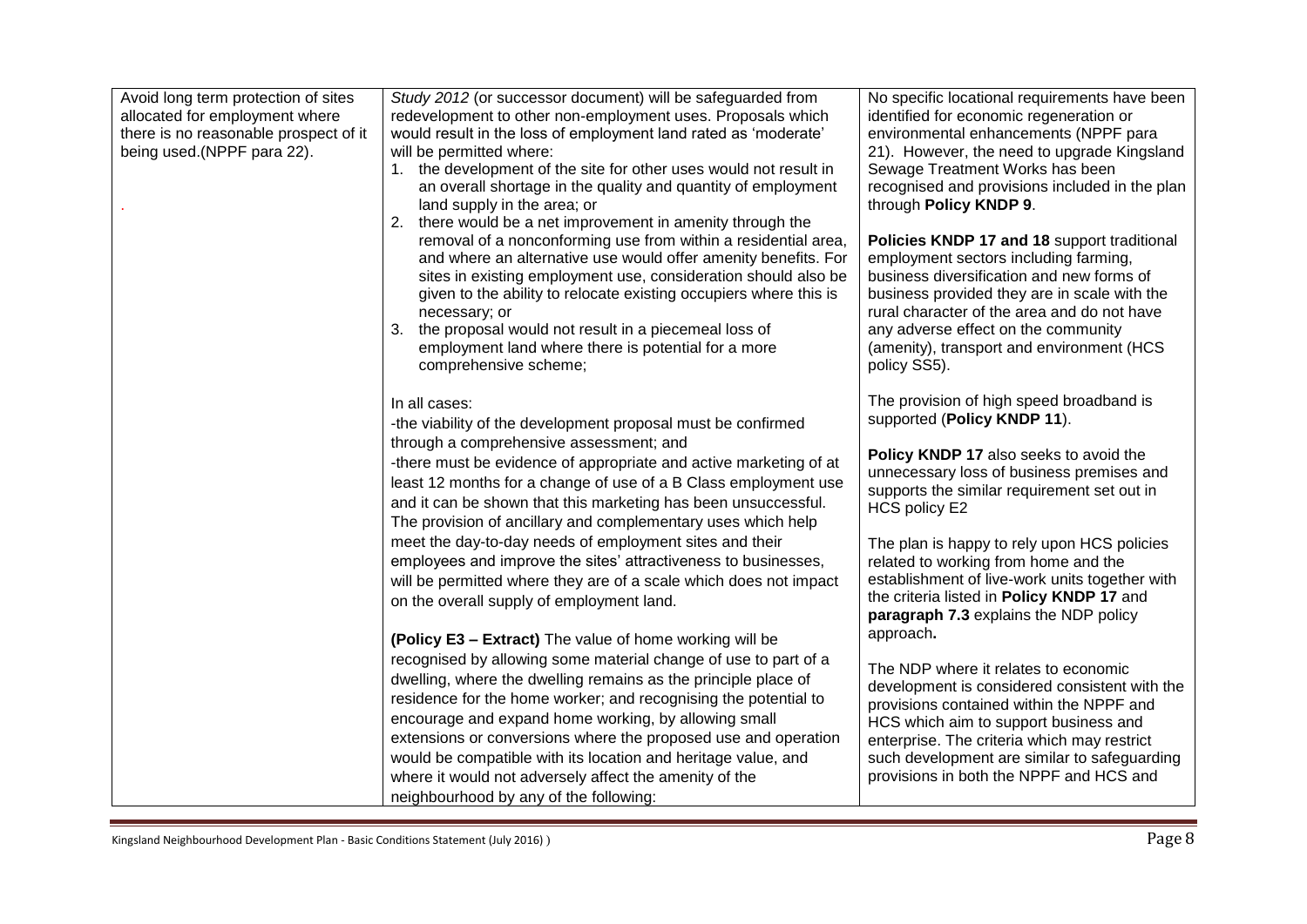| | | |
|---|---|---|
| Avoid long term protection of sites allocated for employment where there is no reasonable prospect of it being used.(NPPF para 22).<br><br>. | *Study 2012* (or successor document) will be safeguarded from redevelopment to other non-employment uses. Proposals which would result in the loss of employment land rated as 'moderate' will be permitted where:<br>1. the development of the site for other uses would not result in an overall shortage in the quality and quantity of employment land supply in the area; or<br>2. there would be a net improvement in amenity through the removal of a nonconforming use from within a residential area, and where an alternative use would offer amenity benefits. For sites in existing employment use, consideration should also be given to the ability to relocate existing occupiers where this is necessary; or<br>3. the proposal would not result in a piecemeal loss of employment land where there is potential for a more comprehensive scheme;<br><br>In all cases:<br>-the viability of the development proposal must be confirmed through a comprehensive assessment; and<br>-there must be evidence of appropriate and active marketing of at least 12 months for a change of use of a B Class employment use and it can be shown that this marketing has been unsuccessful. The provision of ancillary and complementary uses which help meet the day-to-day needs of employment sites and their employees and improve the sites' attractiveness to businesses, will be permitted where they are of a scale which does not impact on the overall supply of employment land.<br><br>**(Policy E3 – Extract)** The value of home working will be recognised by allowing some material change of use to part of a dwelling, where the dwelling remains as the principle place of residence for the home worker; and recognising the potential to encourage and expand home working, by allowing small extensions or conversions where the proposed use and operation would be compatible with its location and heritage value, and where it would not adversely affect the amenity of the neighbourhood by any of the following: | No specific locational requirements have been identified for economic regeneration or environmental enhancements (NPPF para 21). However, the need to upgrade Kingsland Sewage Treatment Works has been recognised and provisions included in the plan through **Policy KNDP 9**.<br><br>**Policies KNDP 17 and 18** support traditional employment sectors including farming, business diversification and new forms of business provided they are in scale with the rural character of the area and do not have any adverse effect on the community (amenity), transport and environment (HCS policy SS5).<br><br>The provision of high speed broadband is supported (**Policy KNDP 11**).<br><br>**Policy KNDP 17** also seeks to avoid the unnecessary loss of business premises and supports the similar requirement set out in HCS policy E2<br><br>The plan is happy to rely upon HCS policies related to working from home and the establishment of live-work units together with the criteria listed in **Policy KNDP 17** and **paragraph 7.3** explains the NDP policy approach**.**<br><br>The NDP where it relates to economic development is considered consistent with the provisions contained within the NPPF and HCS which aim to support business and enterprise. The criteria which may restrict such development are similar to safeguarding provisions in both the NPPF and HCS and |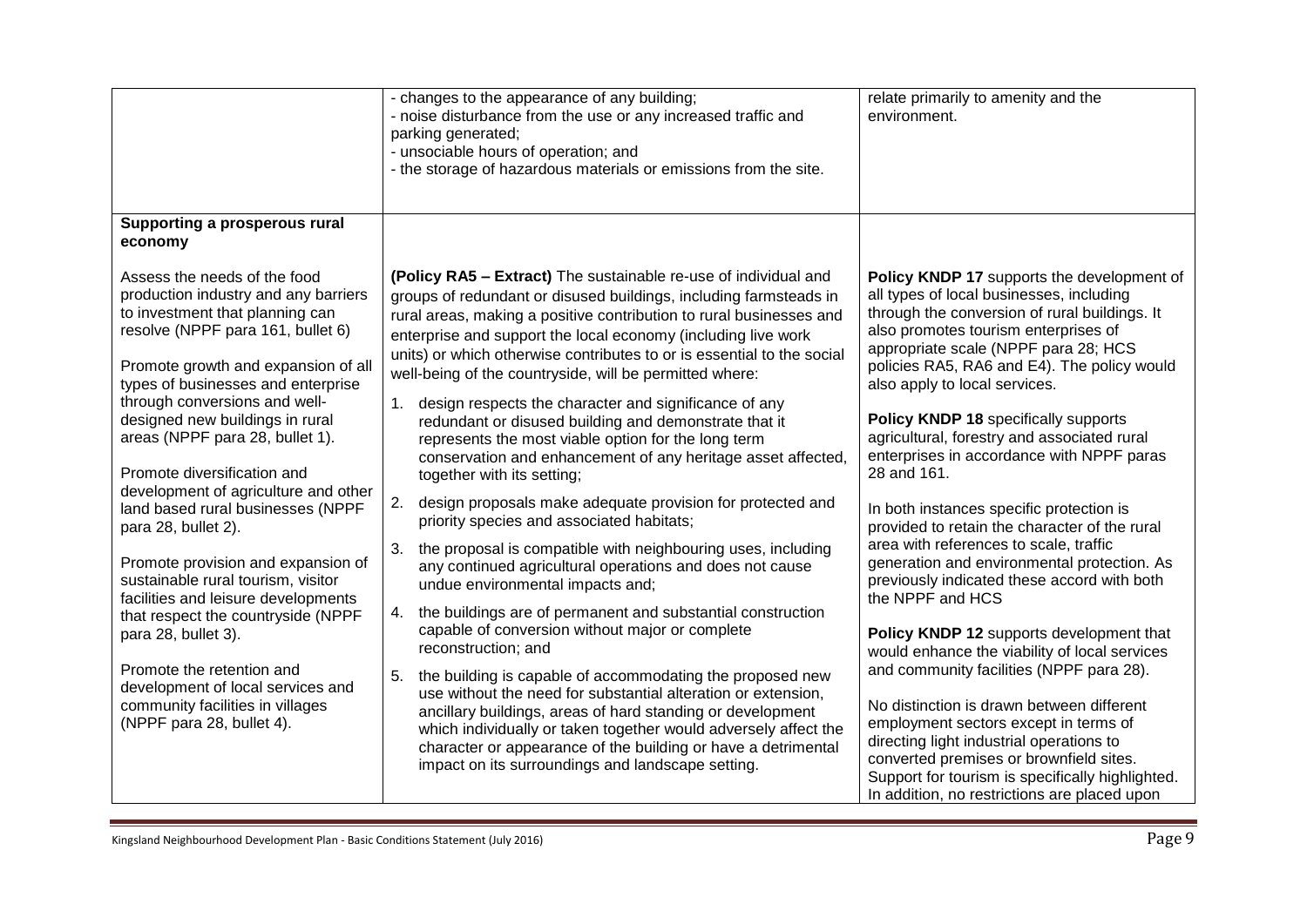| | | |
|---|---|---|
| | - changes to the appearance of any building;<br>- noise disturbance from the use or any increased traffic and parking generated;<br>- unsociable hours of operation; and<br>- the storage of hazardous materials or emissions from the site. | relate primarily to amenity and the environment. |
| **Supporting a prosperous rural economy**<br><br>Assess the needs of the food production industry and any barriers to investment that planning can resolve (NPPF para 161, bullet 6)<br><br>Promote growth and expansion of all types of businesses and enterprise through conversions and well-designed new buildings in rural areas (NPPF para 28, bullet 1).<br><br>Promote diversification and development of agriculture and other land based rural businesses (NPPF para 28, bullet 2).<br><br>Promote provision and expansion of sustainable rural tourism, visitor facilities and leisure developments that respect the countryside (NPPF para 28, bullet 3).<br><br>Promote the retention and development of local services and community facilities in villages (NPPF para 28, bullet 4). | **(Policy RA5 – Extract)** The sustainable re-use of individual and groups of redundant or disused buildings, including farmsteads in rural areas, making a positive contribution to rural businesses and enterprise and support the local economy (including live work units) or which otherwise contributes to or is essential to the social well-being of the countryside, will be permitted where:<br><br>1. design respects the character and significance of any redundant or disused building and demonstrate that it represents the most viable option for the long term conservation and enhancement of any heritage asset affected, together with its setting;<br>2. design proposals make adequate provision for protected and priority species and associated habitats;<br>3. the proposal is compatible with neighbouring uses, including any continued agricultural operations and does not cause undue environmental impacts and;<br>4. the buildings are of permanent and substantial construction capable of conversion without major or complete reconstruction; and<br>5. the building is capable of accommodating the proposed new use without the need for substantial alteration or extension, ancillary buildings, areas of hard standing or development which individually or taken together would adversely affect the character or appearance of the building or have a detrimental impact on its surroundings and landscape setting. | **Policy KNDP 17** supports the development of all types of local businesses, including through the conversion of rural buildings. It also promotes tourism enterprises of appropriate scale (NPPF para 28; HCS policies RA5, RA6 and E4). The policy would also apply to local services.<br><br>**Policy KNDP 18** specifically supports agricultural, forestry and associated rural enterprises in accordance with NPPF paras 28 and 161.<br><br>In both instances specific protection is provided to retain the character of the rural area with references to scale, traffic generation and environmental protection. As previously indicated these accord with both the NPPF and HCS<br><br>**Policy KNDP 12** supports development that would enhance the viability of local services and community facilities (NPPF para 28).<br><br>No distinction is drawn between different employment sectors except in terms of directing light industrial operations to converted premises or brownfield sites. Support for tourism is specifically highlighted. In addition, no restrictions are placed upon |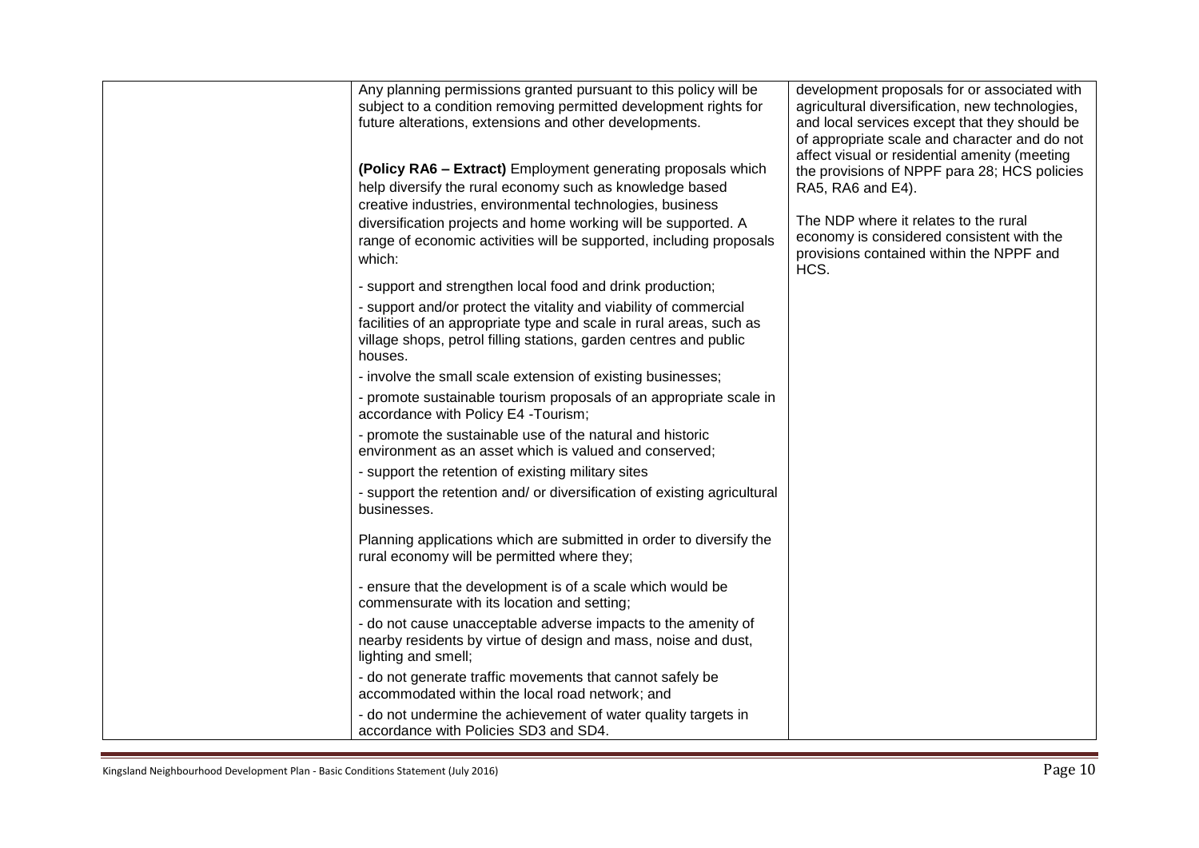| | | |
|---|---|---|
| | Any planning permissions granted pursuant to this policy will be subject to a condition removing permitted development rights for future alterations, extensions and other developments.<br><br>**(Policy RA6 – Extract)** Employment generating proposals which help diversify the rural economy such as knowledge based creative industries, environmental technologies, business diversification projects and home working will be supported. A range of economic activities will be supported, including proposals which:<br><br>- support and strengthen local food and drink production;<br>- support and/or protect the vitality and viability of commercial facilities of an appropriate type and scale in rural areas, such as village shops, petrol filling stations, garden centres and public houses.<br>- involve the small scale extension of existing businesses;<br>- promote sustainable tourism proposals of an appropriate scale in accordance with Policy E4 -Tourism;<br>- promote the sustainable use of the natural and historic environment as an asset which is valued and conserved;<br>- support the retention of existing military sites<br>- support the retention and/ or diversification of existing agricultural businesses.<br><br>Planning applications which are submitted in order to diversify the rural economy will be permitted where they;<br><br>- ensure that the development is of a scale which would be commensurate with its location and setting;<br>- do not cause unacceptable adverse impacts to the amenity of nearby residents by virtue of design and mass, noise and dust, lighting and smell;<br>- do not generate traffic movements that cannot safely be accommodated within the local road network; and<br>- do not undermine the achievement of water quality targets in accordance with Policies SD3 and SD4. | development proposals for or associated with agricultural diversification, new technologies, and local services except that they should be of appropriate scale and character and do not affect visual or residential amenity (meeting the provisions of NPPF para 28; HCS policies RA5, RA6 and E4).<br><br>The NDP where it relates to the rural economy is considered consistent with the provisions contained within the NPPF and HCS. |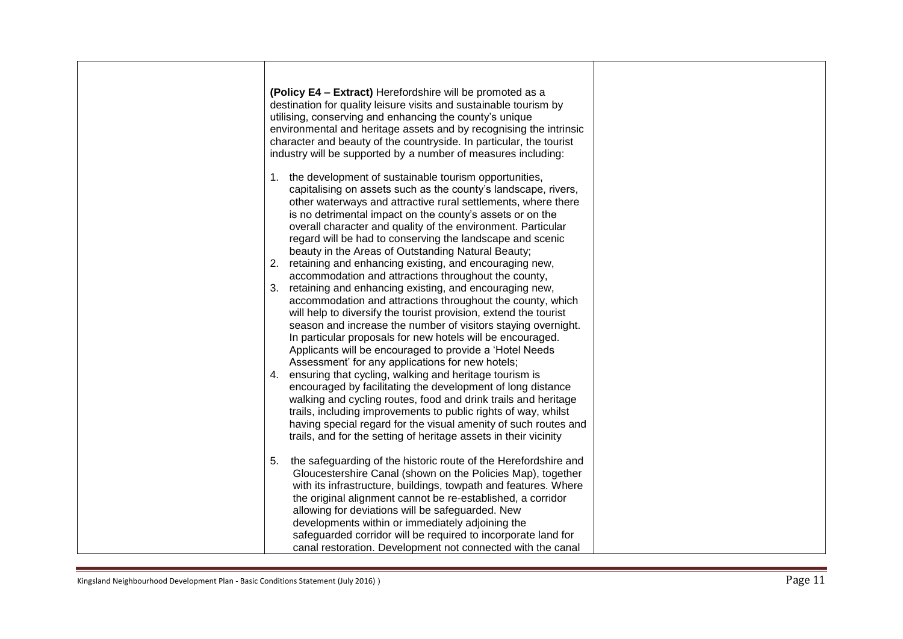| | | |
|---|---|---|
| | **(Policy E4 – Extract)** Herefordshire will be promoted as a destination for quality leisure visits and sustainable tourism by utilising, conserving and enhancing the county's unique environmental and heritage assets and by recognising the intrinsic character and beauty of the countryside. In particular, the tourist industry will be supported by a number of measures including:<br><br>1. the development of sustainable tourism opportunities, capitalising on assets such as the county's landscape, rivers, other waterways and attractive rural settlements, where there is no detrimental impact on the county's assets or on the overall character and quality of the environment. Particular regard will be had to conserving the landscape and scenic beauty in the Areas of Outstanding Natural Beauty;<br>2. retaining and enhancing existing, and encouraging new, accommodation and attractions throughout the county,<br>3. retaining and enhancing existing, and encouraging new, accommodation and attractions throughout the county, which will help to diversify the tourist provision, extend the tourist season and increase the number of visitors staying overnight. In particular proposals for new hotels will be encouraged. Applicants will be encouraged to provide a 'Hotel Needs Assessment' for any applications for new hotels;<br>4. ensuring that cycling, walking and heritage tourism is encouraged by facilitating the development of long distance walking and cycling routes, food and drink trails and heritage trails, including improvements to public rights of way, whilst having special regard for the visual amenity of such routes and trails, and for the setting of heritage assets in their vicinity<br><br>5. the safeguarding of the historic route of the Herefordshire and Gloucestershire Canal (shown on the Policies Map), together with its infrastructure, buildings, towpath and features. Where the original alignment cannot be re-established, a corridor allowing for deviations will be safeguarded. New developments within or immediately adjoining the safeguarded corridor will be required to incorporate land for canal restoration. Development not connected with the canal | |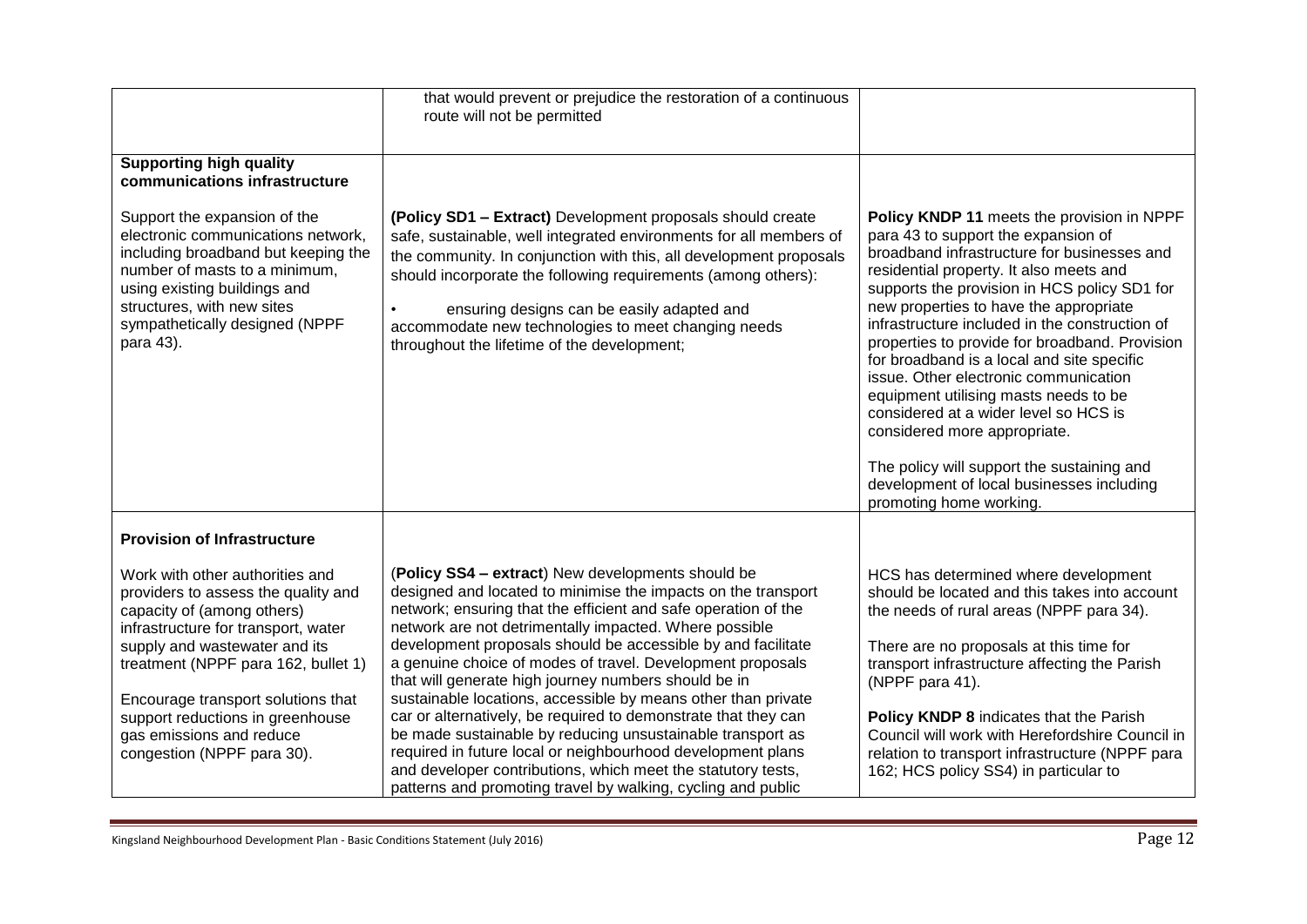| | | |
|---|---|---|
| | that would prevent or prejudice the restoration of a continuous route will not be permitted | |
| **Supporting high quality communications infrastructure**<br><br>Support the expansion of the electronic communications network, including broadband but keeping the number of masts to a minimum, using existing buildings and structures, with new sites sympathetically designed (NPPF para 43). | **(Policy SD1 – Extract)** Development proposals should create safe, sustainable, well integrated environments for all members of the community. In conjunction with this, all development proposals should incorporate the following requirements (among others):<br><br>• ensuring designs can be easily adapted and accommodate new technologies to meet changing needs throughout the lifetime of the development; | **Policy KNDP 11** meets the provision in NPPF para 43 to support the expansion of broadband infrastructure for businesses and residential property. It also meets and supports the provision in HCS policy SD1 for new properties to have the appropriate infrastructure included in the construction of properties to provide for broadband. Provision for broadband is a local and site specific issue. Other electronic communication equipment utilising masts needs to be considered at a wider level so HCS is considered more appropriate.<br><br>The policy will support the sustaining and development of local businesses including promoting home working. |
| **Provision of Infrastructure**<br><br>Work with other authorities and providers to assess the quality and capacity of (among others) infrastructure for transport, water supply and wastewater and its treatment (NPPF para 162, bullet 1)<br><br>Encourage transport solutions that support reductions in greenhouse gas emissions and reduce congestion (NPPF para 30). | (**Policy SS4 – extract**) New developments should be designed and located to minimise the impacts on the transport network; ensuring that the efficient and safe operation of the network are not detrimentally impacted. Where possible development proposals should be accessible by and facilitate a genuine choice of modes of travel. Development proposals that will generate high journey numbers should be in sustainable locations, accessible by means other than private car or alternatively, be required to demonstrate that they can be made sustainable by reducing unsustainable transport as required in future local or neighbourhood development plans and developer contributions, which meet the statutory tests, patterns and promoting travel by walking, cycling and public | HCS has determined where development should be located and this takes into account the needs of rural areas (NPPF para 34).<br><br>There are no proposals at this time for transport infrastructure affecting the Parish (NPPF para 41).<br><br>**Policy KNDP 8** indicates that the Parish Council will work with Herefordshire Council in relation to transport infrastructure (NPPF para 162; HCS policy SS4) in particular to |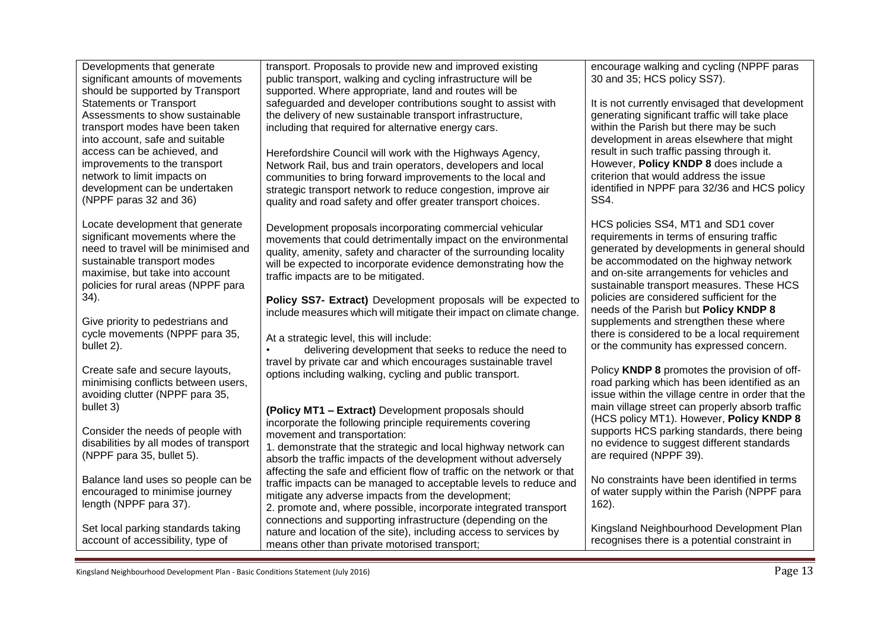| | | |
|---|---|---|
| Developments that generate significant amounts of movements should be supported by Transport Statements or Transport Assessments to show sustainable transport modes have been taken into account, safe and suitable access can be achieved, and improvements to the transport network to limit impacts on development can be undertaken (NPPF paras 32 and 36)<br><br>Locate development that generate significant movements where the need to travel will be minimised and sustainable transport modes maximise, but take into account policies for rural areas (NPPF para 34).<br><br>Give priority to pedestrians and cycle movements (NPPF para 35, bullet 2).<br><br>Create safe and secure layouts, minimising conflicts between users, avoiding clutter (NPPF para 35, bullet 3)<br><br>Consider the needs of people with disabilities by all modes of transport (NPPF para 35, bullet 5).<br><br>Balance land uses so people can be encouraged to minimise journey length (NPPF para 37).<br><br>Set local parking standards taking account of accessibility, type of | transport. Proposals to provide new and improved existing public transport, walking and cycling infrastructure will be supported. Where appropriate, land and routes will be safeguarded and developer contributions sought to assist with the delivery of new sustainable transport infrastructure, including that required for alternative energy cars.<br><br>Herefordshire Council will work with the Highways Agency, Network Rail, bus and train operators, developers and local communities to bring forward improvements to the local and strategic transport network to reduce congestion, improve air quality and road safety and offer greater transport choices.<br><br>Development proposals incorporating commercial vehicular movements that could detrimentally impact on the environmental quality, amenity, safety and character of the surrounding locality will be expected to incorporate evidence demonstrating how the traffic impacts are to be mitigated.<br><br>**Policy SS7- Extract)** Development proposals will be expected to include measures which will mitigate their impact on climate change.<br><br>At a strategic level, this will include:<br>• delivering development that seeks to reduce the need to travel by private car and which encourages sustainable travel options including walking, cycling and public transport.<br><br>**(Policy MT1 – Extract)** Development proposals should incorporate the following principle requirements covering movement and transportation:<br>1. demonstrate that the strategic and local highway network can absorb the traffic impacts of the development without adversely affecting the safe and efficient flow of traffic on the network or that traffic impacts can be managed to acceptable levels to reduce and mitigate any adverse impacts from the development;<br>2. promote and, where possible, incorporate integrated transport connections and supporting infrastructure (depending on the nature and location of the site), including access to services by means other than private motorised transport; | encourage walking and cycling (NPPF paras 30 and 35; HCS policy SS7).<br><br>It is not currently envisaged that development generating significant traffic will take place within the Parish but there may be such development in areas elsewhere that might result in such traffic passing through it. However, **Policy KNDP 8** does include a criterion that would address the issue identified in NPPF para 32/36 and HCS policy SS4.<br><br>HCS policies SS4, MT1 and SD1 cover requirements in terms of ensuring traffic generated by developments in general should be accommodated on the highway network and on-site arrangements for vehicles and sustainable transport measures. These HCS policies are considered sufficient for the needs of the Parish but **Policy KNDP 8** supplements and strengthen these where there is considered to be a local requirement or the community has expressed concern.<br><br>Policy **KNDP 8** promotes the provision of off-road parking which has been identified as an issue within the village centre in order that the main village street can properly absorb traffic (HCS policy MT1). However, **Policy KNDP 8** supports HCS parking standards, there being no evidence to suggest different standards are required (NPPF 39).<br><br>No constraints have been identified in terms of water supply within the Parish (NPPF para 162).<br><br>Kingsland Neighbourhood Development Plan recognises there is a potential constraint in |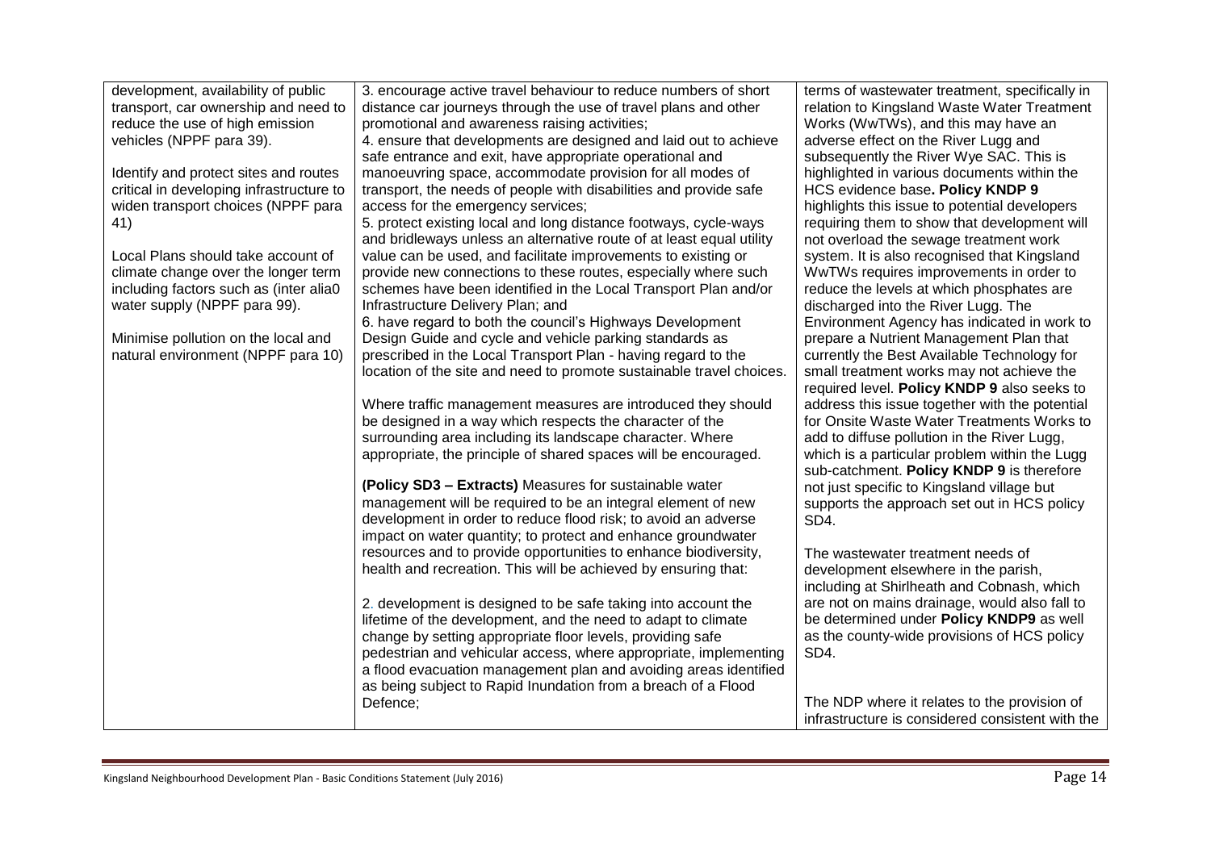| | | |
|---|---|---|
| development, availability of public transport, car ownership and need to reduce the use of high emission vehicles (NPPF para 39).<br><br>Identify and protect sites and routes critical in developing infrastructure to widen transport choices (NPPF para 41)<br><br>Local Plans should take account of climate change over the longer term including factors such as (inter alia0 water supply (NPPF para 99).<br><br>Minimise pollution on the local and natural environment (NPPF para 10) | 3. encourage active travel behaviour to reduce numbers of short distance car journeys through the use of travel plans and other promotional and awareness raising activities;<br>4. ensure that developments are designed and laid out to achieve safe entrance and exit, have appropriate operational and manoeuvring space, accommodate provision for all modes of transport, the needs of people with disabilities and provide safe access for the emergency services;<br>5. protect existing local and long distance footways, cycle-ways and bridleways unless an alternative route of at least equal utility value can be used, and facilitate improvements to existing or provide new connections to these routes, especially where such schemes have been identified in the Local Transport Plan and/or Infrastructure Delivery Plan; and<br>6. have regard to both the council's Highways Development Design Guide and cycle and vehicle parking standards as prescribed in the Local Transport Plan - having regard to the location of the site and need to promote sustainable travel choices.<br><br>Where traffic management measures are introduced they should be designed in a way which respects the character of the surrounding area including its landscape character. Where appropriate, the principle of shared spaces will be encouraged.<br><br>**(Policy SD3 – Extracts)** Measures for sustainable water management will be required to be an integral element of new development in order to reduce flood risk; to avoid an adverse impact on water quantity; to protect and enhance groundwater resources and to provide opportunities to enhance biodiversity, health and recreation. This will be achieved by ensuring that:<br><br>2. development is designed to be safe taking into account the lifetime of the development, and the need to adapt to climate change by setting appropriate floor levels, providing safe pedestrian and vehicular access, where appropriate, implementing a flood evacuation management plan and avoiding areas identified as being subject to Rapid Inundation from a breach of a Flood Defence; | terms of wastewater treatment, specifically in relation to Kingsland Waste Water Treatment Works (WwTWs), and this may have an adverse effect on the River Lugg and subsequently the River Wye SAC. This is highlighted in various documents within the HCS evidence base**. Policy KNDP 9** highlights this issue to potential developers requiring them to show that development will not overload the sewage treatment work system. It is also recognised that Kingsland WwTWs requires improvements in order to reduce the levels at which phosphates are discharged into the River Lugg. The Environment Agency has indicated in work to prepare a Nutrient Management Plan that currently the Best Available Technology for small treatment works may not achieve the required level. **Policy KNDP 9** also seeks to address this issue together with the potential for Onsite Waste Water Treatments Works to add to diffuse pollution in the River Lugg, which is a particular problem within the Lugg sub-catchment. **Policy KNDP 9** is therefore not just specific to Kingsland village but supports the approach set out in HCS policy SD4.<br><br>The wastewater treatment needs of development elsewhere in the parish, including at Shirlheath and Cobnash, which are not on mains drainage, would also fall to be determined under **Policy KNDP9** as well as the county-wide provisions of HCS policy SD4.<br><br>The NDP where it relates to the provision of infrastructure is considered consistent with the |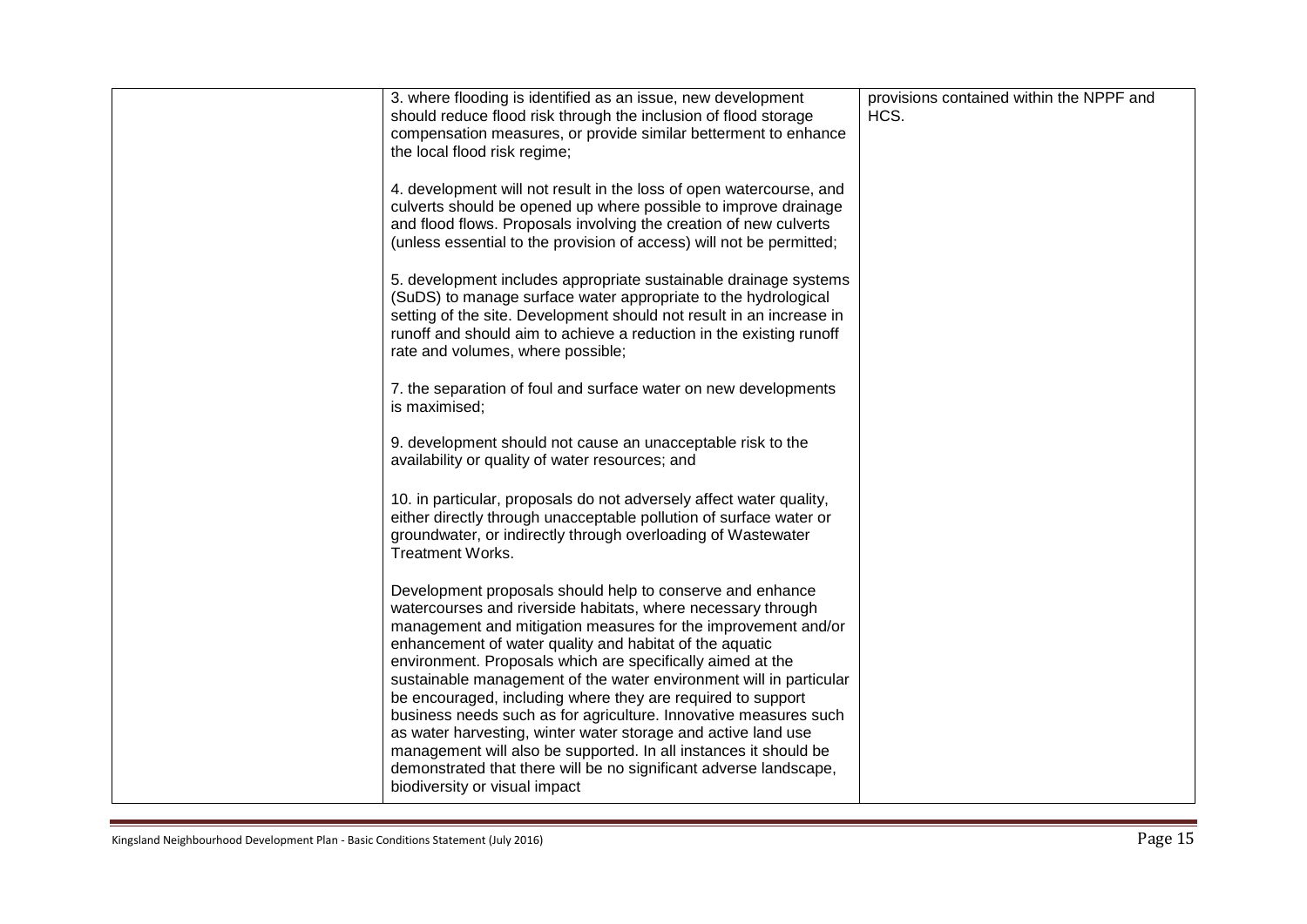| | | |
|---|---|---|
| | 3. where flooding is identified as an issue, new development should reduce flood risk through the inclusion of flood storage compensation measures, or provide similar betterment to enhance the local flood risk regime;<br><br>4. development will not result in the loss of open watercourse, and culverts should be opened up where possible to improve drainage and flood flows. Proposals involving the creation of new culverts (unless essential to the provision of access) will not be permitted;<br><br>5. development includes appropriate sustainable drainage systems (SuDS) to manage surface water appropriate to the hydrological setting of the site. Development should not result in an increase in runoff and should aim to achieve a reduction in the existing runoff rate and volumes, where possible;<br><br>7. the separation of foul and surface water on new developments is maximised;<br><br>9. development should not cause an unacceptable risk to the availability or quality of water resources; and<br><br>10. in particular, proposals do not adversely affect water quality, either directly through unacceptable pollution of surface water or groundwater, or indirectly through overloading of Wastewater Treatment Works.<br><br>Development proposals should help to conserve and enhance watercourses and riverside habitats, where necessary through management and mitigation measures for the improvement and/or enhancement of water quality and habitat of the aquatic environment. Proposals which are specifically aimed at the sustainable management of the water environment will in particular be encouraged, including where they are required to support business needs such as for agriculture. Innovative measures such as water harvesting, winter water storage and active land use management will also be supported. In all instances it should be demonstrated that there will be no significant adverse landscape, biodiversity or visual impact | provisions contained within the NPPF and HCS. |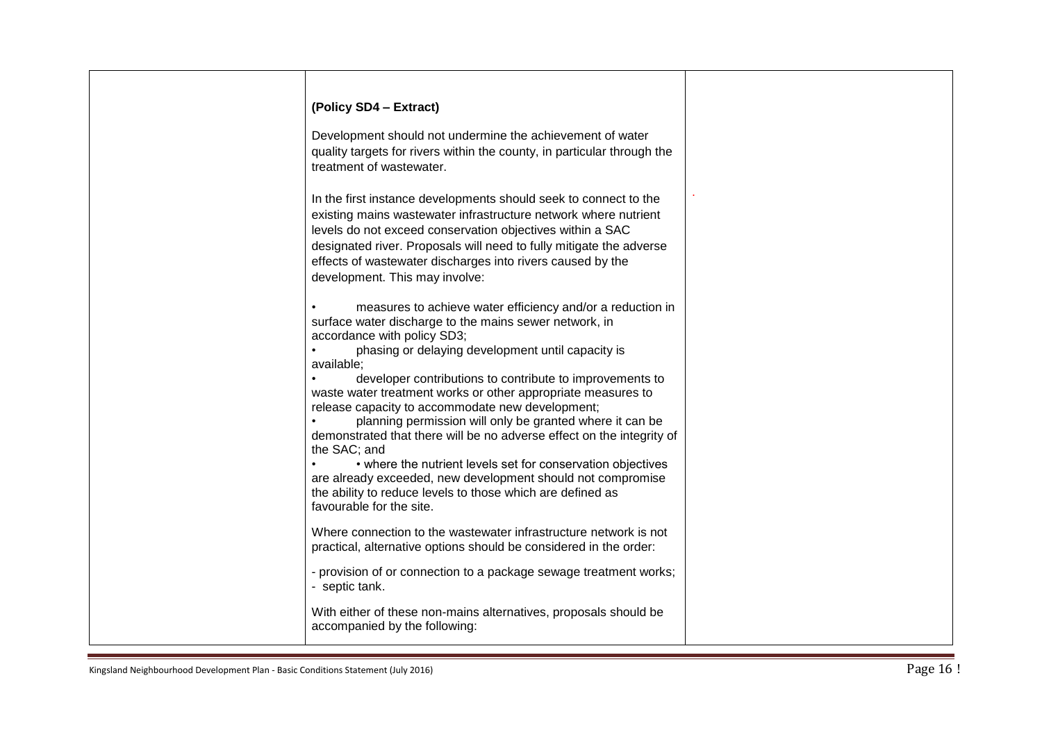| | | |
|---|---|---|
| | **(Policy SD4 – Extract)**<br><br>Development should not undermine the achievement of water quality targets for rivers within the county, in particular through the treatment of wastewater.<br><br>In the first instance developments should seek to connect to the existing mains wastewater infrastructure network where nutrient levels do not exceed conservation objectives within a SAC designated river. Proposals will need to fully mitigate the adverse effects of wastewater discharges into rivers caused by the development. This may involve:<br><br>• measures to achieve water efficiency and/or a reduction in surface water discharge to the mains sewer network, in accordance with policy SD3;<br>• phasing or delaying development until capacity is available;<br>• developer contributions to contribute to improvements to waste water treatment works or other appropriate measures to release capacity to accommodate new development;<br>• planning permission will only be granted where it can be demonstrated that there will be no adverse effect on the integrity of the SAC; and<br>• • where the nutrient levels set for conservation objectives are already exceeded, new development should not compromise the ability to reduce levels to those which are defined as favourable for the site.<br><br>Where connection to the wastewater infrastructure network is not practical, alternative options should be considered in the order:<br><br>- provision of or connection to a package sewage treatment works;<br>- septic tank.<br><br>With either of these non-mains alternatives, proposals should be accompanied by the following: | . |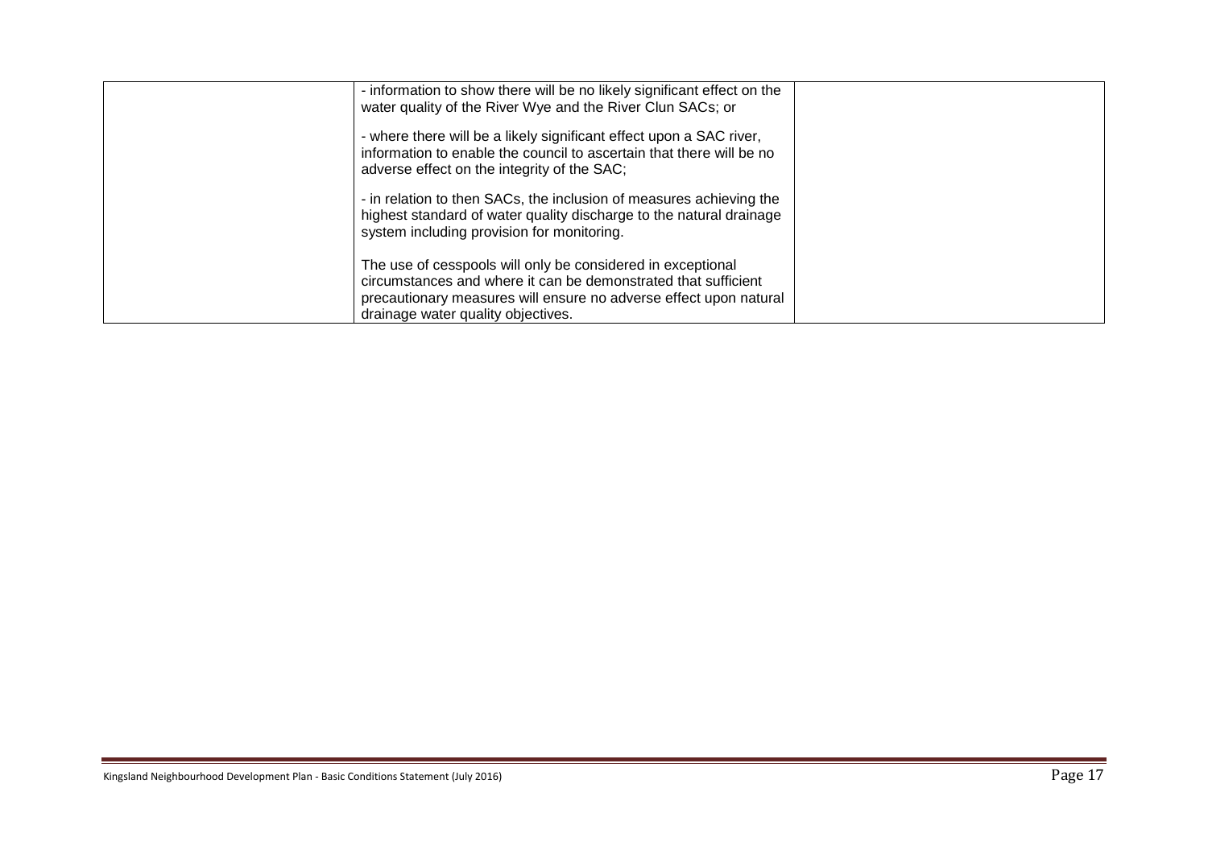| | | |
|---|---|---|
| | - information to show there will be no likely significant effect on the water quality of the River Wye and the River Clun SACs; or<br><br>- where there will be a likely significant effect upon a SAC river, information to enable the council to ascertain that there will be no adverse effect on the integrity of the SAC;<br><br>- in relation to then SACs, the inclusion of measures achieving the highest standard of water quality discharge to the natural drainage system including provision for monitoring.<br><br>The use of cesspools will only be considered in exceptional circumstances and where it can be demonstrated that sufficient precautionary measures will ensure no adverse effect upon natural drainage water quality objectives. | |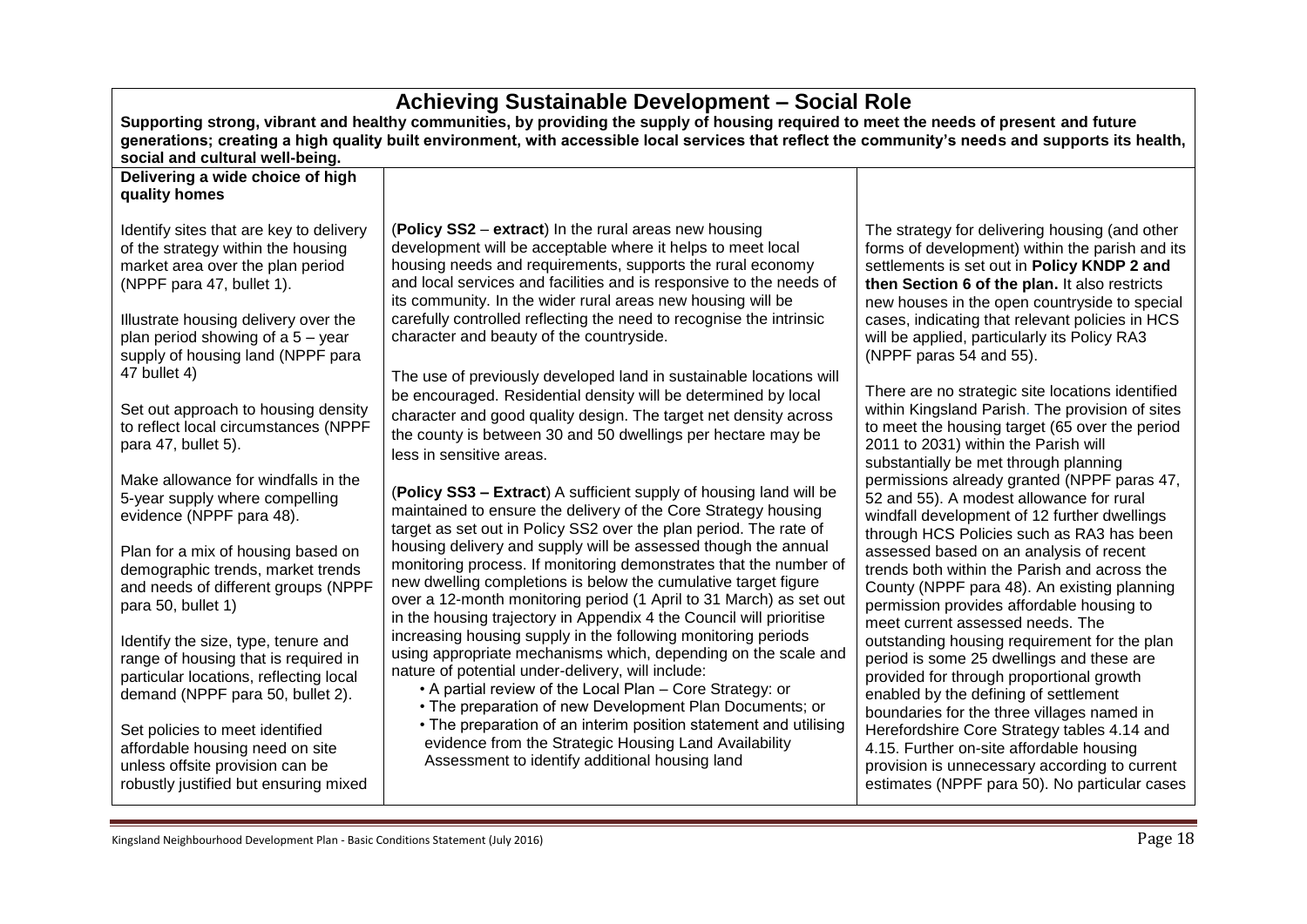# Achieving Sustainable Development – Social Role

**Supporting strong, vibrant and healthy communities, by providing the supply of housing required to meet the needs of present and future generations; creating a high quality built environment, with accessible local services that reflect the community's needs and supports its health, social and cultural well-being.**

| | | |
|---|---|---|
| **Delivering a wide choice of high quality homes** | | |
| Identify sites that are key to delivery of the strategy within the housing market area over the plan period (NPPF para 47, bullet 1).<br><br>Illustrate housing delivery over the plan period showing of a 5 – year supply of housing land (NPPF para 47 bullet 4)<br><br>Set out approach to housing density to reflect local circumstances (NPPF para 47, bullet 5).<br><br>Make allowance for windfalls in the 5-year supply where compelling evidence (NPPF para 48).<br><br>Plan for a mix of housing based on demographic trends, market trends and needs of different groups (NPPF para 50, bullet 1)<br><br>Identify the size, type, tenure and range of housing that is required in particular locations, reflecting local demand (NPPF para 50, bullet 2).<br><br>Set policies to meet identified affordable housing need on site unless offsite provision can be robustly justified but ensuring mixed | (**Policy SS2** – **extract**) In the rural areas new housing development will be acceptable where it helps to meet local housing needs and requirements, supports the rural economy and local services and facilities and is responsive to the needs of its community. In the wider rural areas new housing will be carefully controlled reflecting the need to recognise the intrinsic character and beauty of the countryside.<br><br>The use of previously developed land in sustainable locations will be encouraged. Residential density will be determined by local character and good quality design. The target net density across the county is between 30 and 50 dwellings per hectare may be less in sensitive areas.<br><br>(**Policy SS3 – Extract**) A sufficient supply of housing land will be maintained to ensure the delivery of the Core Strategy housing target as set out in Policy SS2 over the plan period. The rate of housing delivery and supply will be assessed though the annual monitoring process. If monitoring demonstrates that the number of new dwelling completions is below the cumulative target figure over a 12-month monitoring period (1 April to 31 March) as set out in the housing trajectory in Appendix 4 the Council will prioritise increasing housing supply in the following monitoring periods using appropriate mechanisms which, depending on the scale and nature of potential under-delivery, will include:<br>• A partial review of the Local Plan – Core Strategy: or<br>• The preparation of new Development Plan Documents; or<br>• The preparation of an interim position statement and utilising evidence from the Strategic Housing Land Availability Assessment to identify additional housing land | The strategy for delivering housing (and other forms of development) within the parish and its settlements is set out in **Policy KNDP 2 and then Section 6 of the plan.** It also restricts new houses in the open countryside to special cases, indicating that relevant policies in HCS will be applied, particularly its Policy RA3 (NPPF paras 54 and 55).<br><br>There are no strategic site locations identified within Kingsland Parish. The provision of sites to meet the housing target (65 over the period 2011 to 2031) within the Parish will substantially be met through planning permissions already granted (NPPF paras 47, 52 and 55). A modest allowance for rural windfall development of 12 further dwellings through HCS Policies such as RA3 has been assessed based on an analysis of recent trends both within the Parish and across the County (NPPF para 48). An existing planning permission provides affordable housing to meet current assessed needs. The outstanding housing requirement for the plan period is some 25 dwellings and these are provided for through proportional growth enabled by the defining of settlement boundaries for the three villages named in Herefordshire Core Strategy tables 4.14 and 4.15. Further on-site affordable housing provision is unnecessary according to current estimates (NPPF para 50). No particular cases |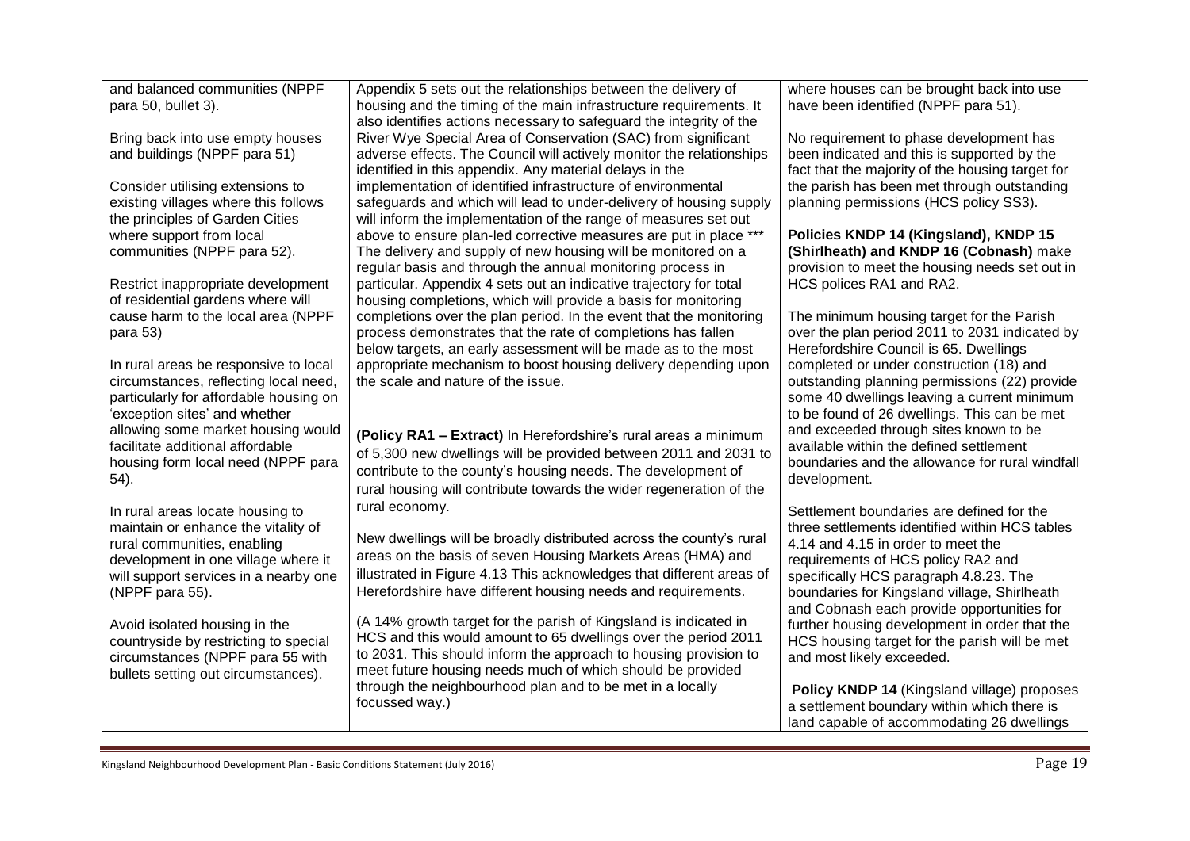| | | |
|---|---|---|
| and balanced communities (NPPF para 50, bullet 3).<br><br>Bring back into use empty houses and buildings (NPPF para 51)<br><br>Consider utilising extensions to existing villages where this follows the principles of Garden Cities where support from local communities (NPPF para 52).<br><br>Restrict inappropriate development of residential gardens where will cause harm to the local area (NPPF para 53)<br><br>In rural areas be responsive to local circumstances, reflecting local need, particularly for affordable housing on 'exception sites' and whether allowing some market housing would facilitate additional affordable housing form local need (NPPF para 54).<br><br>In rural areas locate housing to maintain or enhance the vitality of rural communities, enabling development in one village where it will support services in a nearby one (NPPF para 55).<br><br>Avoid isolated housing in the countryside by restricting to special circumstances (NPPF para 55 with bullets setting out circumstances). | Appendix 5 sets out the relationships between the delivery of housing and the timing of the main infrastructure requirements. It also identifies actions necessary to safeguard the integrity of the River Wye Special Area of Conservation (SAC) from significant adverse effects. The Council will actively monitor the relationships identified in this appendix. Any material delays in the implementation of identified infrastructure of environmental safeguards and which will lead to under-delivery of housing supply will inform the implementation of the range of measures set out above to ensure plan-led corrective measures are put in place *** The delivery and supply of new housing will be monitored on a regular basis and through the annual monitoring process in particular. Appendix 4 sets out an indicative trajectory for total housing completions, which will provide a basis for monitoring completions over the plan period. In the event that the monitoring process demonstrates that the rate of completions has fallen below targets, an early assessment will be made as to the most appropriate mechanism to boost housing delivery depending upon the scale and nature of the issue.<br><br>**(Policy RA1 – Extract)** In Herefordshire's rural areas a minimum of 5,300 new dwellings will be provided between 2011 and 2031 to contribute to the county's housing needs. The development of rural housing will contribute towards the wider regeneration of the rural economy.<br><br>New dwellings will be broadly distributed across the county's rural areas on the basis of seven Housing Markets Areas (HMA) and illustrated in Figure 4.13 This acknowledges that different areas of Herefordshire have different housing needs and requirements.<br><br>(A 14% growth target for the parish of Kingsland is indicated in HCS and this would amount to 65 dwellings over the period 2011 to 2031. This should inform the approach to housing provision to meet future housing needs much of which should be provided through the neighbourhood plan and to be met in a locally focussed way.) | where houses can be brought back into use have been identified (NPPF para 51).<br><br>No requirement to phase development has been indicated and this is supported by the fact that the majority of the housing target for the parish has been met through outstanding planning permissions (HCS policy SS3).<br><br>**Policies KNDP 14 (Kingsland), KNDP 15 (Shirlheath) and KNDP 16 (Cobnash)** make provision to meet the housing needs set out in HCS polices RA1 and RA2.<br><br>The minimum housing target for the Parish over the plan period 2011 to 2031 indicated by Herefordshire Council is 65. Dwellings completed or under construction (18) and outstanding planning permissions (22) provide some 40 dwellings leaving a current minimum to be found of 26 dwellings. This can be met and exceeded through sites known to be available within the defined settlement boundaries and the allowance for rural windfall development.<br><br>Settlement boundaries are defined for the three settlements identified within HCS tables 4.14 and 4.15 in order to meet the requirements of HCS policy RA2 and specifically HCS paragraph 4.8.23. The boundaries for Kingsland village, Shirlheath and Cobnash each provide opportunities for further housing development in order that the HCS housing target for the parish will be met and most likely exceeded.<br><br>**Policy KNDP 14** (Kingsland village) proposes a settlement boundary within which there is land capable of accommodating 26 dwellings |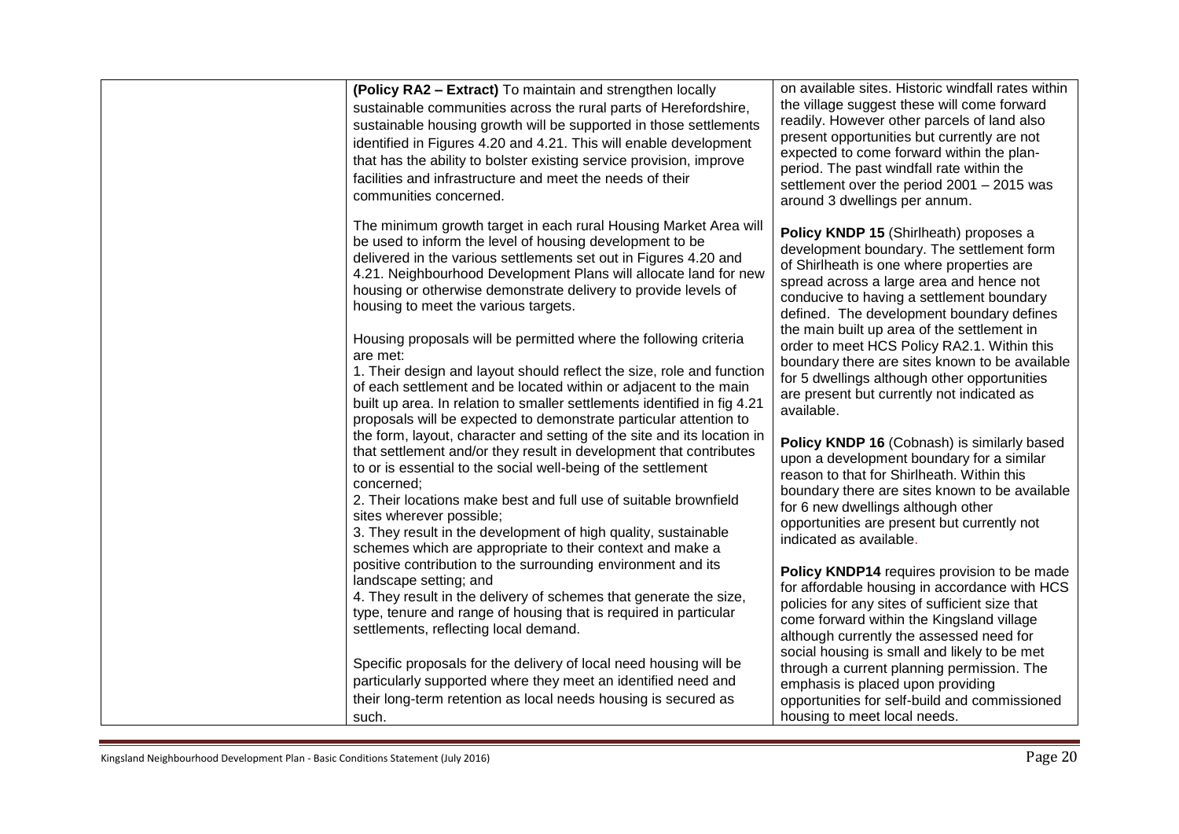| | | |
|---|---|---|
| | **(Policy RA2 – Extract)** To maintain and strengthen locally sustainable communities across the rural parts of Herefordshire, sustainable housing growth will be supported in those settlements identified in Figures 4.20 and 4.21. This will enable development that has the ability to bolster existing service provision, improve facilities and infrastructure and meet the needs of their communities concerned.<br><br>The minimum growth target in each rural Housing Market Area will be used to inform the level of housing development to be delivered in the various settlements set out in Figures 4.20 and 4.21. Neighbourhood Development Plans will allocate land for new housing or otherwise demonstrate delivery to provide levels of housing to meet the various targets.<br><br>Housing proposals will be permitted where the following criteria are met:<br>1. Their design and layout should reflect the size, role and function of each settlement and be located within or adjacent to the main built up area. In relation to smaller settlements identified in fig 4.21 proposals will be expected to demonstrate particular attention to the form, layout, character and setting of the site and its location in that settlement and/or they result in development that contributes to or is essential to the social well-being of the settlement concerned;<br>2. Their locations make best and full use of suitable brownfield sites wherever possible;<br>3. They result in the development of high quality, sustainable schemes which are appropriate to their context and make a positive contribution to the surrounding environment and its landscape setting; and<br>4. They result in the delivery of schemes that generate the size, type, tenure and range of housing that is required in particular settlements, reflecting local demand.<br><br>Specific proposals for the delivery of local need housing will be particularly supported where they meet an identified need and their long-term retention as local needs housing is secured as such. | on available sites. Historic windfall rates within the village suggest these will come forward readily. However other parcels of land also present opportunities but currently are not expected to come forward within the plan-period. The past windfall rate within the settlement over the period 2001 – 2015 was around 3 dwellings per annum.<br><br>**Policy KNDP 15** (Shirlheath) proposes a development boundary. The settlement form of Shirlheath is one where properties are spread across a large area and hence not conducive to having a settlement boundary defined. The development boundary defines the main built up area of the settlement in order to meet HCS Policy RA2.1. Within this boundary there are sites known to be available for 5 dwellings although other opportunities are present but currently not indicated as available.<br><br>**Policy KNDP 16** (Cobnash) is similarly based upon a development boundary for a similar reason to that for Shirlheath. Within this boundary there are sites known to be available for 6 new dwellings although other opportunities are present but currently not indicated as available.<br><br>**Policy KNDP14** requires provision to be made for affordable housing in accordance with HCS policies for any sites of sufficient size that come forward within the Kingsland village although currently the assessed need for social housing is small and likely to be met through a current planning permission. The emphasis is placed upon providing opportunities for self-build and commissioned housing to meet local needs. |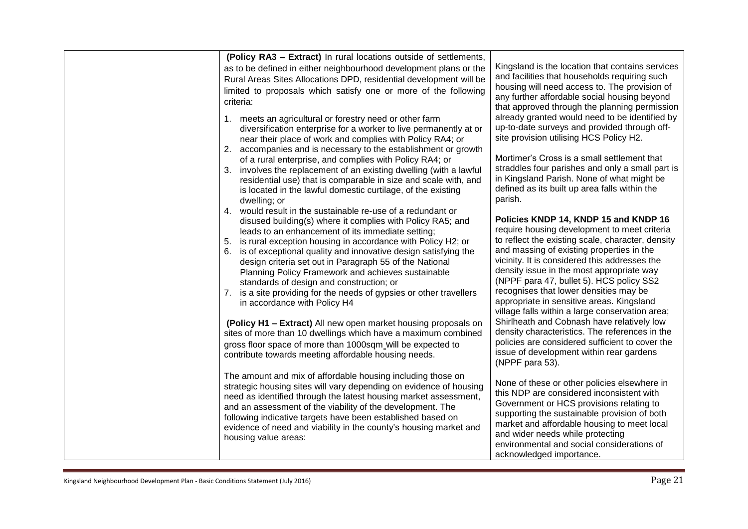| | | |
|---|---|---|
| | **(Policy RA3 – Extract)** In rural locations outside of settlements, as to be defined in either neighbourhood development plans or the Rural Areas Sites Allocations DPD, residential development will be limited to proposals which satisfy one or more of the following criteria:<br><br>1. meets an agricultural or forestry need or other farm diversification enterprise for a worker to live permanently at or near their place of work and complies with Policy RA4; or<br>2. accompanies and is necessary to the establishment or growth of a rural enterprise, and complies with Policy RA4; or<br>3. involves the replacement of an existing dwelling (with a lawful residential use) that is comparable in size and scale with, and is located in the lawful domestic curtilage, of the existing dwelling; or<br>4. would result in the sustainable re-use of a redundant or disused building(s) where it complies with Policy RA5; and leads to an enhancement of its immediate setting;<br>5. is rural exception housing in accordance with Policy H2; or<br>6. is of exceptional quality and innovative design satisfying the design criteria set out in Paragraph 55 of the National Planning Policy Framework and achieves sustainable standards of design and construction; or<br>7. is a site providing for the needs of gypsies or other travellers in accordance with Policy H4<br><br>**(Policy H1 – Extract)** All new open market housing proposals on sites of more than 10 dwellings which have a maximum combined gross floor space of more than 1000sqm will be expected to contribute towards meeting affordable housing needs.<br><br>The amount and mix of affordable housing including those on strategic housing sites will vary depending on evidence of housing need as identified through the latest housing market assessment, and an assessment of the viability of the development. The following indicative targets have been established based on evidence of need and viability in the county's housing market and housing value areas: | Kingsland is the location that contains services and facilities that households requiring such housing will need access to. The provision of any further affordable social housing beyond that approved through the planning permission already granted would need to be identified by up-to-date surveys and provided through off-site provision utilising HCS Policy H2.<br><br>Mortimer's Cross is a small settlement that straddles four parishes and only a small part is in Kingsland Parish. None of what might be defined as its built up area falls within the parish.<br><br>**Policies KNDP 14, KNDP 15 and KNDP 16** require housing development to meet criteria to reflect the existing scale, character, density and massing of existing properties in the vicinity. It is considered this addresses the density issue in the most appropriate way (NPPF para 47, bullet 5). HCS policy SS2 recognises that lower densities may be appropriate in sensitive areas. Kingsland village falls within a large conservation area; Shirlheath and Cobnash have relatively low density characteristics. The references in the policies are considered sufficient to cover the issue of development within rear gardens (NPPF para 53).<br><br>None of these or other policies elsewhere in this NDP are considered inconsistent with Government or HCS provisions relating to supporting the sustainable provision of both market and affordable housing to meet local and wider needs while protecting environmental and social considerations of acknowledged importance. |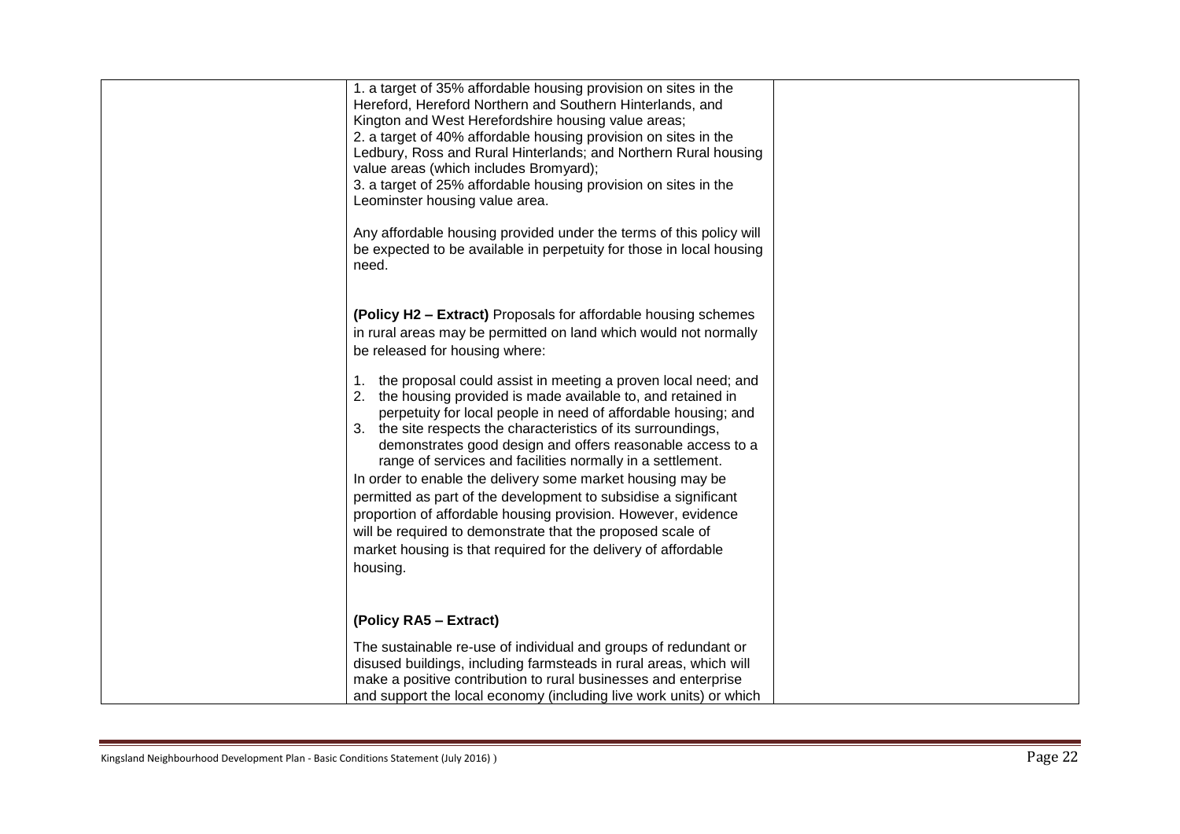| | | |
|---|---|---|
| | 1. a target of 35% affordable housing provision on sites in the Hereford, Hereford Northern and Southern Hinterlands, and Kington and West Herefordshire housing value areas;<br>2. a target of 40% affordable housing provision on sites in the Ledbury, Ross and Rural Hinterlands; and Northern Rural housing value areas (which includes Bromyard);<br>3. a target of 25% affordable housing provision on sites in the Leominster housing value area.<br><br>Any affordable housing provided under the terms of this policy will be expected to be available in perpetuity for those in local housing need.<br><br>**(Policy H2 – Extract)** Proposals for affordable housing schemes in rural areas may be permitted on land which would not normally be released for housing where:<br><br>1. the proposal could assist in meeting a proven local need; and<br>2. the housing provided is made available to, and retained in perpetuity for local people in need of affordable housing; and<br>3. the site respects the characteristics of its surroundings, demonstrates good design and offers reasonable access to a range of services and facilities normally in a settlement.<br><br>In order to enable the delivery some market housing may be permitted as part of the development to subsidise a significant proportion of affordable housing provision. However, evidence will be required to demonstrate that the proposed scale of market housing is that required for the delivery of affordable housing.<br><br>**(Policy RA5 – Extract)**<br><br>The sustainable re-use of individual and groups of redundant or disused buildings, including farmsteads in rural areas, which will make a positive contribution to rural businesses and enterprise and support the local economy (including live work units) or which | |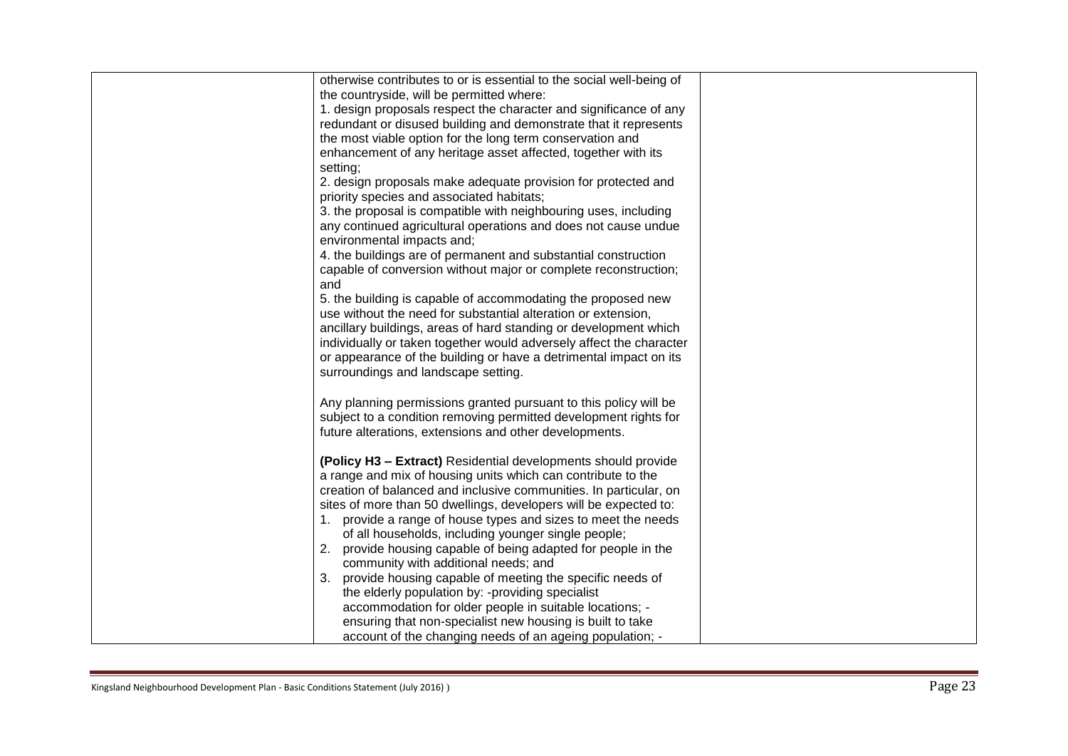| | | |
|---|---|---|
| | otherwise contributes to or is essential to the social well-being of the countryside, will be permitted where:<br>1. design proposals respect the character and significance of any redundant or disused building and demonstrate that it represents the most viable option for the long term conservation and enhancement of any heritage asset affected, together with its setting;<br>2. design proposals make adequate provision for protected and priority species and associated habitats;<br>3. the proposal is compatible with neighbouring uses, including any continued agricultural operations and does not cause undue environmental impacts and;<br>4. the buildings are of permanent and substantial construction capable of conversion without major or complete reconstruction; and<br>5. the building is capable of accommodating the proposed new use without the need for substantial alteration or extension, ancillary buildings, areas of hard standing or development which individually or taken together would adversely affect the character or appearance of the building or have a detrimental impact on its surroundings and landscape setting.<br><br>Any planning permissions granted pursuant to this policy will be subject to a condition removing permitted development rights for future alterations, extensions and other developments.<br><br>**(Policy H3 – Extract)** Residential developments should provide a range and mix of housing units which can contribute to the creation of balanced and inclusive communities. In particular, on sites of more than 50 dwellings, developers will be expected to:<br>1. provide a range of house types and sizes to meet the needs of all households, including younger single people;<br>2. provide housing capable of being adapted for people in the community with additional needs; and<br>3. provide housing capable of meeting the specific needs of the elderly population by: -providing specialist accommodation for older people in suitable locations; -ensuring that non-specialist new housing is built to take account of the changing needs of an ageing population; - | |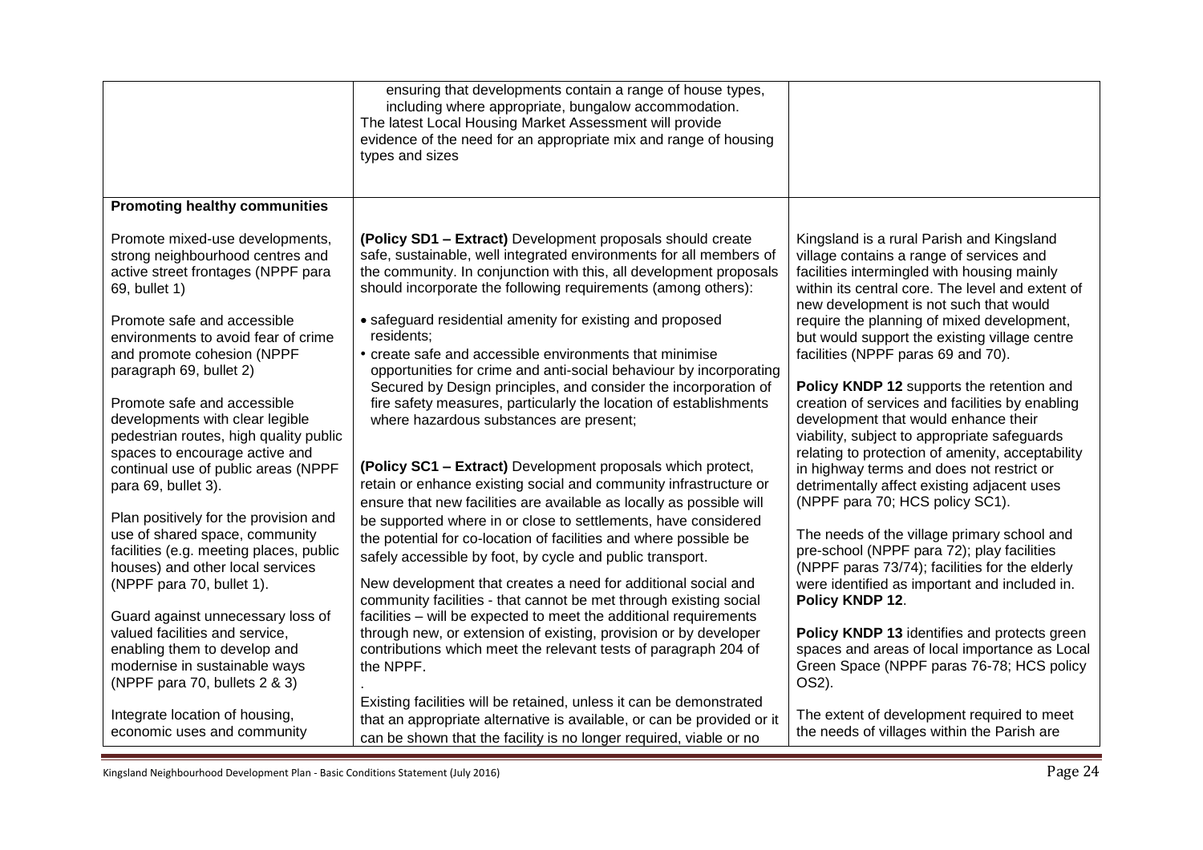| | | |
|---|---|---|
| | ensuring that developments contain a range of house types, including where appropriate, bungalow accommodation.<br>The latest Local Housing Market Assessment will provide evidence of the need for an appropriate mix and range of housing types and sizes | |
| **Promoting healthy communities**<br><br>Promote mixed-use developments, strong neighbourhood centres and active street frontages (NPPF para 69, bullet 1)<br><br>Promote safe and accessible environments to avoid fear of crime and promote cohesion (NPPF paragraph 69, bullet 2)<br><br>Promote safe and accessible developments with clear legible pedestrian routes, high quality public spaces to encourage active and continual use of public areas (NPPF para 69, bullet 3).<br><br>Plan positively for the provision and use of shared space, community facilities (e.g. meeting places, public houses) and other local services (NPPF para 70, bullet 1).<br><br>Guard against unnecessary loss of valued facilities and service, enabling them to develop and modernise in sustainable ways (NPPF para 70, bullets 2 & 3)<br><br>Integrate location of housing, economic uses and community | **(Policy SD1 – Extract)** Development proposals should create safe, sustainable, well integrated environments for all members of the community. In conjunction with this, all development proposals should incorporate the following requirements (among others):<br><br>• safeguard residential amenity for existing and proposed residents;<br>• create safe and accessible environments that minimise opportunities for crime and anti-social behaviour by incorporating Secured by Design principles, and consider the incorporation of fire safety measures, particularly the location of establishments where hazardous substances are present;<br><br>**(Policy SC1 – Extract)** Development proposals which protect, retain or enhance existing social and community infrastructure or ensure that new facilities are available as locally as possible will be supported where in or close to settlements, have considered the potential for co-location of facilities and where possible be safely accessible by foot, by cycle and public transport.<br><br>New development that creates a need for additional social and community facilities - that cannot be met through existing social facilities – will be expected to meet the additional requirements through new, or extension of existing, provision or by developer contributions which meet the relevant tests of paragraph 204 of the NPPF.<br>.<br>Existing facilities will be retained, unless it can be demonstrated that an appropriate alternative is available, or can be provided or it can be shown that the facility is no longer required, viable or no | Kingsland is a rural Parish and Kingsland village contains a range of services and facilities intermingled with housing mainly within its central core. The level and extent of new development is not such that would require the planning of mixed development, but would support the existing village centre facilities (NPPF paras 69 and 70).<br><br>**Policy KNDP 12** supports the retention and creation of services and facilities by enabling development that would enhance their viability, subject to appropriate safeguards relating to protection of amenity, acceptability in highway terms and does not restrict or detrimentally affect existing adjacent uses (NPPF para 70; HCS policy SC1).<br><br>The needs of the village primary school and pre-school (NPPF para 72); play facilities (NPPF paras 73/74); facilities for the elderly were identified as important and included in. **Policy KNDP 12**.<br><br>**Policy KNDP 13** identifies and protects green spaces and areas of local importance as Local Green Space (NPPF paras 76-78; HCS policy OS2).<br><br>The extent of development required to meet the needs of villages within the Parish are |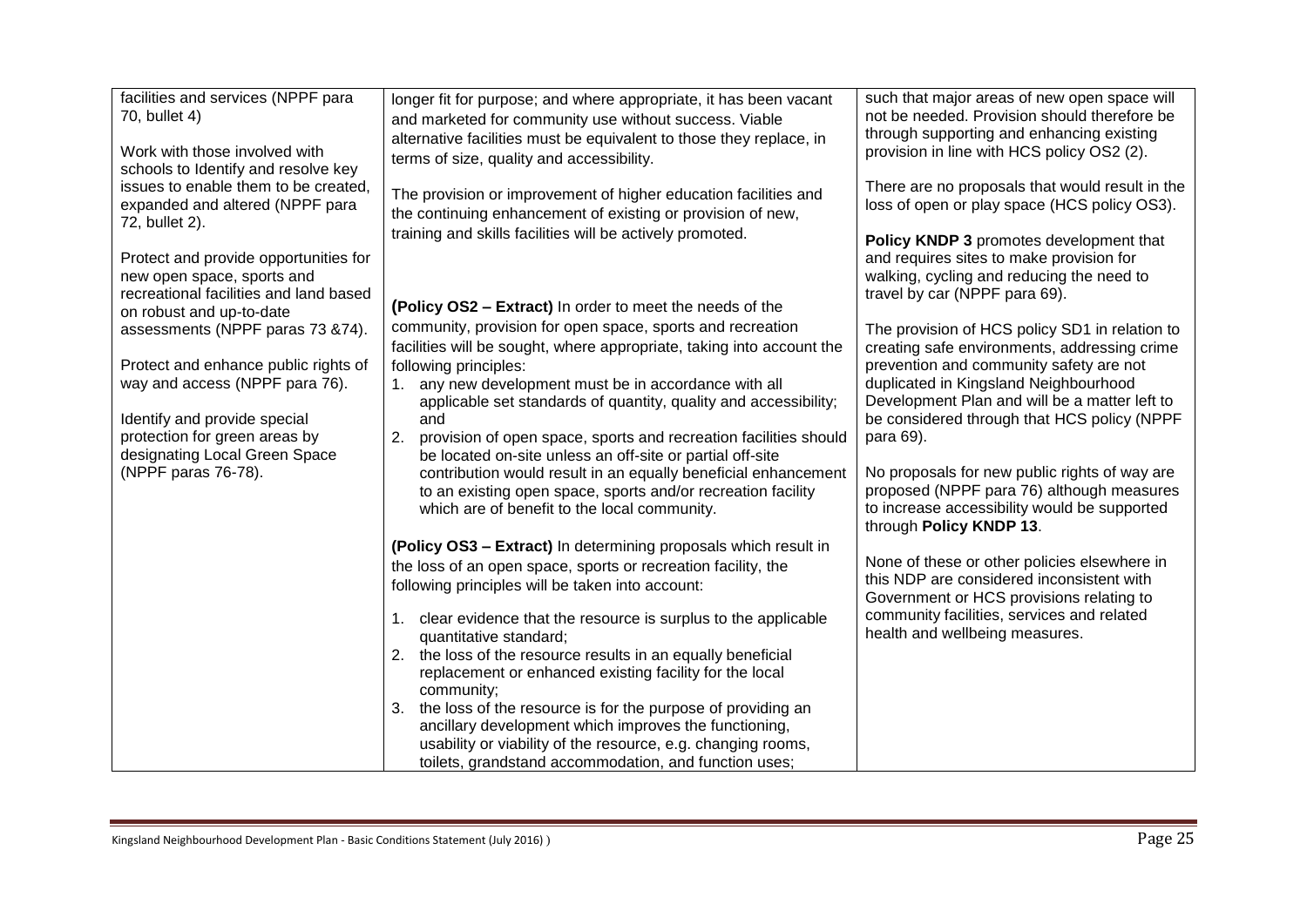| | | |
|---|---|---|
| facilities and services (NPPF para 70, bullet 4)<br><br>Work with those involved with schools to Identify and resolve key issues to enable them to be created, expanded and altered (NPPF para 72, bullet 2).<br><br>Protect and provide opportunities for new open space, sports and recreational facilities and land based on robust and up-to-date assessments (NPPF paras 73 &74).<br><br>Protect and enhance public rights of way and access (NPPF para 76).<br><br>Identify and provide special protection for green areas by designating Local Green Space (NPPF paras 76-78). | longer fit for purpose; and where appropriate, it has been vacant and marketed for community use without success. Viable alternative facilities must be equivalent to those they replace, in terms of size, quality and accessibility.<br><br>The provision or improvement of higher education facilities and the continuing enhancement of existing or provision of new, training and skills facilities will be actively promoted.<br><br>**(Policy OS2 – Extract)** In order to meet the needs of the community, provision for open space, sports and recreation facilities will be sought, where appropriate, taking into account the following principles:<br>1. any new development must be in accordance with all applicable set standards of quantity, quality and accessibility; and<br>2. provision of open space, sports and recreation facilities should be located on-site unless an off-site or partial off-site contribution would result in an equally beneficial enhancement to an existing open space, sports and/or recreation facility which are of benefit to the local community.<br><br>**(Policy OS3 – Extract)** In determining proposals which result in the loss of an open space, sports or recreation facility, the following principles will be taken into account:<br><br>1. clear evidence that the resource is surplus to the applicable quantitative standard;<br>2. the loss of the resource results in an equally beneficial replacement or enhanced existing facility for the local community;<br>3. the loss of the resource is for the purpose of providing an ancillary development which improves the functioning, usability or viability of the resource, e.g. changing rooms, toilets, grandstand accommodation, and function uses; | such that major areas of new open space will not be needed. Provision should therefore be through supporting and enhancing existing provision in line with HCS policy OS2 (2).<br><br>There are no proposals that would result in the loss of open or play space (HCS policy OS3).<br><br>**Policy KNDP 3** promotes development that and requires sites to make provision for walking, cycling and reducing the need to travel by car (NPPF para 69).<br><br>The provision of HCS policy SD1 in relation to creating safe environments, addressing crime prevention and community safety are not duplicated in Kingsland Neighbourhood Development Plan and will be a matter left to be considered through that HCS policy (NPPF para 69).<br><br>No proposals for new public rights of way are proposed (NPPF para 76) although measures to increase accessibility would be supported through **Policy KNDP 13**.<br><br>None of these or other policies elsewhere in this NDP are considered inconsistent with Government or HCS provisions relating to community facilities, services and related health and wellbeing measures. |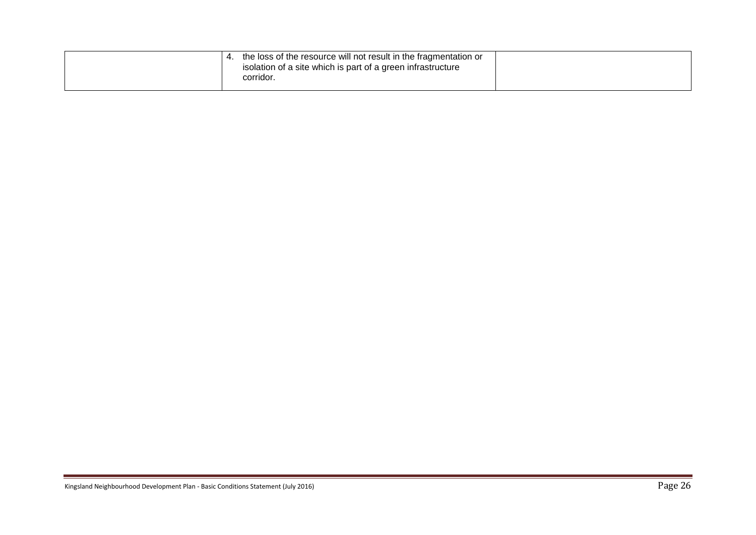| | | |
|---|---|---|
| | 4. the loss of the resource will not result in the fragmentation or isolation of a site which is part of a green infrastructure corridor. | |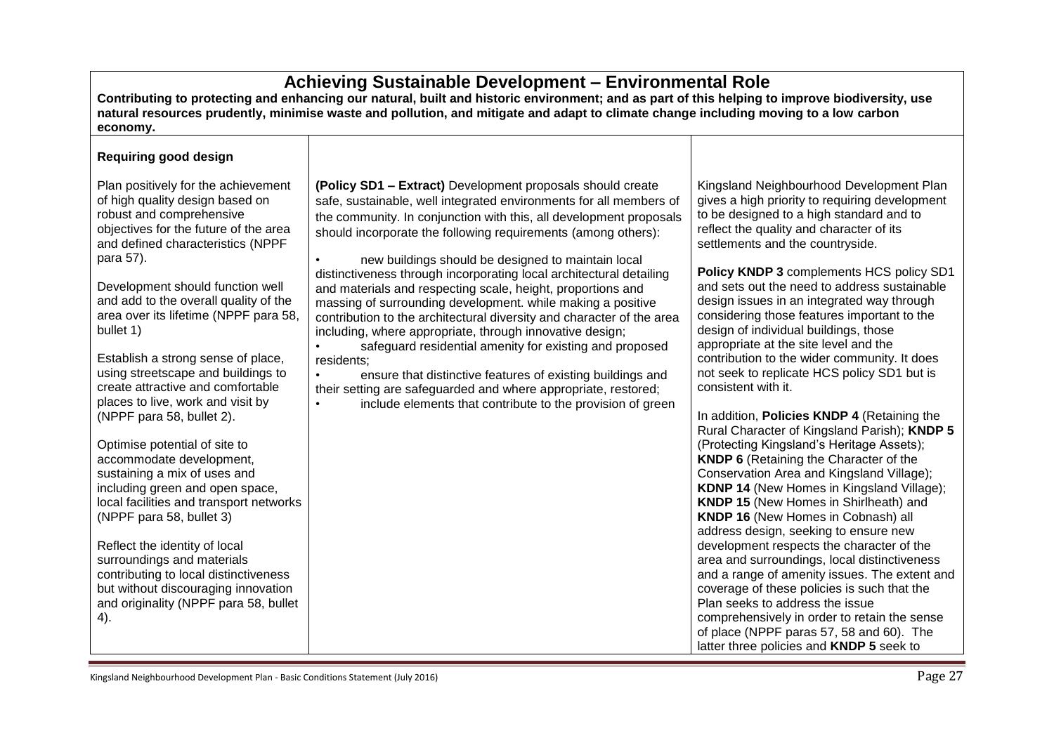## Achieving Sustainable Development – Environmental Role

**Contributing to protecting and enhancing our natural, built and historic environment; and as part of this helping to improve biodiversity, use natural resources prudently, minimise waste and pollution, and mitigate and adapt to climate change including moving to a low carbon economy.**

| | | |
|---|---|---|
| **Requiring good design** | | |
| Plan positively for the achievement of high quality design based on robust and comprehensive objectives for the future of the area and defined characteristics (NPPF para 57).<br><br>Development should function well and add to the overall quality of the area over its lifetime (NPPF para 58, bullet 1)<br><br>Establish a strong sense of place, using streetscape and buildings to create attractive and comfortable places to live, work and visit by (NPPF para 58, bullet 2).<br><br>Optimise potential of site to accommodate development, sustaining a mix of uses and including green and open space, local facilities and transport networks (NPPF para 58, bullet 3)<br><br>Reflect the identity of local surroundings and materials contributing to local distinctiveness but without discouraging innovation and originality (NPPF para 58, bullet 4). | **(Policy SD1 – Extract)** Development proposals should create safe, sustainable, well integrated environments for all members of the community. In conjunction with this, all development proposals should incorporate the following requirements (among others):<br><br>• new buildings should be designed to maintain local distinctiveness through incorporating local architectural detailing and materials and respecting scale, height, proportions and massing of surrounding development. while making a positive contribution to the architectural diversity and character of the area including, where appropriate, through innovative design;<br>• safeguard residential amenity for existing and proposed residents;<br>• ensure that distinctive features of existing buildings and their setting are safeguarded and where appropriate, restored;<br>• include elements that contribute to the provision of green | Kingsland Neighbourhood Development Plan gives a high priority to requiring development to be designed to a high standard and to reflect the quality and character of its settlements and the countryside.<br><br>**Policy KNDP 3** complements HCS policy SD1 and sets out the need to address sustainable design issues in an integrated way through considering those features important to the design of individual buildings, those appropriate at the site level and the contribution to the wider community. It does not seek to replicate HCS policy SD1 but is consistent with it.<br><br>In addition, **Policies KNDP 4** (Retaining the Rural Character of Kingsland Parish); **KNDP 5** (Protecting Kingsland's Heritage Assets); **KNDP 6** (Retaining the Character of the Conservation Area and Kingsland Village); **KDNP 14** (New Homes in Kingsland Village); **KNDP 15** (New Homes in Shirlheath) and **KNDP 16** (New Homes in Cobnash) all address design, seeking to ensure new development respects the character of the area and surroundings, local distinctiveness and a range of amenity issues. The extent and coverage of these policies is such that the Plan seeks to address the issue comprehensively in order to retain the sense of place (NPPF paras 57, 58 and 60). The latter three policies and **KNDP 5** seek to |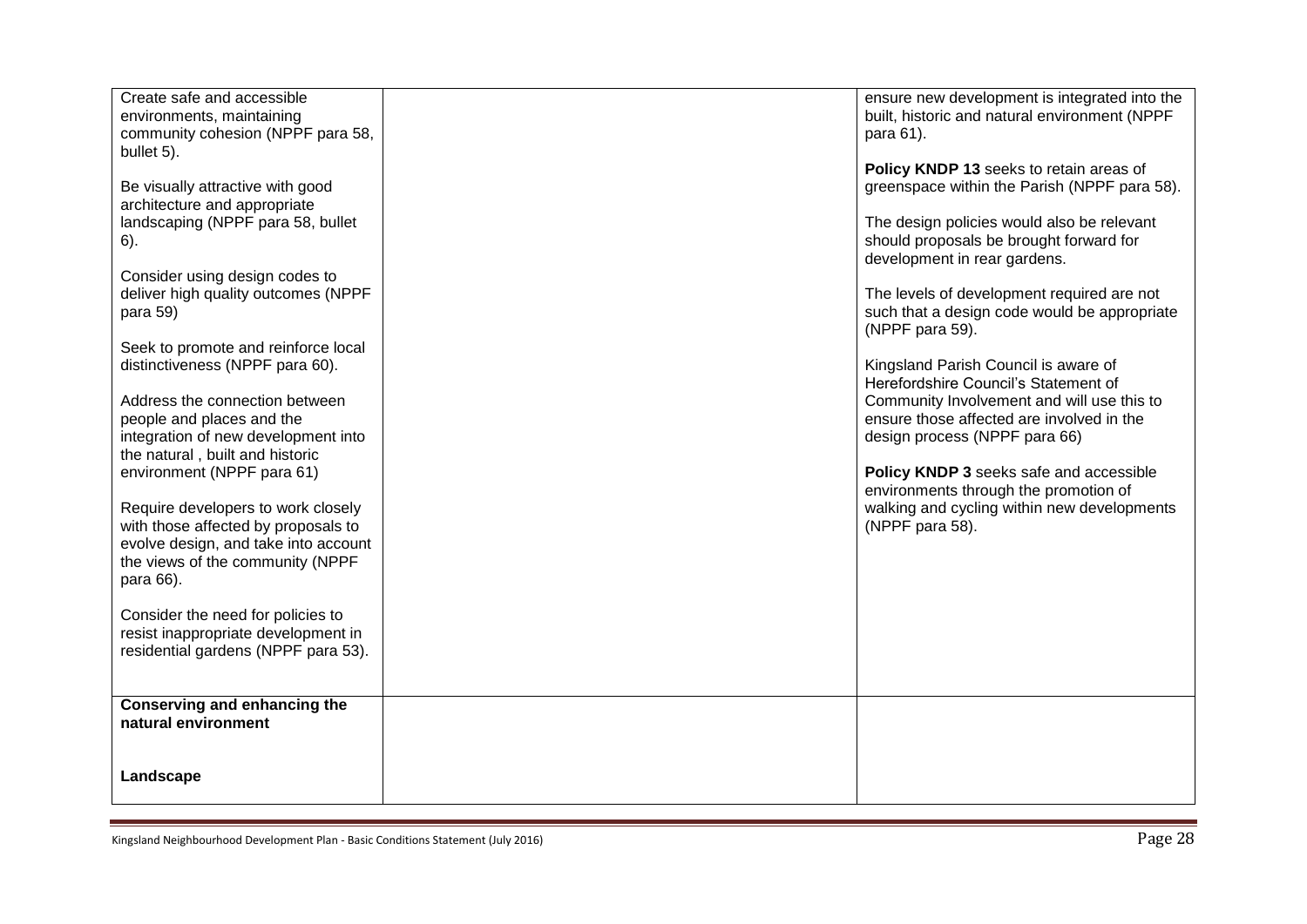| | | |
|---|---|---|
| Create safe and accessible environments, maintaining community cohesion (NPPF para 58, bullet 5).<br><br>Be visually attractive with good architecture and appropriate landscaping (NPPF para 58, bullet 6).<br><br>Consider using design codes to deliver high quality outcomes (NPPF para 59)<br><br>Seek to promote and reinforce local distinctiveness (NPPF para 60).<br><br>Address the connection between people and places and the integration of new development into the natural , built and historic environment (NPPF para 61)<br><br>Require developers to work closely with those affected by proposals to evolve design, and take into account the views of the community (NPPF para 66).<br><br>Consider the need for policies to resist inappropriate development in residential gardens (NPPF para 53). | | ensure new development is integrated into the built, historic and natural environment (NPPF para 61).<br><br>**Policy KNDP 13** seeks to retain areas of greenspace within the Parish (NPPF para 58).<br><br>The design policies would also be relevant should proposals be brought forward for development in rear gardens.<br><br>The levels of development required are not such that a design code would be appropriate (NPPF para 59).<br><br>Kingsland Parish Council is aware of Herefordshire Council's Statement of Community Involvement and will use this to ensure those affected are involved in the design process (NPPF para 66)<br><br>**Policy KNDP 3** seeks safe and accessible environments through the promotion of walking and cycling within new developments (NPPF para 58). |
| **Conserving and enhancing the natural environment**<br><br>**Landscape** | | |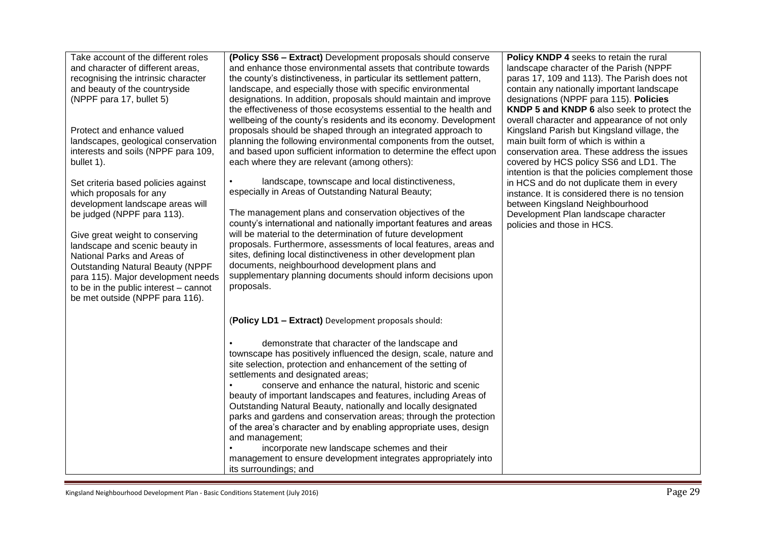| | | |
|---|---|---|
| Take account of the different roles and character of different areas, recognising the intrinsic character and beauty of the countryside (NPPF para 17, bullet 5)<br><br>Protect and enhance valued landscapes, geological conservation interests and soils (NPPF para 109, bullet 1).<br><br>Set criteria based policies against which proposals for any development landscape areas will be judged (NPPF para 113).<br><br>Give great weight to conserving landscape and scenic beauty in National Parks and Areas of Outstanding Natural Beauty (NPPF para 115). Major development needs to be in the public interest – cannot be met outside (NPPF para 116). | **(Policy SS6 – Extract)** Development proposals should conserve and enhance those environmental assets that contribute towards the county's distinctiveness, in particular its settlement pattern, landscape, and especially those with specific environmental designations. In addition, proposals should maintain and improve the effectiveness of those ecosystems essential to the health and wellbeing of the county's residents and its economy. Development proposals should be shaped through an integrated approach to planning the following environmental components from the outset, and based upon sufficient information to determine the effect upon each where they are relevant (among others):<br><br>• landscape, townscape and local distinctiveness, especially in Areas of Outstanding Natural Beauty;<br><br>The management plans and conservation objectives of the county's international and nationally important features and areas will be material to the determination of future development proposals. Furthermore, assessments of local features, areas and sites, defining local distinctiveness in other development plan documents, neighbourhood development plans and supplementary planning documents should inform decisions upon proposals. | **Policy KNDP 4** seeks to retain the rural landscape character of the Parish (NPPF paras 17, 109 and 113). The Parish does not contain any nationally important landscape designations (NPPF para 115). **Policies KNDP 5 and KNDP 6** also seek to protect the overall character and appearance of not only Kingsland Parish but Kingsland village, the main built form of which is within a conservation area. These address the issues covered by HCS policy SS6 and LD1. The intention is that the policies complement those in HCS and do not duplicate them in every instance. It is considered there is no tension between Kingsland Neighbourhood Development Plan landscape character policies and those in HCS. |
| | (**Policy LD1 – Extract)** Development proposals should:<br><br>• demonstrate that character of the landscape and townscape has positively influenced the design, scale, nature and site selection, protection and enhancement of the setting of settlements and designated areas;<br>• conserve and enhance the natural, historic and scenic beauty of important landscapes and features, including Areas of Outstanding Natural Beauty, nationally and locally designated parks and gardens and conservation areas; through the protection of the area's character and by enabling appropriate uses, design and management;<br>• incorporate new landscape schemes and their management to ensure development integrates appropriately into its surroundings; and | |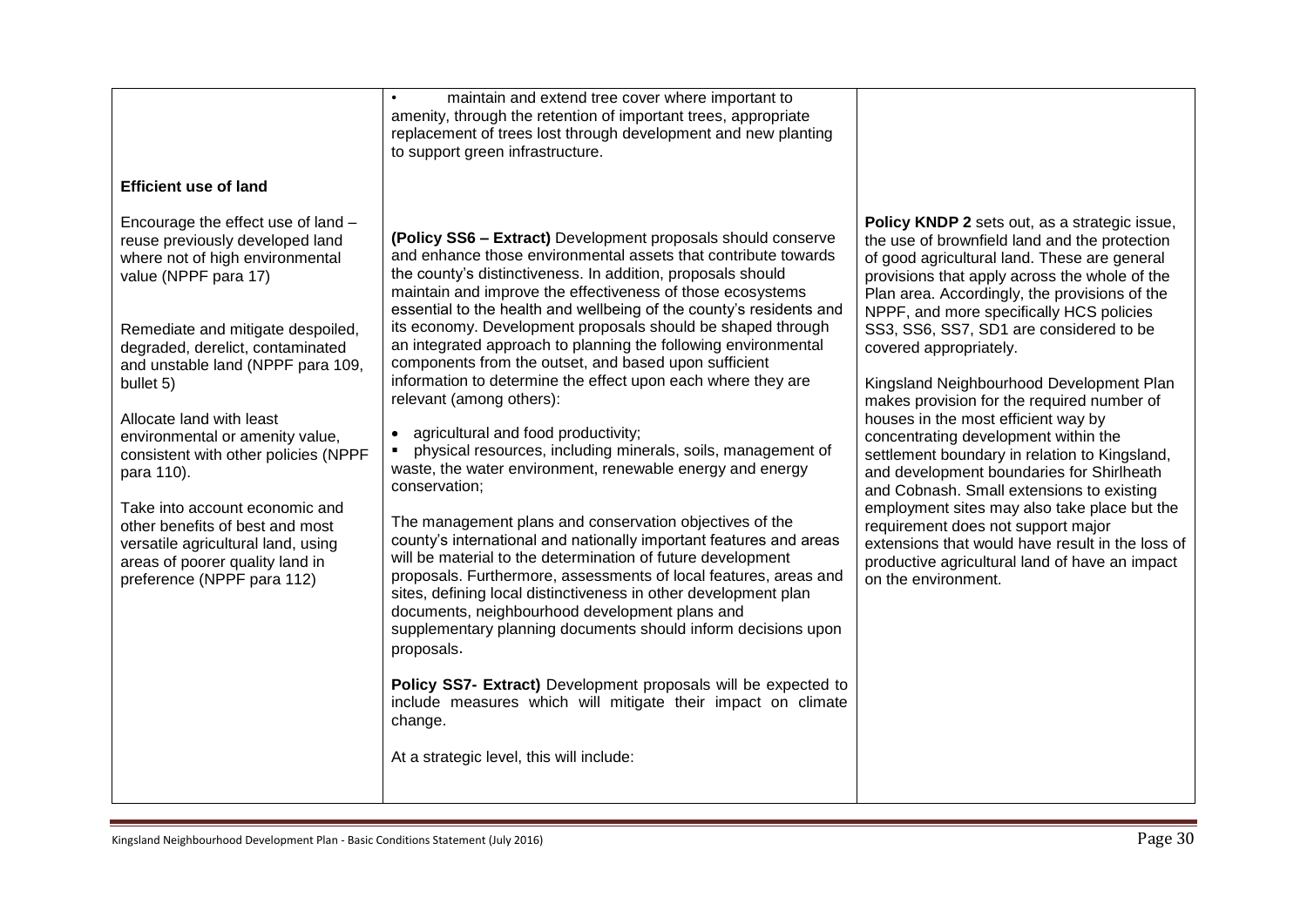| | | |
|---|---|---|
| | • maintain and extend tree cover where important to amenity, through the retention of important trees, appropriate replacement of trees lost through development and new planting to support green infrastructure. | |
| **Efficient use of land**<br><br>Encourage the effect use of land – reuse previously developed land where not of high environmental value (NPPF para 17)<br><br>Remediate and mitigate despoiled, degraded, derelict, contaminated and unstable land (NPPF para 109, bullet 5)<br><br>Allocate land with least environmental or amenity value, consistent with other policies (NPPF para 110).<br><br>Take into account economic and other benefits of best and most versatile agricultural land, using areas of poorer quality land in preference (NPPF para 112) | **(Policy SS6 – Extract)** Development proposals should conserve and enhance those environmental assets that contribute towards the county's distinctiveness. In addition, proposals should maintain and improve the effectiveness of those ecosystems essential to the health and wellbeing of the county's residents and its economy. Development proposals should be shaped through an integrated approach to planning the following environmental components from the outset, and based upon sufficient information to determine the effect upon each where they are relevant (among others):<br><br>• agricultural and food productivity;<br>• physical resources, including minerals, soils, management of waste, the water environment, renewable energy and energy conservation;<br><br>The management plans and conservation objectives of the county's international and nationally important features and areas will be material to the determination of future development proposals. Furthermore, assessments of local features, areas and sites, defining local distinctiveness in other development plan documents, neighbourhood development plans and supplementary planning documents should inform decisions upon proposals.<br><br>**Policy SS7- Extract)** Development proposals will be expected to include measures which will mitigate their impact on climate change.<br><br>At a strategic level, this will include: | **Policy KNDP 2** sets out, as a strategic issue, the use of brownfield land and the protection of good agricultural land. These are general provisions that apply across the whole of the Plan area. Accordingly, the provisions of the NPPF, and more specifically HCS policies SS3, SS6, SS7, SD1 are considered to be covered appropriately.<br><br>Kingsland Neighbourhood Development Plan makes provision for the required number of houses in the most efficient way by concentrating development within the settlement boundary in relation to Kingsland, and development boundaries for Shirlheath and Cobnash. Small extensions to existing employment sites may also take place but the requirement does not support major extensions that would have result in the loss of productive agricultural land of have an impact on the environment. |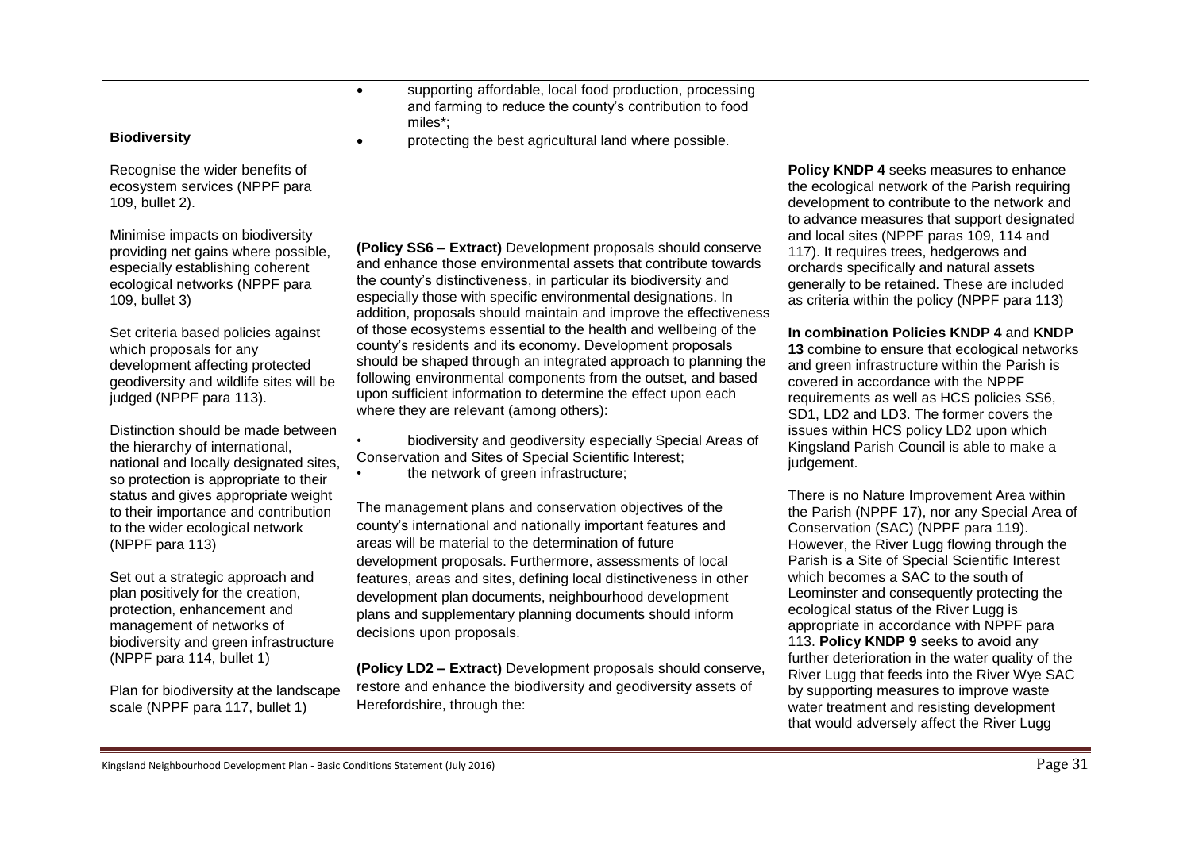| | | |
|---|---|---|
| **Biodiversity**<br><br>Recognise the wider benefits of ecosystem services (NPPF para 109, bullet 2).<br><br>Minimise impacts on biodiversity providing net gains where possible, especially establishing coherent ecological networks (NPPF para 109, bullet 3)<br><br>Set criteria based policies against which proposals for any development affecting protected geodiversity and wildlife sites will be judged (NPPF para 113).<br><br>Distinction should be made between the hierarchy of international, national and locally designated sites, so protection is appropriate to their status and gives appropriate weight to their importance and contribution to the wider ecological network (NPPF para 113)<br><br>Set out a strategic approach and plan positively for the creation, protection, enhancement and management of networks of biodiversity and green infrastructure (NPPF para 114, bullet 1)<br><br>Plan for biodiversity at the landscape scale (NPPF para 117, bullet 1) | • supporting affordable, local food production, processing and farming to reduce the county's contribution to food miles*;<br>• protecting the best agricultural land where possible.<br><br>**(Policy SS6 – Extract)** Development proposals should conserve and enhance those environmental assets that contribute towards the county's distinctiveness, in particular its biodiversity and especially those with specific environmental designations. In addition, proposals should maintain and improve the effectiveness of those ecosystems essential to the health and wellbeing of the county's residents and its economy. Development proposals should be shaped through an integrated approach to planning the following environmental components from the outset, and based upon sufficient information to determine the effect upon each where they are relevant (among others):<br><br>• biodiversity and geodiversity especially Special Areas of Conservation and Sites of Special Scientific Interest;<br>• the network of green infrastructure;<br><br>The management plans and conservation objectives of the county's international and nationally important features and areas will be material to the determination of future development proposals. Furthermore, assessments of local features, areas and sites, defining local distinctiveness in other development plan documents, neighbourhood development plans and supplementary planning documents should inform decisions upon proposals.<br><br>**(Policy LD2 – Extract)** Development proposals should conserve, restore and enhance the biodiversity and geodiversity assets of Herefordshire, through the: | **Policy KNDP 4** seeks measures to enhance the ecological network of the Parish requiring development to contribute to the network and to advance measures that support designated and local sites (NPPF paras 109, 114 and 117). It requires trees, hedgerows and orchards specifically and natural assets generally to be retained. These are included as criteria within the policy (NPPF para 113)<br><br>**In combination Policies KNDP 4** and **KNDP 13** combine to ensure that ecological networks and green infrastructure within the Parish is covered in accordance with the NPPF requirements as well as HCS policies SS6, SD1, LD2 and LD3. The former covers the issues within HCS policy LD2 upon which Kingsland Parish Council is able to make a judgement.<br><br>There is no Nature Improvement Area within the Parish (NPPF 17), nor any Special Area of Conservation (SAC) (NPPF para 119). However, the River Lugg flowing through the Parish is a Site of Special Scientific Interest which becomes a SAC to the south of Leominster and consequently protecting the ecological status of the River Lugg is appropriate in accordance with NPPF para 113. **Policy KNDP 9** seeks to avoid any further deterioration in the water quality of the River Lugg that feeds into the River Wye SAC by supporting measures to improve waste water treatment and resisting development that would adversely affect the River Lugg |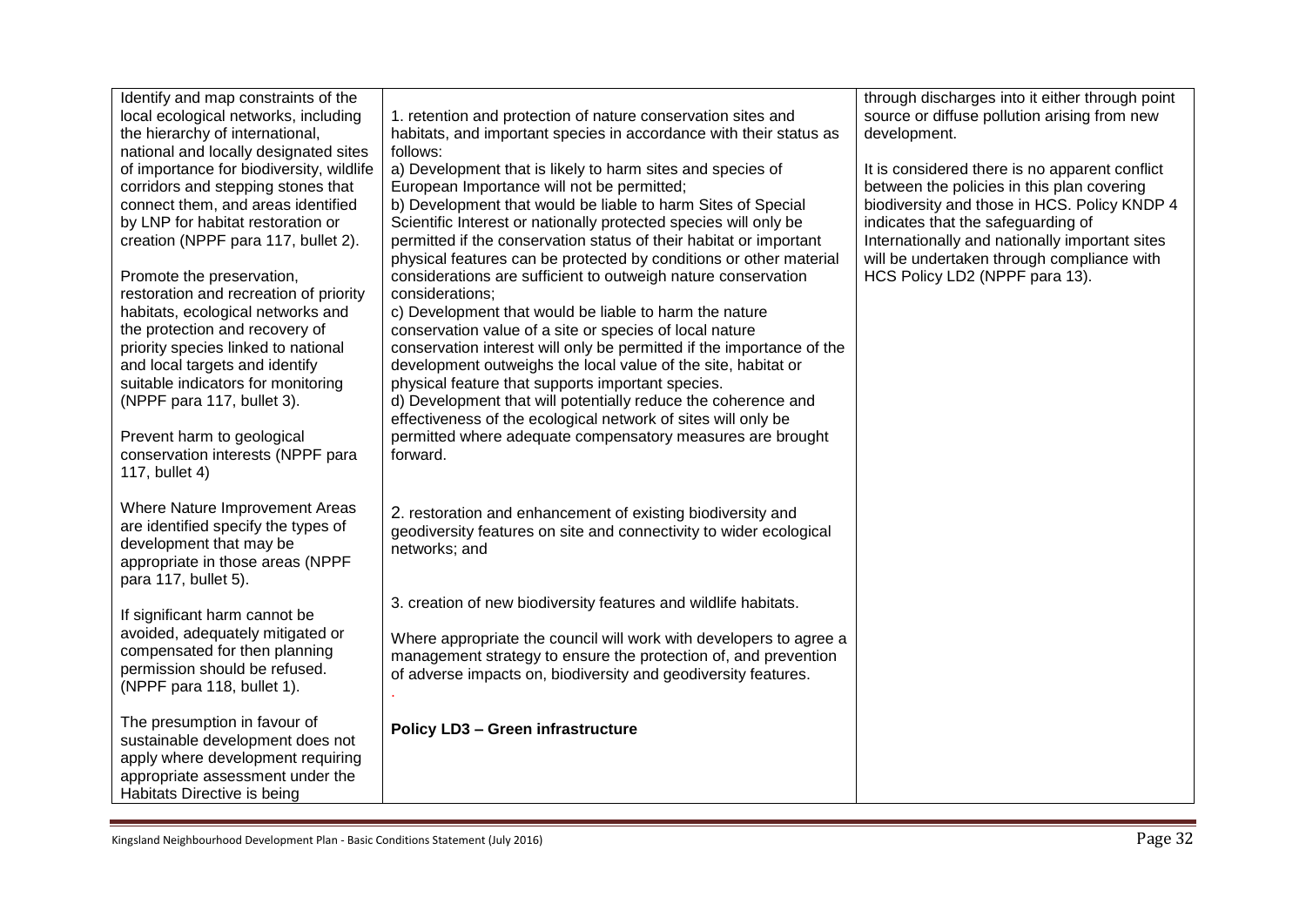| | | |
|---|---|---|
| Identify and map constraints of the local ecological networks, including the hierarchy of international, national and locally designated sites of importance for biodiversity, wildlife corridors and stepping stones that connect them, and areas identified by LNP for habitat restoration or creation (NPPF para 117, bullet 2).<br><br>Promote the preservation, restoration and recreation of priority habitats, ecological networks and the protection and recovery of priority species linked to national and local targets and identify suitable indicators for monitoring (NPPF para 117, bullet 3).<br><br>Prevent harm to geological conservation interests (NPPF para 117, bullet 4)<br><br>Where Nature Improvement Areas are identified specify the types of development that may be appropriate in those areas (NPPF para 117, bullet 5).<br><br>If significant harm cannot be avoided, adequately mitigated or compensated for then planning permission should be refused. (NPPF para 118, bullet 1).<br><br>The presumption in favour of sustainable development does not apply where development requiring appropriate assessment under the Habitats Directive is being | 1. retention and protection of nature conservation sites and habitats, and important species in accordance with their status as follows:<br>a) Development that is likely to harm sites and species of European Importance will not be permitted;<br>b) Development that would be liable to harm Sites of Special Scientific Interest or nationally protected species will only be permitted if the conservation status of their habitat or important physical features can be protected by conditions or other material considerations are sufficient to outweigh nature conservation considerations;<br>c) Development that would be liable to harm the nature conservation value of a site or species of local nature conservation interest will only be permitted if the importance of the development outweighs the local value of the site, habitat or physical feature that supports important species.<br>d) Development that will potentially reduce the coherence and effectiveness of the ecological network of sites will only be permitted where adequate compensatory measures are brought forward.<br><br>2. restoration and enhancement of existing biodiversity and geodiversity features on site and connectivity to wider ecological networks; and<br><br>3. creation of new biodiversity features and wildlife habitats.<br><br>Where appropriate the council will work with developers to agree a management strategy to ensure the protection of, and prevention of adverse impacts on, biodiversity and geodiversity features.<br>.<br><br>**Policy LD3 – Green infrastructure** | through discharges into it either through point source or diffuse pollution arising from new development.<br><br>It is considered there is no apparent conflict between the policies in this plan covering biodiversity and those in HCS. Policy KNDP 4 indicates that the safeguarding of Internationally and nationally important sites will be undertaken through compliance with HCS Policy LD2 (NPPF para 13). |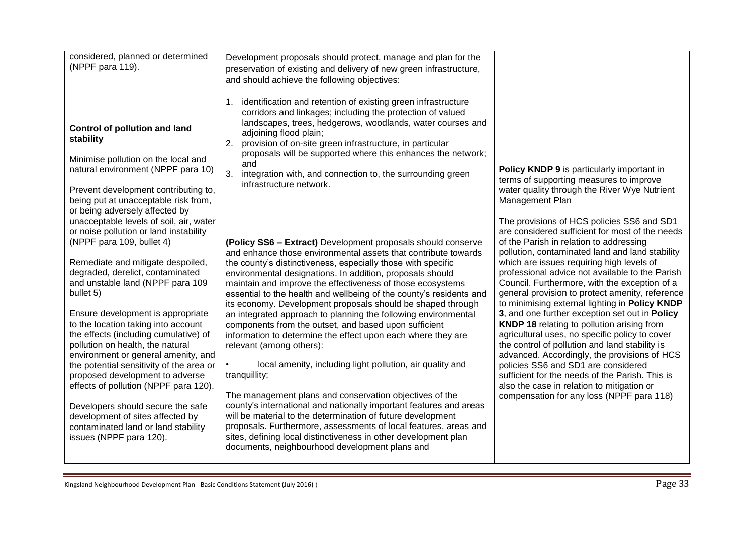| | | |
|---|---|---|
| considered, planned or determined (NPPF para 119).<br><br>**Control of pollution and land stability**<br><br>Minimise pollution on the local and natural environment (NPPF para 10)<br><br>Prevent development contributing to, being put at unacceptable risk from, or being adversely affected by unacceptable levels of soil, air, water or noise pollution or land instability (NPPF para 109, bullet 4)<br><br>Remediate and mitigate despoiled, degraded, derelict, contaminated and unstable land (NPPF para 109 bullet 5)<br><br>Ensure development is appropriate to the location taking into account the effects (including cumulative) of pollution on health, the natural environment or general amenity, and the potential sensitivity of the area or proposed development to adverse effects of pollution (NPPF para 120).<br><br>Developers should secure the safe development of sites affected by contaminated land or land stability issues (NPPF para 120). | Development proposals should protect, manage and plan for the preservation of existing and delivery of new green infrastructure, and should achieve the following objectives:<br><br>1. identification and retention of existing green infrastructure corridors and linkages; including the protection of valued landscapes, trees, hedgerows, woodlands, water courses and adjoining flood plain;<br>2. provision of on-site green infrastructure, in particular proposals will be supported where this enhances the network; and<br>3. integration with, and connection to, the surrounding green infrastructure network.<br><br>**(Policy SS6 – Extract)** Development proposals should conserve and enhance those environmental assets that contribute towards the county's distinctiveness, especially those with specific environmental designations. In addition, proposals should maintain and improve the effectiveness of those ecosystems essential to the health and wellbeing of the county's residents and its economy. Development proposals should be shaped through an integrated approach to planning the following environmental components from the outset, and based upon sufficient information to determine the effect upon each where they are relevant (among others):<br><br>• local amenity, including light pollution, air quality and tranquillity;<br><br>The management plans and conservation objectives of the county's international and nationally important features and areas will be material to the determination of future development proposals. Furthermore, assessments of local features, areas and sites, defining local distinctiveness in other development plan documents, neighbourhood development plans and | **Policy KNDP 9** is particularly important in terms of supporting measures to improve water quality through the River Wye Nutrient Management Plan<br><br>The provisions of HCS policies SS6 and SD1 are considered sufficient for most of the needs of the Parish in relation to addressing pollution, contaminated land and land stability which are issues requiring high levels of professional advice not available to the Parish Council. Furthermore, with the exception of a general provision to protect amenity, reference to minimising external lighting in **Policy KNDP 3**, and one further exception set out in **Policy KNDP 18** relating to pollution arising from agricultural uses, no specific policy to cover the control of pollution and land stability is advanced. Accordingly, the provisions of HCS policies SS6 and SD1 are considered sufficient for the needs of the Parish. This is also the case in relation to mitigation or compensation for any loss (NPPF para 118) |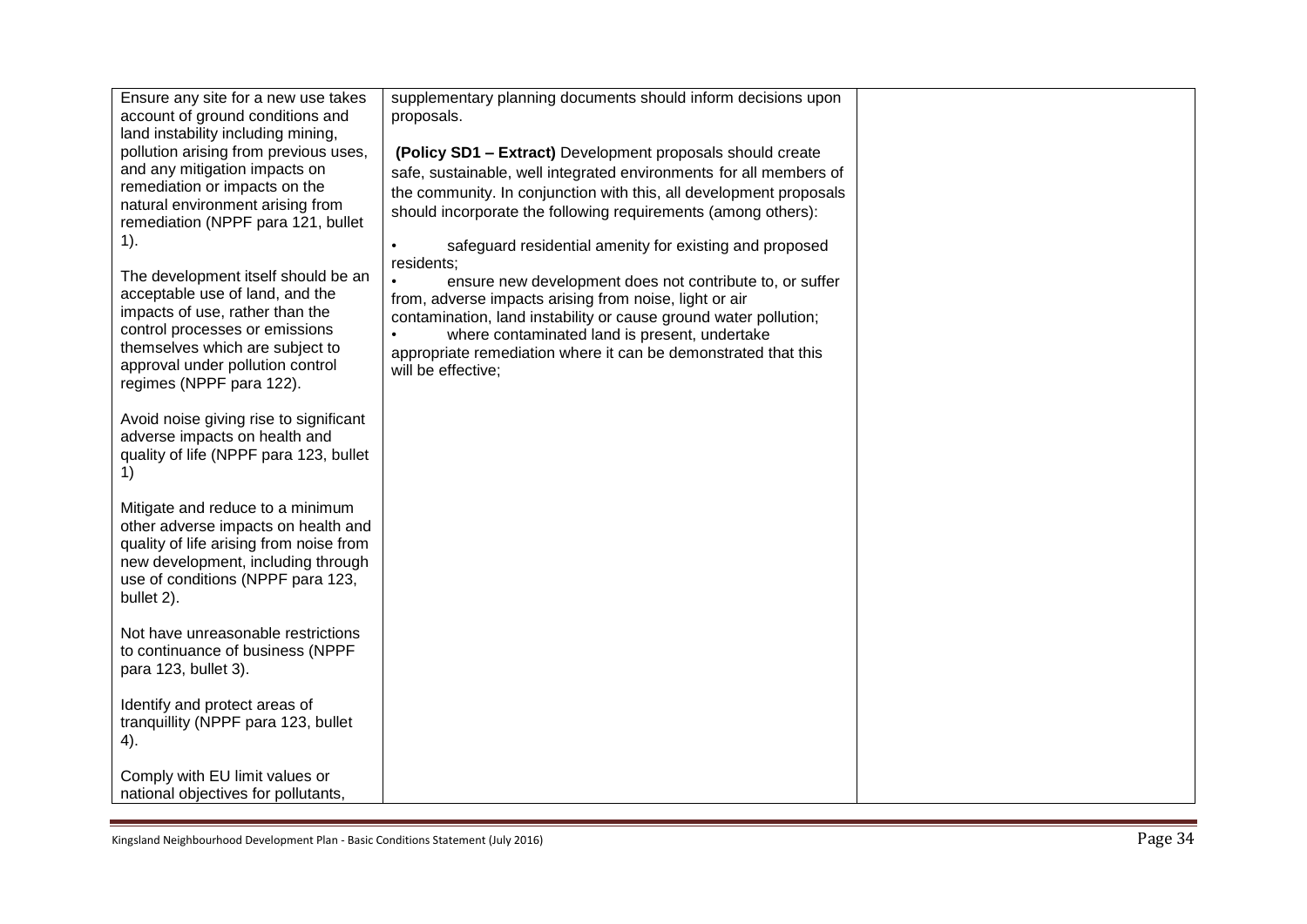| | | |
|---|---|---|
| Ensure any site for a new use takes account of ground conditions and land instability including mining, pollution arising from previous uses, and any mitigation impacts on remediation or impacts on the natural environment arising from remediation (NPPF para 121, bullet 1).<br><br>The development itself should be an acceptable use of land, and the impacts of use, rather than the control processes or emissions themselves which are subject to approval under pollution control regimes (NPPF para 122).<br><br>Avoid noise giving rise to significant adverse impacts on health and quality of life (NPPF para 123, bullet 1)<br><br>Mitigate and reduce to a minimum other adverse impacts on health and quality of life arising from noise from new development, including through use of conditions (NPPF para 123, bullet 2).<br><br>Not have unreasonable restrictions to continuance of business (NPPF para 123, bullet 3).<br><br>Identify and protect areas of tranquillity (NPPF para 123, bullet 4).<br><br>Comply with EU limit values or national objectives for pollutants, | supplementary planning documents should inform decisions upon proposals.<br><br>**(Policy SD1 – Extract)** Development proposals should create safe, sustainable, well integrated environments for all members of the community. In conjunction with this, all development proposals should incorporate the following requirements (among others):<br><br>• safeguard residential amenity for existing and proposed residents;<br>• ensure new development does not contribute to, or suffer from, adverse impacts arising from noise, light or air contamination, land instability or cause ground water pollution;<br>• where contaminated land is present, undertake appropriate remediation where it can be demonstrated that this will be effective; | |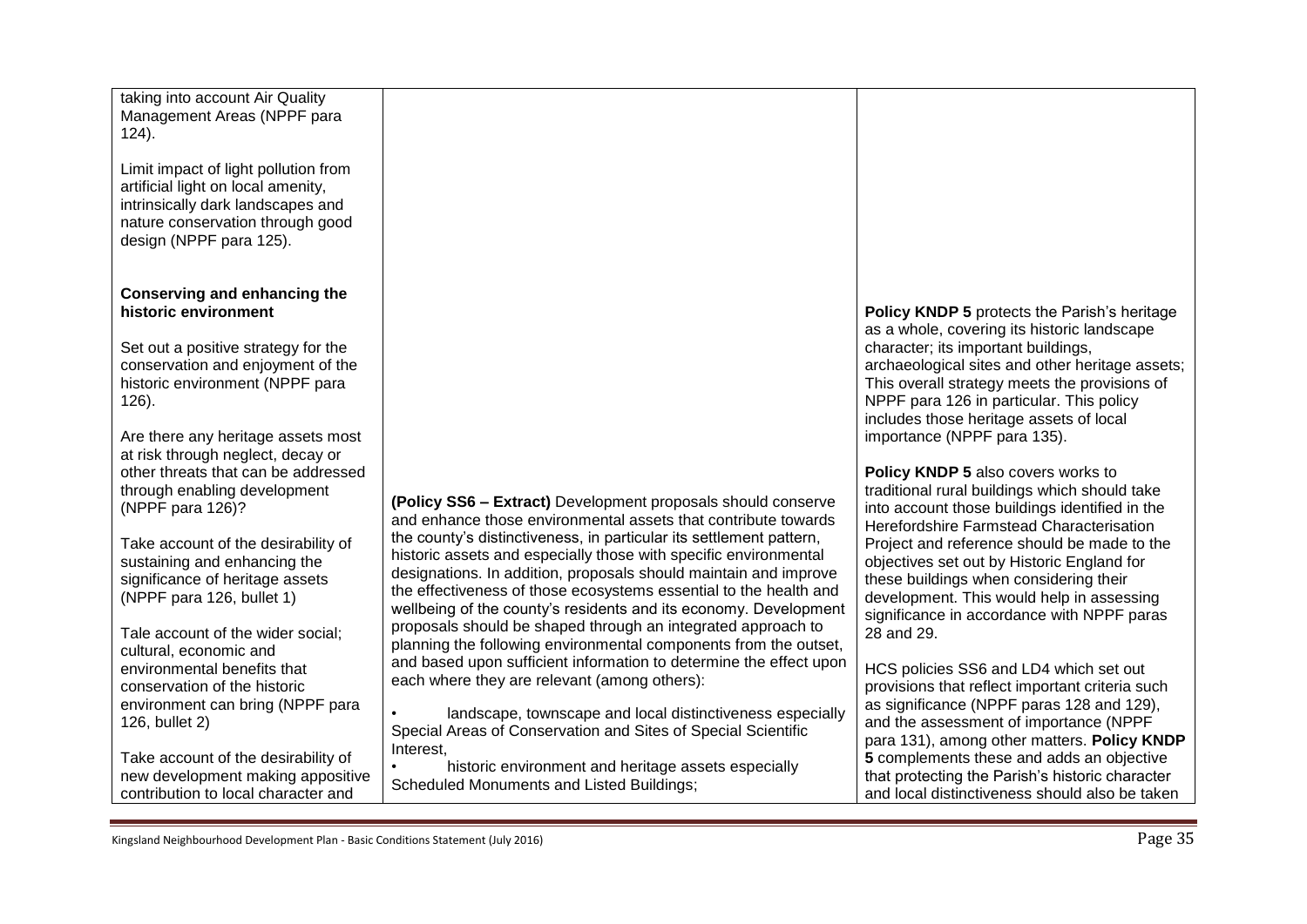| | | |
|---|---|---|
| taking into account Air Quality Management Areas (NPPF para 124).<br><br>Limit impact of light pollution from artificial light on local amenity, intrinsically dark landscapes and nature conservation through good design (NPPF para 125). | | |
| **Conserving and enhancing the historic environment**<br><br>Set out a positive strategy for the conservation and enjoyment of the historic environment (NPPF para 126).<br><br>Are there any heritage assets most at risk through neglect, decay or other threats that can be addressed through enabling development (NPPF para 126)?<br><br>Take account of the desirability of sustaining and enhancing the significance of heritage assets (NPPF para 126, bullet 1)<br><br>Tale account of the wider social; cultural, economic and environmental benefits that conservation of the historic environment can bring (NPPF para 126, bullet 2)<br><br>Take account of the desirability of new development making appositive contribution to local character and | **(Policy SS6 – Extract)** Development proposals should conserve and enhance those environmental assets that contribute towards the county's distinctiveness, in particular its settlement pattern, historic assets and especially those with specific environmental designations. In addition, proposals should maintain and improve the effectiveness of those ecosystems essential to the health and wellbeing of the county's residents and its economy. Development proposals should be shaped through an integrated approach to planning the following environmental components from the outset, and based upon sufficient information to determine the effect upon each where they are relevant (among others):<br><br>• landscape, townscape and local distinctiveness especially Special Areas of Conservation and Sites of Special Scientific Interest,<br>• historic environment and heritage assets especially Scheduled Monuments and Listed Buildings; | **Policy KNDP 5** protects the Parish's heritage as a whole, covering its historic landscape character; its important buildings, archaeological sites and other heritage assets; This overall strategy meets the provisions of NPPF para 126 in particular. This policy includes those heritage assets of local importance (NPPF para 135).<br><br>**Policy KNDP 5** also covers works to traditional rural buildings which should take into account those buildings identified in the Herefordshire Farmstead Characterisation Project and reference should be made to the objectives set out by Historic England for these buildings when considering their development. This would help in assessing significance in accordance with NPPF paras 28 and 29.<br><br>HCS policies SS6 and LD4 which set out provisions that reflect important criteria such as significance (NPPF paras 128 and 129), and the assessment of importance (NPPF para 131), among other matters. **Policy KNDP 5** complements these and adds an objective that protecting the Parish's historic character and local distinctiveness should also be taken |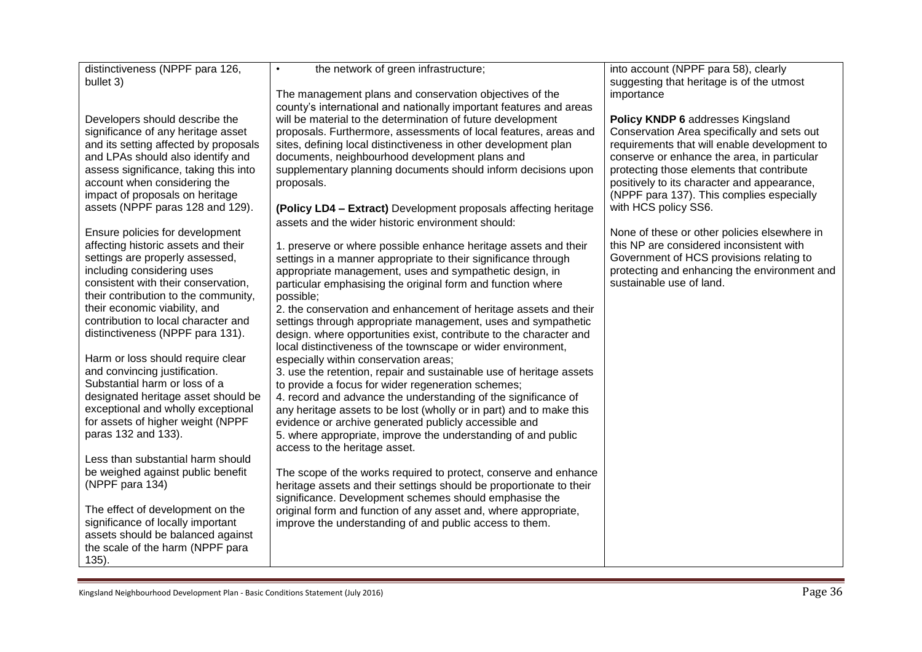| | | |
|---|---|---|
| distinctiveness (NPPF para 126, bullet 3)<br><br>Developers should describe the significance of any heritage asset and its setting affected by proposals and LPAs should also identify and assess significance, taking this into account when considering the impact of proposals on heritage assets (NPPF paras 128 and 129).<br><br>Ensure policies for development affecting historic assets and their settings are properly assessed, including considering uses consistent with their conservation, their contribution to the community, their economic viability, and contribution to local character and distinctiveness (NPPF para 131).<br><br>Harm or loss should require clear and convincing justification. Substantial harm or loss of a designated heritage asset should be exceptional and wholly exceptional for assets of higher weight (NPPF paras 132 and 133).<br><br>Less than substantial harm should be weighed against public benefit (NPPF para 134)<br><br>The effect of development on the significance of locally important assets should be balanced against the scale of the harm (NPPF para 135). | • the network of green infrastructure;<br><br>The management plans and conservation objectives of the county's international and nationally important features and areas will be material to the determination of future development proposals. Furthermore, assessments of local features, areas and sites, defining local distinctiveness in other development plan documents, neighbourhood development plans and supplementary planning documents should inform decisions upon proposals.<br><br>**(Policy LD4 – Extract)** Development proposals affecting heritage assets and the wider historic environment should:<br><br>1. preserve or where possible enhance heritage assets and their settings in a manner appropriate to their significance through appropriate management, uses and sympathetic design, in particular emphasising the original form and function where possible;<br>2. the conservation and enhancement of heritage assets and their settings through appropriate management, uses and sympathetic design. where opportunities exist, contribute to the character and local distinctiveness of the townscape or wider environment, especially within conservation areas;<br>3. use the retention, repair and sustainable use of heritage assets to provide a focus for wider regeneration schemes;<br>4. record and advance the understanding of the significance of any heritage assets to be lost (wholly or in part) and to make this evidence or archive generated publicly accessible and<br>5. where appropriate, improve the understanding of and public access to the heritage asset.<br><br>The scope of the works required to protect, conserve and enhance heritage assets and their settings should be proportionate to their significance. Development schemes should emphasise the original form and function of any asset and, where appropriate, improve the understanding of and public access to them. | into account (NPPF para 58), clearly suggesting that heritage is of the utmost importance<br><br>**Policy KNDP 6** addresses Kingsland Conservation Area specifically and sets out requirements that will enable development to conserve or enhance the area, in particular protecting those elements that contribute positively to its character and appearance, (NPPF para 137). This complies especially with HCS policy SS6.<br><br>None of these or other policies elsewhere in this NP are considered inconsistent with Government of HCS provisions relating to protecting and enhancing the environment and sustainable use of land. |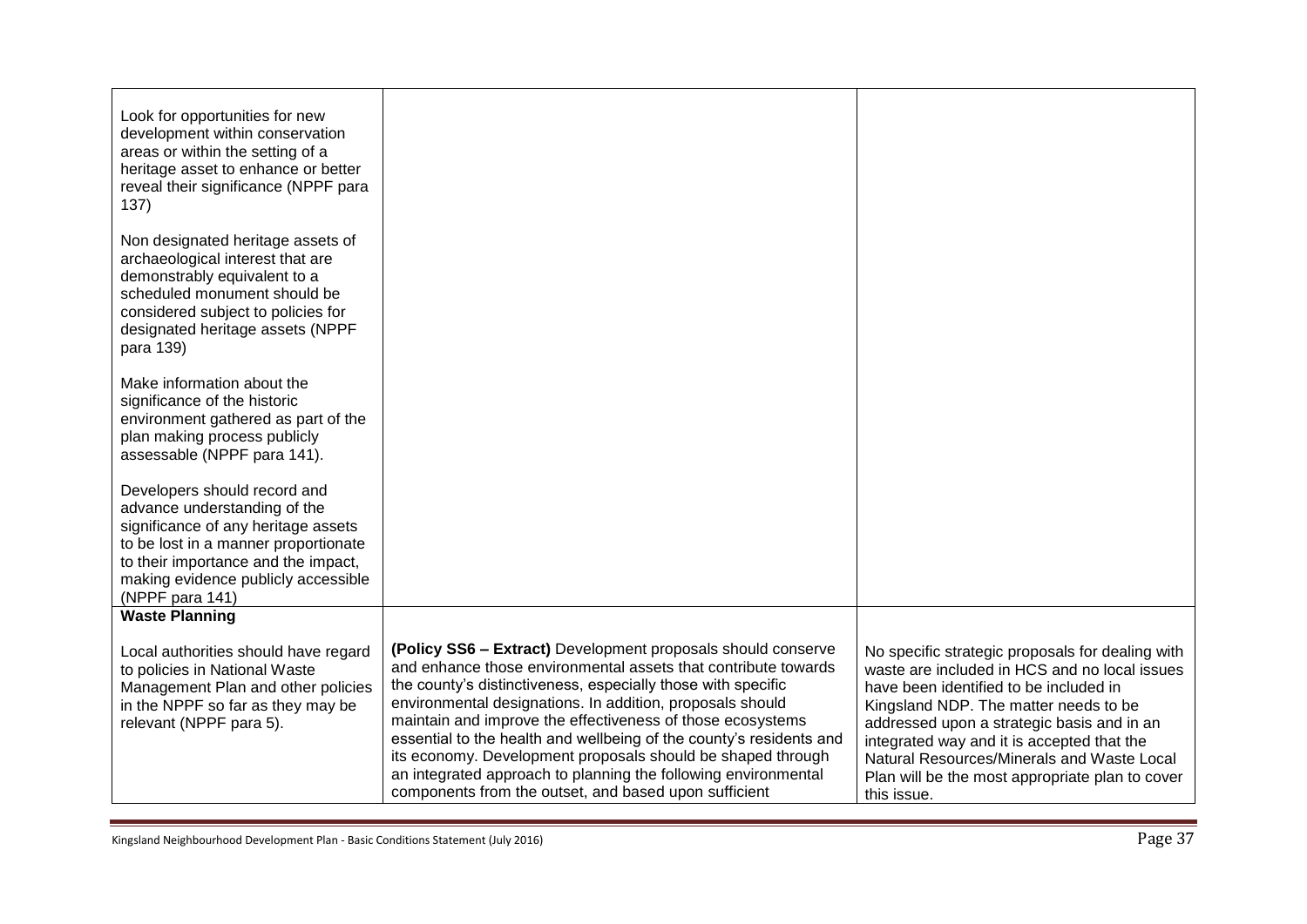| | | |
|---|---|---|
| Look for opportunities for new development within conservation areas or within the setting of a heritage asset to enhance or better reveal their significance (NPPF para 137)<br><br>Non designated heritage assets of archaeological interest that are demonstrably equivalent to a scheduled monument should be considered subject to policies for designated heritage assets (NPPF para 139)<br><br>Make information about the significance of the historic environment gathered as part of the plan making process publicly assessable (NPPF para 141).<br><br>Developers should record and advance understanding of the significance of any heritage assets to be lost in a manner proportionate to their importance and the impact, making evidence publicly accessible (NPPF para 141) | | |
| **Waste Planning**<br><br>Local authorities should have regard to policies in National Waste Management Plan and other policies in the NPPF so far as they may be relevant (NPPF para 5). | **(Policy SS6 – Extract)** Development proposals should conserve and enhance those environmental assets that contribute towards the county's distinctiveness, especially those with specific environmental designations. In addition, proposals should maintain and improve the effectiveness of those ecosystems essential to the health and wellbeing of the county's residents and its economy. Development proposals should be shaped through an integrated approach to planning the following environmental components from the outset, and based upon sufficient | No specific strategic proposals for dealing with waste are included in HCS and no local issues have been identified to be included in Kingsland NDP. The matter needs to be addressed upon a strategic basis and in an integrated way and it is accepted that the Natural Resources/Minerals and Waste Local Plan will be the most appropriate plan to cover this issue. |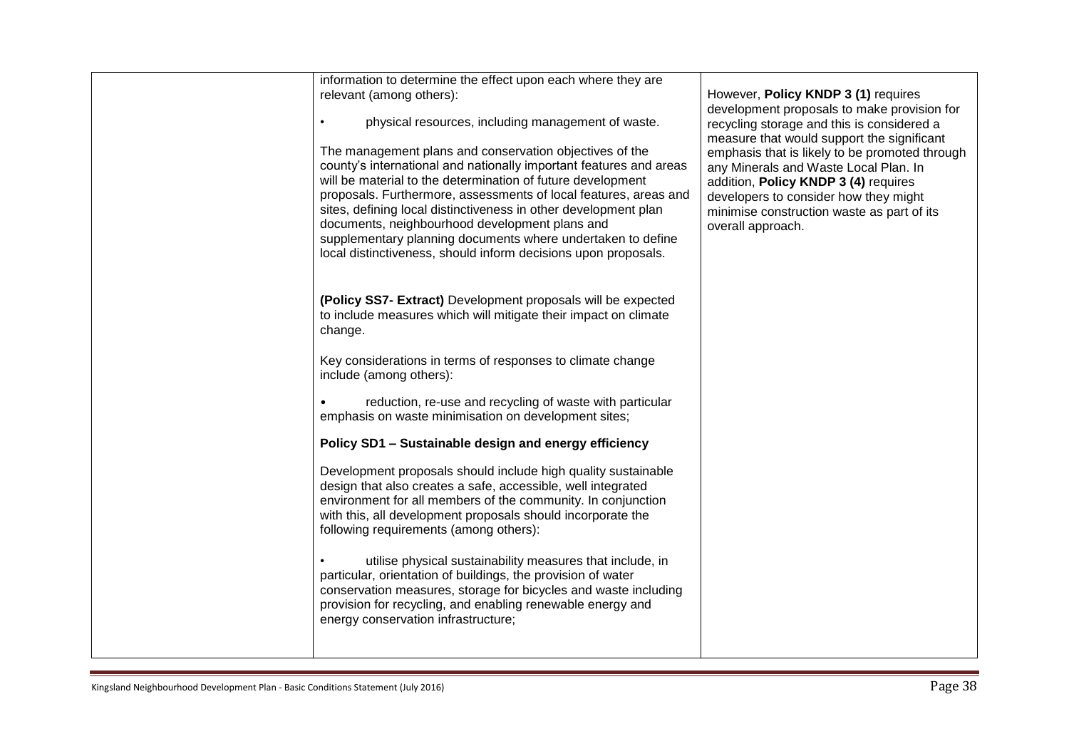| | | |
|---|---|---|
| | information to determine the effect upon each where they are relevant (among others):<br><br>• physical resources, including management of waste.<br><br>The management plans and conservation objectives of the county's international and nationally important features and areas will be material to the determination of future development proposals. Furthermore, assessments of local features, areas and sites, defining local distinctiveness in other development plan documents, neighbourhood development plans and supplementary planning documents where undertaken to define local distinctiveness, should inform decisions upon proposals.<br><br>**(Policy SS7- Extract)** Development proposals will be expected to include measures which will mitigate their impact on climate change.<br><br>Key considerations in terms of responses to climate change include (among others):<br><br>• reduction, re-use and recycling of waste with particular emphasis on waste minimisation on development sites;<br><br>**Policy SD1 – Sustainable design and energy efficiency**<br><br>Development proposals should include high quality sustainable design that also creates a safe, accessible, well integrated environment for all members of the community. In conjunction with this, all development proposals should incorporate the following requirements (among others):<br><br>• utilise physical sustainability measures that include, in particular, orientation of buildings, the provision of water conservation measures, storage for bicycles and waste including provision for recycling, and enabling renewable energy and energy conservation infrastructure; | However, **Policy KNDP 3 (1)** requires development proposals to make provision for recycling storage and this is considered a measure that would support the significant emphasis that is likely to be promoted through any Minerals and Waste Local Plan. In addition, **Policy KNDP 3 (4)** requires developers to consider how they might minimise construction waste as part of its overall approach. |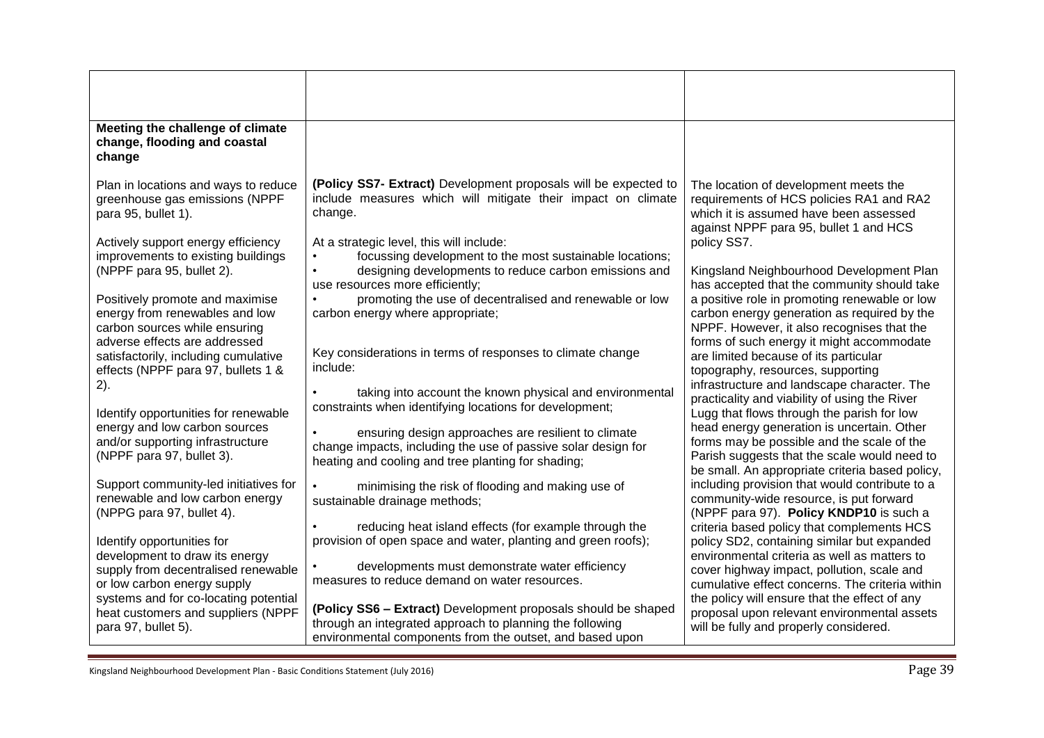| | | |
|---|---|---|
| | | |
| **Meeting the challenge of climate change, flooding and coastal change**<br><br>Plan in locations and ways to reduce greenhouse gas emissions (NPPF para 95, bullet 1).<br><br>Actively support energy efficiency improvements to existing buildings (NPPF para 95, bullet 2).<br><br>Positively promote and maximise energy from renewables and low carbon sources while ensuring adverse effects are addressed satisfactorily, including cumulative effects (NPPF para 97, bullets 1 & 2).<br><br>Identify opportunities for renewable energy and low carbon sources and/or supporting infrastructure (NPPF para 97, bullet 3).<br><br>Support community-led initiatives for renewable and low carbon energy (NPPG para 97, bullet 4).<br><br>Identify opportunities for development to draw its energy supply from decentralised renewable or low carbon energy supply systems and for co-locating potential heat customers and suppliers (NPPF para 97, bullet 5). | **(Policy SS7- Extract)** Development proposals will be expected to include measures which will mitigate their impact on climate change.<br><br>At a strategic level, this will include:<br>• focussing development to the most sustainable locations;<br>• designing developments to reduce carbon emissions and use resources more efficiently;<br>• promoting the use of decentralised and renewable or low carbon energy where appropriate;<br><br>Key considerations in terms of responses to climate change include:<br><br>• taking into account the known physical and environmental constraints when identifying locations for development;<br><br>• ensuring design approaches are resilient to climate change impacts, including the use of passive solar design for heating and cooling and tree planting for shading;<br><br>• minimising the risk of flooding and making use of sustainable drainage methods;<br><br>• reducing heat island effects (for example through the provision of open space and water, planting and green roofs);<br><br>• developments must demonstrate water efficiency measures to reduce demand on water resources.<br><br>**(Policy SS6 – Extract)** Development proposals should be shaped through an integrated approach to planning the following environmental components from the outset, and based upon | The location of development meets the requirements of HCS policies RA1 and RA2 which it is assumed have been assessed against NPPF para 95, bullet 1 and HCS policy SS7.<br><br>Kingsland Neighbourhood Development Plan has accepted that the community should take a positive role in promoting renewable or low carbon energy generation as required by the NPPF. However, it also recognises that the forms of such energy it might accommodate are limited because of its particular topography, resources, supporting infrastructure and landscape character. The practicality and viability of using the River Lugg that flows through the parish for low head energy generation is uncertain. Other forms may be possible and the scale of the Parish suggests that the scale would need to be small. An appropriate criteria based policy, including provision that would contribute to a community-wide resource, is put forward (NPPF para 97). **Policy KNDP10** is such a criteria based policy that complements HCS policy SD2, containing similar but expanded environmental criteria as well as matters to cover highway impact, pollution, scale and cumulative effect concerns. The criteria within the policy will ensure that the effect of any proposal upon relevant environmental assets will be fully and properly considered. |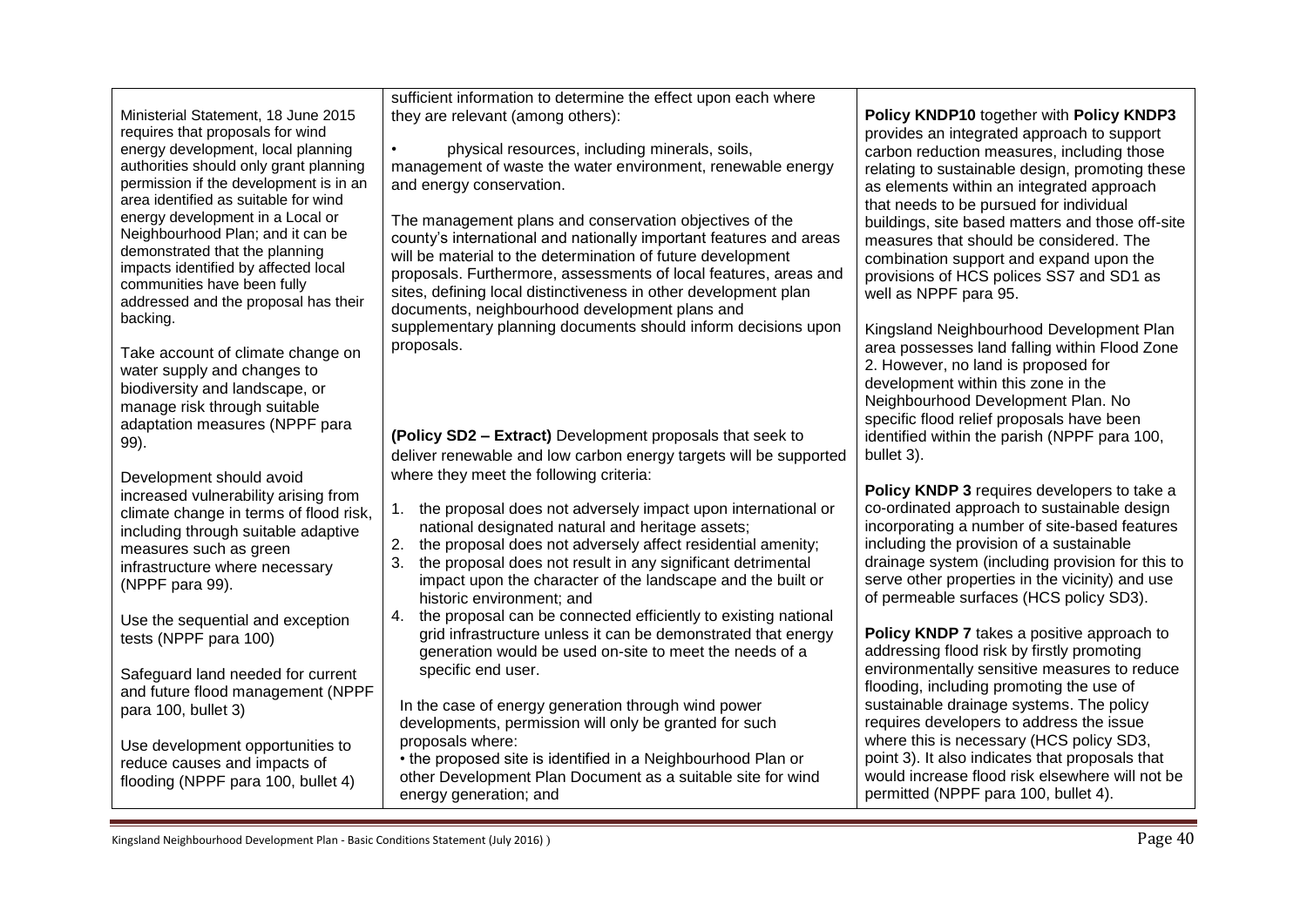| | | |
|---|---|---|
| Ministerial Statement, 18 June 2015 requires that proposals for wind energy development, local planning authorities should only grant planning permission if the development is in an area identified as suitable for wind energy development in a Local or Neighbourhood Plan; and it can be demonstrated that the planning impacts identified by affected local communities have been fully addressed and the proposal has their backing.<br><br>Take account of climate change on water supply and changes to biodiversity and landscape, or manage risk through suitable adaptation measures (NPPF para 99).<br><br>Development should avoid increased vulnerability arising from climate change in terms of flood risk, including through suitable adaptive measures such as green infrastructure where necessary (NPPF para 99).<br><br>Use the sequential and exception tests (NPPF para 100)<br><br>Safeguard land needed for current and future flood management (NPPF para 100, bullet 3)<br><br>Use development opportunities to reduce causes and impacts of flooding (NPPF para 100, bullet 4) | sufficient information to determine the effect upon each where they are relevant (among others):<br><br>• physical resources, including minerals, soils, management of waste the water environment, renewable energy and energy conservation.<br><br>The management plans and conservation objectives of the county's international and nationally important features and areas will be material to the determination of future development proposals. Furthermore, assessments of local features, areas and sites, defining local distinctiveness in other development plan documents, neighbourhood development plans and supplementary planning documents should inform decisions upon proposals.<br><br>**(Policy SD2 – Extract)** Development proposals that seek to deliver renewable and low carbon energy targets will be supported where they meet the following criteria:<br><br>1. the proposal does not adversely impact upon international or national designated natural and heritage assets;<br>2. the proposal does not adversely affect residential amenity;<br>3. the proposal does not result in any significant detrimental impact upon the character of the landscape and the built or historic environment; and<br>4. the proposal can be connected efficiently to existing national grid infrastructure unless it can be demonstrated that energy generation would be used on-site to meet the needs of a specific end user.<br><br>In the case of energy generation through wind power developments, permission will only be granted for such proposals where:<br>• the proposed site is identified in a Neighbourhood Plan or other Development Plan Document as a suitable site for wind energy generation; and | **Policy KNDP10** together with **Policy KNDP3** provides an integrated approach to support carbon reduction measures, including those relating to sustainable design, promoting these as elements within an integrated approach that needs to be pursued for individual buildings, site based matters and those off-site measures that should be considered. The combination support and expand upon the provisions of HCS polices SS7 and SD1 as well as NPPF para 95.<br><br>Kingsland Neighbourhood Development Plan area possesses land falling within Flood Zone 2. However, no land is proposed for development within this zone in the Neighbourhood Development Plan. No specific flood relief proposals have been identified within the parish (NPPF para 100, bullet 3).<br><br>**Policy KNDP 3** requires developers to take a co-ordinated approach to sustainable design incorporating a number of site-based features including the provision of a sustainable drainage system (including provision for this to serve other properties in the vicinity) and use of permeable surfaces (HCS policy SD3).<br><br>**Policy KNDP 7** takes a positive approach to addressing flood risk by firstly promoting environmentally sensitive measures to reduce flooding, including promoting the use of sustainable drainage systems. The policy requires developers to address the issue where this is necessary (HCS policy SD3, point 3). It also indicates that proposals that would increase flood risk elsewhere will not be permitted (NPPF para 100, bullet 4). |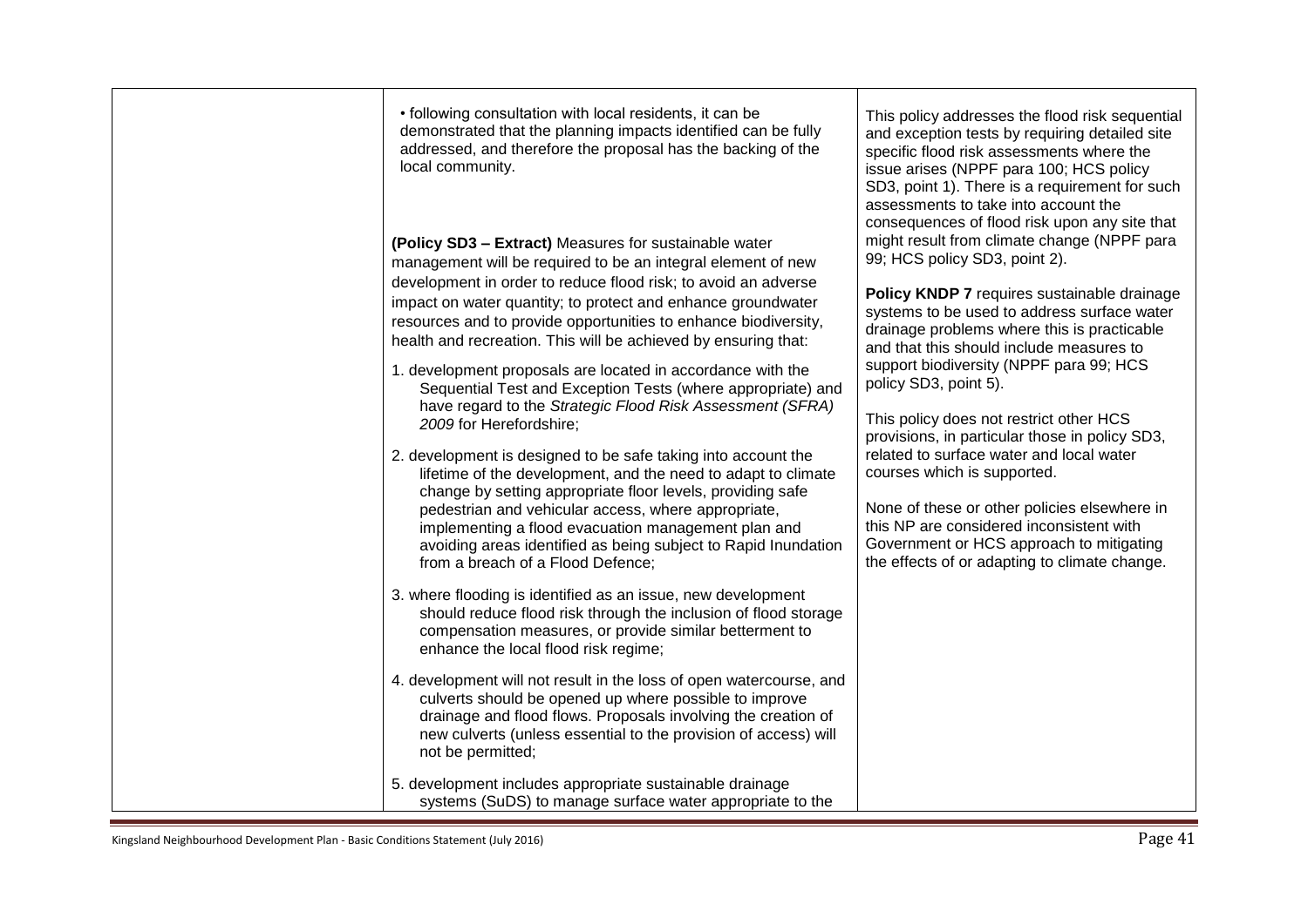| | | |
|---|---|---|
| | • following consultation with local residents, it can be demonstrated that the planning impacts identified can be fully addressed, and therefore the proposal has the backing of the local community.<br><br>**(Policy SD3 – Extract)** Measures for sustainable water management will be required to be an integral element of new development in order to reduce flood risk; to avoid an adverse impact on water quantity; to protect and enhance groundwater resources and to provide opportunities to enhance biodiversity, health and recreation. This will be achieved by ensuring that:<br><br>1. development proposals are located in accordance with the Sequential Test and Exception Tests (where appropriate) and have regard to the *Strategic Flood Risk Assessment (SFRA) 2009* for Herefordshire;<br><br>2. development is designed to be safe taking into account the lifetime of the development, and the need to adapt to climate change by setting appropriate floor levels, providing safe pedestrian and vehicular access, where appropriate, implementing a flood evacuation management plan and avoiding areas identified as being subject to Rapid Inundation from a breach of a Flood Defence;<br><br>3. where flooding is identified as an issue, new development should reduce flood risk through the inclusion of flood storage compensation measures, or provide similar betterment to enhance the local flood risk regime;<br><br>4. development will not result in the loss of open watercourse, and culverts should be opened up where possible to improve drainage and flood flows. Proposals involving the creation of new culverts (unless essential to the provision of access) will not be permitted;<br><br>5. development includes appropriate sustainable drainage systems (SuDS) to manage surface water appropriate to the | This policy addresses the flood risk sequential and exception tests by requiring detailed site specific flood risk assessments where the issue arises (NPPF para 100; HCS policy SD3, point 1). There is a requirement for such assessments to take into account the consequences of flood risk upon any site that might result from climate change (NPPF para 99; HCS policy SD3, point 2).<br><br>**Policy KNDP 7** requires sustainable drainage systems to be used to address surface water drainage problems where this is practicable and that this should include measures to support biodiversity (NPPF para 99; HCS policy SD3, point 5).<br><br>This policy does not restrict other HCS provisions, in particular those in policy SD3, related to surface water and local water courses which is supported.<br><br>None of these or other policies elsewhere in this NP are considered inconsistent with Government or HCS approach to mitigating the effects of or adapting to climate change. |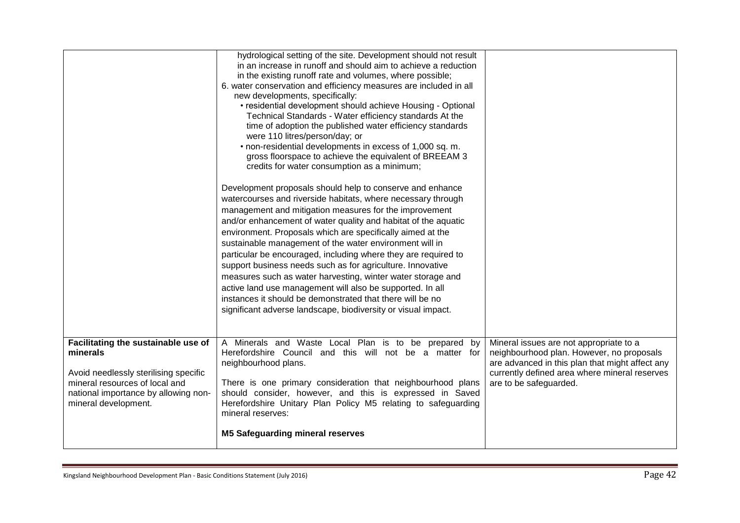| | | |
|---|---|---|
| | hydrological setting of the site. Development should not result in an increase in runoff and should aim to achieve a reduction in the existing runoff rate and volumes, where possible;<br>6. water conservation and efficiency measures are included in all new developments, specifically:<br>• residential development should achieve Housing - Optional Technical Standards - Water efficiency standards At the time of adoption the published water efficiency standards were 110 litres/person/day; or<br>• non-residential developments in excess of 1,000 sq. m. gross floorspace to achieve the equivalent of BREEAM 3 credits for water consumption as a minimum;<br><br>Development proposals should help to conserve and enhance watercourses and riverside habitats, where necessary through management and mitigation measures for the improvement and/or enhancement of water quality and habitat of the aquatic environment. Proposals which are specifically aimed at the sustainable management of the water environment will in particular be encouraged, including where they are required to support business needs such as for agriculture. Innovative measures such as water harvesting, winter water storage and active land use management will also be supported. In all instances it should be demonstrated that there will be no significant adverse landscape, biodiversity or visual impact. | |
| **Facilitating the sustainable use of minerals**<br><br>Avoid needlessly sterilising specific mineral resources of local and national importance by allowing non-mineral development. | A Minerals and Waste Local Plan is to be prepared by Herefordshire Council and this will not be a matter for neighbourhood plans.<br><br>There is one primary consideration that neighbourhood plans should consider, however, and this is expressed in Saved Herefordshire Unitary Plan Policy M5 relating to safeguarding mineral reserves:<br><br>**M5 Safeguarding mineral reserves** | Mineral issues are not appropriate to a neighbourhood plan. However, no proposals are advanced in this plan that might affect any currently defined area where mineral reserves are to be safeguarded. |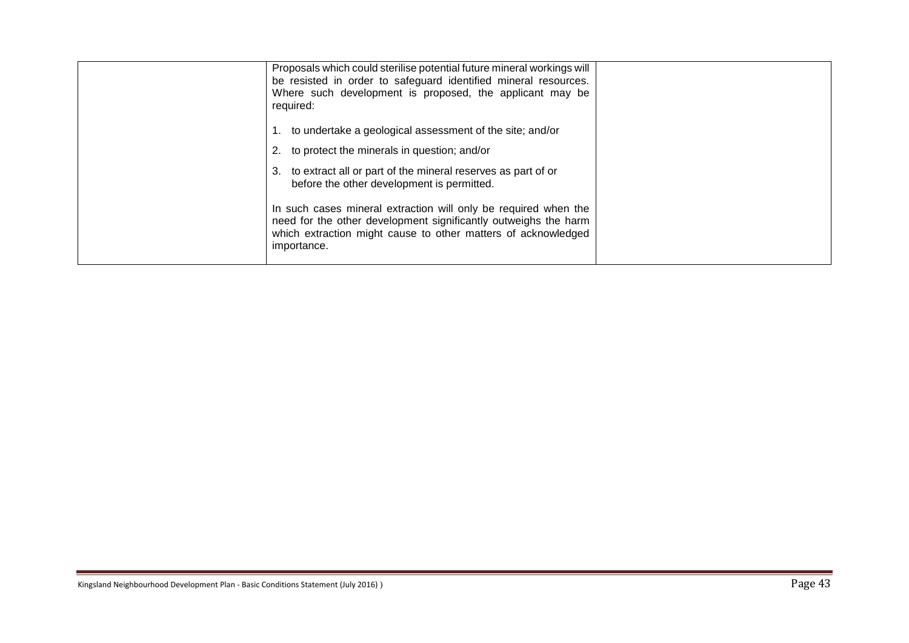| | | |
|---|---|---|
| | Proposals which could sterilise potential future mineral workings will be resisted in order to safeguard identified mineral resources. Where such development is proposed, the applicant may be required:<br><br>1. to undertake a geological assessment of the site; and/or<br>2. to protect the minerals in question; and/or<br>3. to extract all or part of the mineral reserves as part of or before the other development is permitted.<br><br>In such cases mineral extraction will only be required when the need for the other development significantly outweighs the harm which extraction might cause to other matters of acknowledged importance. | |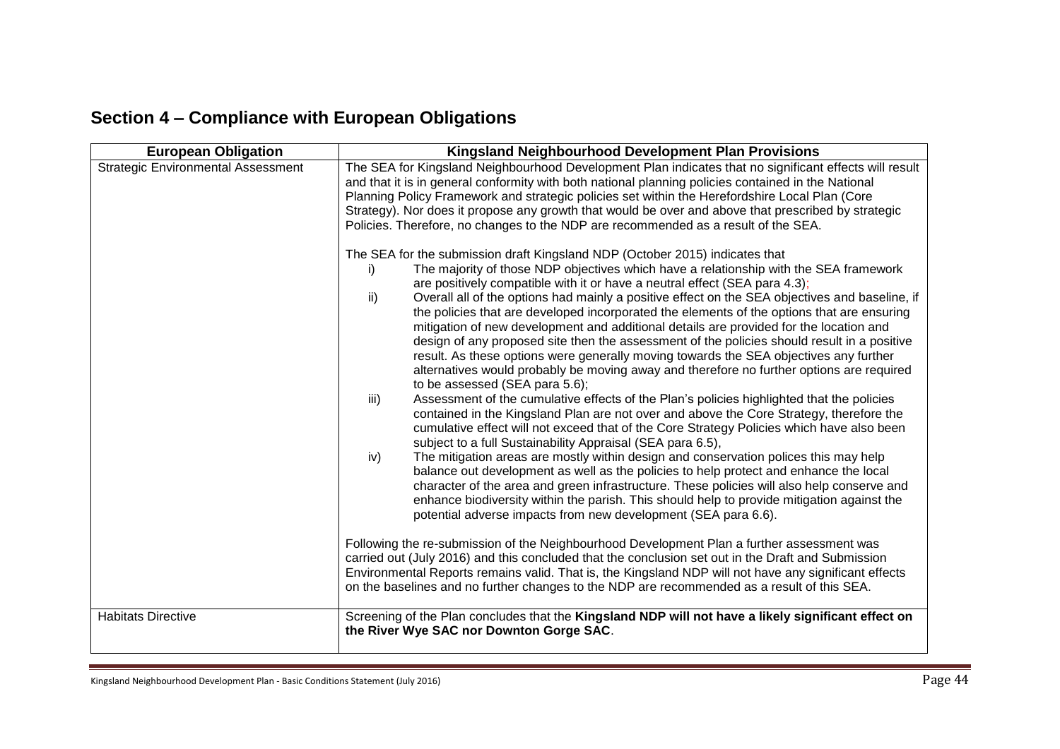## Section 4 – Compliance with European Obligations

| European Obligation | Kingsland Neighbourhood Development Plan Provisions |
|---|---|
| Strategic Environmental Assessment | The SEA for Kingsland Neighbourhood Development Plan indicates that no significant effects will result and that it is in general conformity with both national planning policies contained in the National Planning Policy Framework and strategic policies set within the Herefordshire Local Plan (Core Strategy). Nor does it propose any growth that would be over and above that prescribed by strategic Policies. Therefore, no changes to the NDP are recommended as a result of the SEA.<br><br>The SEA for the submission draft Kingsland NDP (October 2015) indicates that<br>i) The majority of those NDP objectives which have a relationship with the SEA framework are positively compatible with it or have a neutral effect (SEA para 4.3);<br>ii) Overall all of the options had mainly a positive effect on the SEA objectives and baseline, if the policies that are developed incorporated the elements of the options that are ensuring mitigation of new development and additional details are provided for the location and design of any proposed site then the assessment of the policies should result in a positive result. As these options were generally moving towards the SEA objectives any further alternatives would probably be moving away and therefore no further options are required to be assessed (SEA para 5.6);<br>iii) Assessment of the cumulative effects of the Plan's policies highlighted that the policies contained in the Kingsland Plan are not over and above the Core Strategy, therefore the cumulative effect will not exceed that of the Core Strategy Policies which have also been subject to a full Sustainability Appraisal (SEA para 6.5),<br>iv) The mitigation areas are mostly within design and conservation polices this may help balance out development as well as the policies to help protect and enhance the local character of the area and green infrastructure. These policies will also help conserve and enhance biodiversity within the parish. This should help to provide mitigation against the potential adverse impacts from new development (SEA para 6.6).<br><br>Following the re-submission of the Neighbourhood Development Plan a further assessment was carried out (July 2016) and this concluded that the conclusion set out in the Draft and Submission Environmental Reports remains valid. That is, the Kingsland NDP will not have any significant effects on the baselines and no further changes to the NDP are recommended as a result of this SEA. |
| Habitats Directive | Screening of the Plan concludes that the **Kingsland NDP will not have a likely significant effect on the River Wye SAC nor Downton Gorge SAC**. |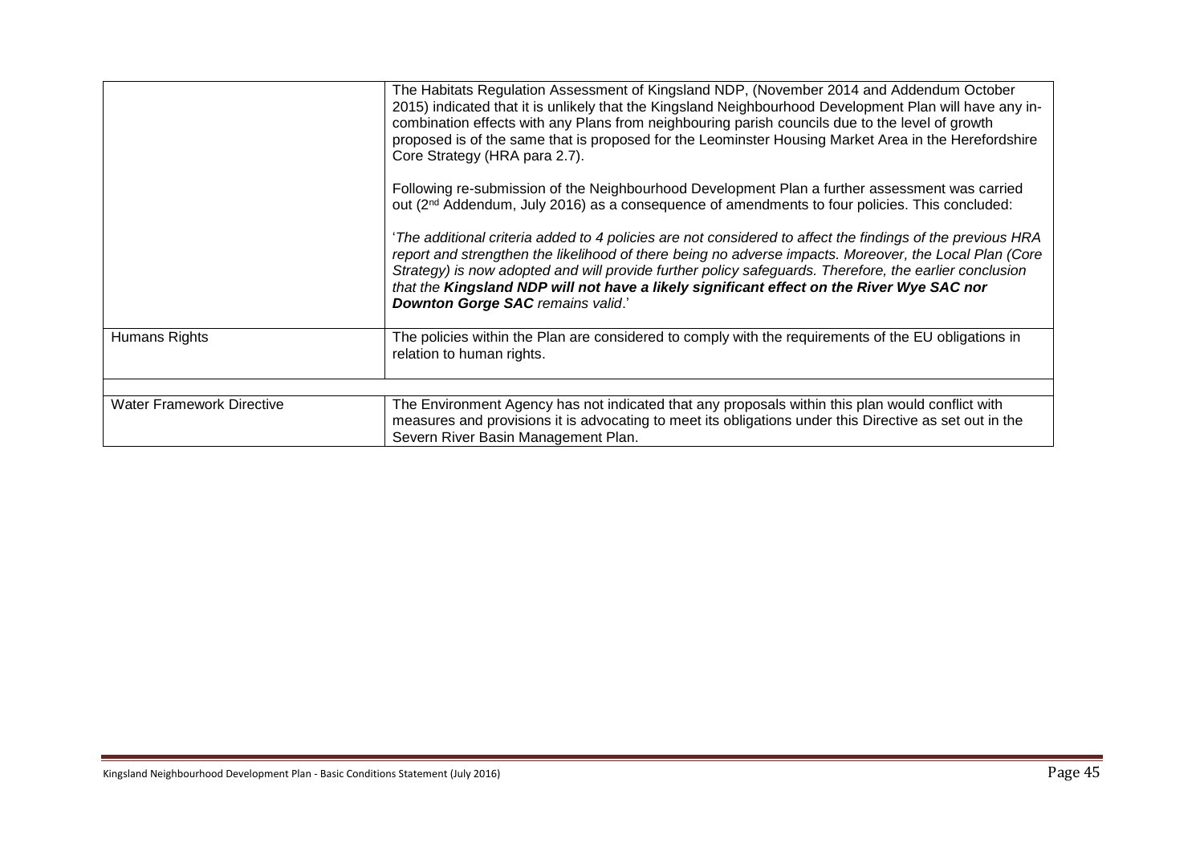| | |
|---|---|
| | The Habitats Regulation Assessment of Kingsland NDP, (November 2014 and Addendum October 2015) indicated that it is unlikely that the Kingsland Neighbourhood Development Plan will have any in-combination effects with any Plans from neighbouring parish councils due to the level of growth proposed is of the same that is proposed for the Leominster Housing Market Area in the Herefordshire Core Strategy (HRA para 2.7).<br><br>Following re-submission of the Neighbourhood Development Plan a further assessment was carried out (2nd Addendum, July 2016) as a consequence of amendments to four policies. This concluded:<br><br>'*The additional criteria added to 4 policies are not considered to affect the findings of the previous HRA report and strengthen the likelihood of there being no adverse impacts. Moreover, the Local Plan (Core Strategy) is now adopted and will provide further policy safeguards. Therefore, the earlier conclusion that the **Kingsland NDP will not have a likely significant effect on the River Wye SAC nor Downton Gorge SAC** remains valid*.' |
| Humans Rights | The policies within the Plan are considered to comply with the requirements of the EU obligations in relation to human rights. |
| | |
| Water Framework Directive | The Environment Agency has not indicated that any proposals within this plan would conflict with measures and provisions it is advocating to meet its obligations under this Directive as set out in the Severn River Basin Management Plan. |